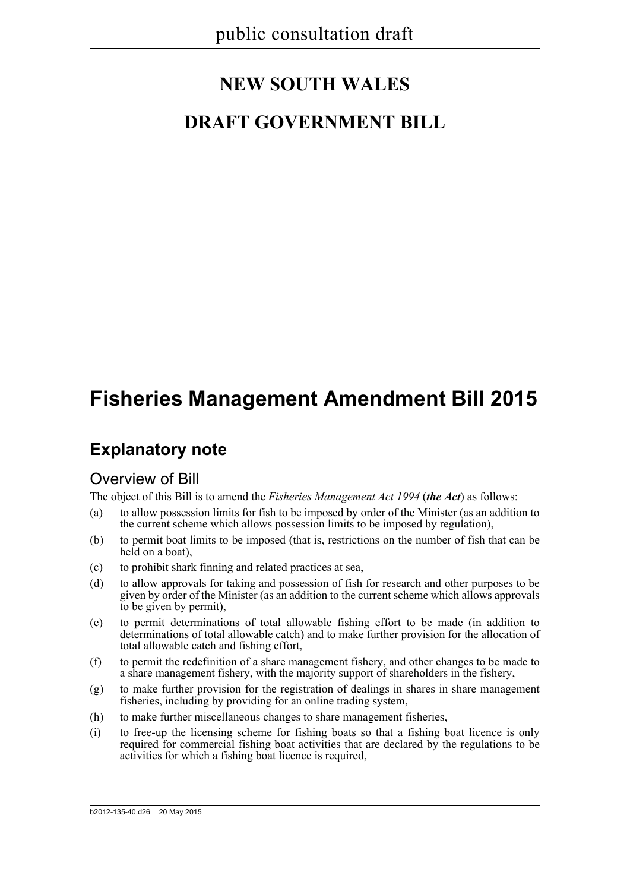public consultation draft

# NEW SOUTH WALES

# DRAFT GOVERNMENT BILL

# Fisheries Management Amendment Bill 2015

## Explanatory note

### Overview of Bill

The object of this Bill is to amend the *Fisheries Management Act 1994* (***the Act***) as follows:

(a) to allow possession limits for fish to be imposed by order of the Minister (as an addition to the current scheme which allows possession limits to be imposed by regulation),

(b) to permit boat limits to be imposed (that is, restrictions on the number of fish that can be held on a boat),

(c) to prohibit shark finning and related practices at sea,

(d) to allow approvals for taking and possession of fish for research and other purposes to be given by order of the Minister (as an addition to the current scheme which allows approvals to be given by permit),

(e) to permit determinations of total allowable fishing effort to be made (in addition to determinations of total allowable catch) and to make further provision for the allocation of total allowable catch and fishing effort,

(f) to permit the redefinition of a share management fishery, and other changes to be made to a share management fishery, with the majority support of shareholders in the fishery,

(g) to make further provision for the registration of dealings in shares in share management fisheries, including by providing for an online trading system,

(h) to make further miscellaneous changes to share management fisheries,

(i) to free-up the licensing scheme for fishing boats so that a fishing boat licence is only required for commercial fishing boat activities that are declared by the regulations to be activities for which a fishing boat licence is required,

b2012-135-40.d26 20 May 2015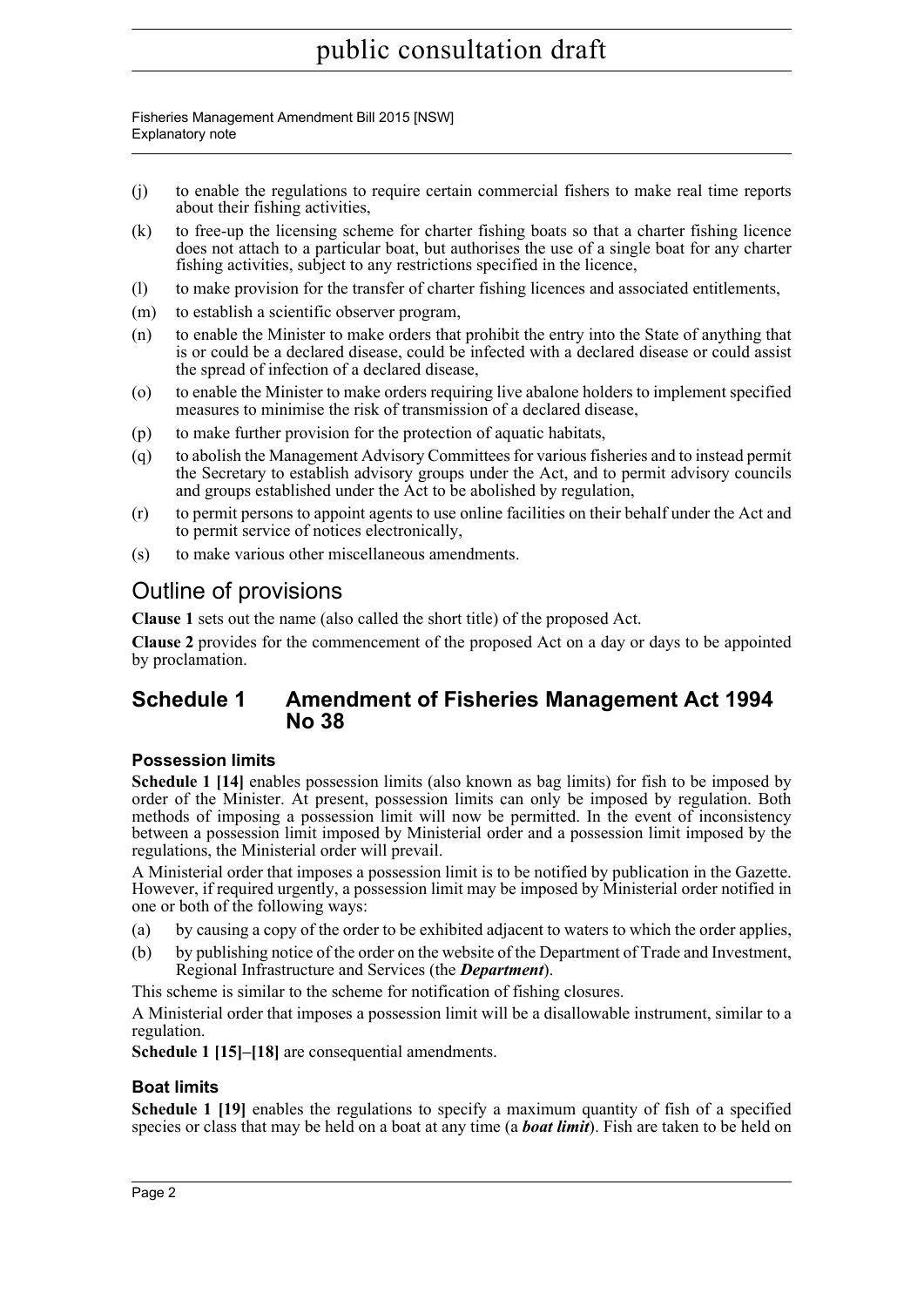(j) to enable the regulations to require certain commercial fishers to make real time reports about their fishing activities,

(k) to free-up the licensing scheme for charter fishing boats so that a charter fishing licence does not attach to a particular boat, but authorises the use of a single boat for any charter fishing activities, subject to any restrictions specified in the licence,

(l) to make provision for the transfer of charter fishing licences and associated entitlements,

(m) to establish a scientific observer program,

(n) to enable the Minister to make orders that prohibit the entry into the State of anything that is or could be a declared disease, could be infected with a declared disease or could assist the spread of infection of a declared disease,

(o) to enable the Minister to make orders requiring live abalone holders to implement specified measures to minimise the risk of transmission of a declared disease,

(p) to make further provision for the protection of aquatic habitats,

(q) to abolish the Management Advisory Committees for various fisheries and to instead permit the Secretary to establish advisory groups under the Act, and to permit advisory councils and groups established under the Act to be abolished by regulation,

(r) to permit persons to appoint agents to use online facilities on their behalf under the Act and to permit service of notices electronically,

(s) to make various other miscellaneous amendments.

## Outline of provisions

**Clause 1** sets out the name (also called the short title) of the proposed Act.

**Clause 2** provides for the commencement of the proposed Act on a day or days to be appointed by proclamation.

## Schedule 1 Amendment of Fisheries Management Act 1994 No 38

### Possession limits

**Schedule 1 [14]** enables possession limits (also known as bag limits) for fish to be imposed by order of the Minister. At present, possession limits can only be imposed by regulation. Both methods of imposing a possession limit will now be permitted. In the event of inconsistency between a possession limit imposed by Ministerial order and a possession limit imposed by the regulations, the Ministerial order will prevail.

A Ministerial order that imposes a possession limit is to be notified by publication in the Gazette. However, if required urgently, a possession limit may be imposed by Ministerial order notified in one or both of the following ways:

(a) by causing a copy of the order to be exhibited adjacent to waters to which the order applies,

(b) by publishing notice of the order on the website of the Department of Trade and Investment, Regional Infrastructure and Services (the ***Department***).

This scheme is similar to the scheme for notification of fishing closures.

A Ministerial order that imposes a possession limit will be a disallowable instrument, similar to a regulation.

**Schedule 1 [15]–[18]** are consequential amendments.

### Boat limits

**Schedule 1 [19]** enables the regulations to specify a maximum quantity of fish of a specified species or class that may be held on a boat at any time (a ***boat limit***). Fish are taken to be held on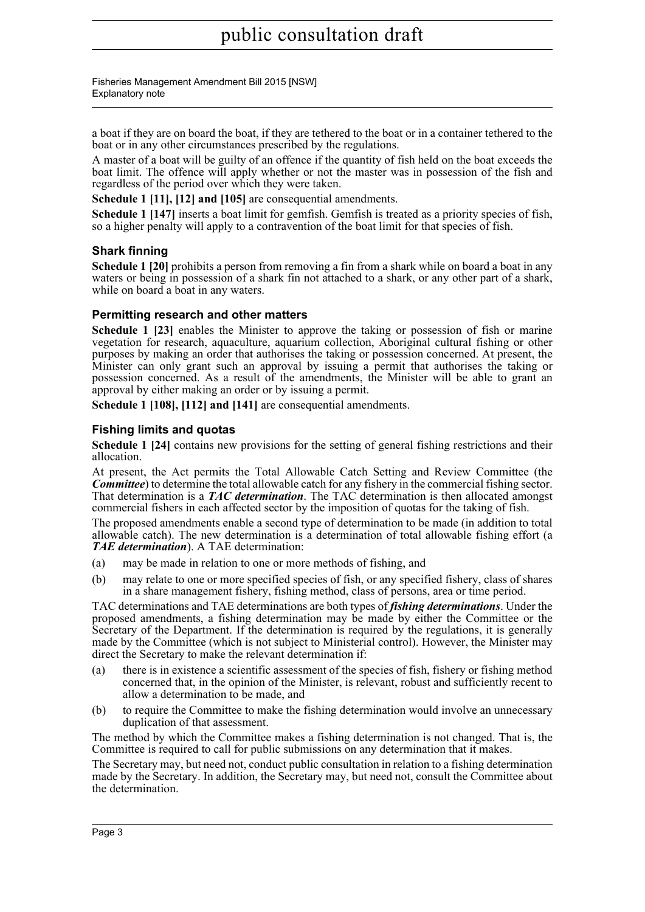a boat if they are on board the boat, if they are tethered to the boat or in a container tethered to the boat or in any other circumstances prescribed by the regulations.

A master of a boat will be guilty of an offence if the quantity of fish held on the boat exceeds the boat limit. The offence will apply whether or not the master was in possession of the fish and regardless of the period over which they were taken.

**Schedule 1 [11], [12] and [105]** are consequential amendments.

**Schedule 1 [147]** inserts a boat limit for gemfish. Gemfish is treated as a priority species of fish, so a higher penalty will apply to a contravention of the boat limit for that species of fish.

### Shark finning

**Schedule 1 [20]** prohibits a person from removing a fin from a shark while on board a boat in any waters or being in possession of a shark fin not attached to a shark, or any other part of a shark, while on board a boat in any waters.

### Permitting research and other matters

**Schedule 1 [23]** enables the Minister to approve the taking or possession of fish or marine vegetation for research, aquaculture, aquarium collection, Aboriginal cultural fishing or other purposes by making an order that authorises the taking or possession concerned. At present, the Minister can only grant such an approval by issuing a permit that authorises the taking or possession concerned. As a result of the amendments, the Minister will be able to grant an approval by either making an order or by issuing a permit.

**Schedule 1 [108], [112] and [141]** are consequential amendments.

### Fishing limits and quotas

**Schedule 1 [24]** contains new provisions for the setting of general fishing restrictions and their allocation.

At present, the Act permits the Total Allowable Catch Setting and Review Committee (the ***Committee***) to determine the total allowable catch for any fishery in the commercial fishing sector. That determination is a ***TAC determination***. The TAC determination is then allocated amongst commercial fishers in each affected sector by the imposition of quotas for the taking of fish.

The proposed amendments enable a second type of determination to be made (in addition to total allowable catch). The new determination is a determination of total allowable fishing effort (a ***TAE determination***). A TAE determination:

(a) may be made in relation to one or more methods of fishing, and

(b) may relate to one or more specified species of fish, or any specified fishery, class of shares in a share management fishery, fishing method, class of persons, area or time period.

TAC determinations and TAE determinations are both types of ***fishing determinations***. Under the proposed amendments, a fishing determination may be made by either the Committee or the Secretary of the Department. If the determination is required by the regulations, it is generally made by the Committee (which is not subject to Ministerial control). However, the Minister may direct the Secretary to make the relevant determination if:

(a) there is in existence a scientific assessment of the species of fish, fishery or fishing method concerned that, in the opinion of the Minister, is relevant, robust and sufficiently recent to allow a determination to be made, and

(b) to require the Committee to make the fishing determination would involve an unnecessary duplication of that assessment.

The method by which the Committee makes a fishing determination is not changed. That is, the Committee is required to call for public submissions on any determination that it makes.

The Secretary may, but need not, conduct public consultation in relation to a fishing determination made by the Secretary. In addition, the Secretary may, but need not, consult the Committee about the determination.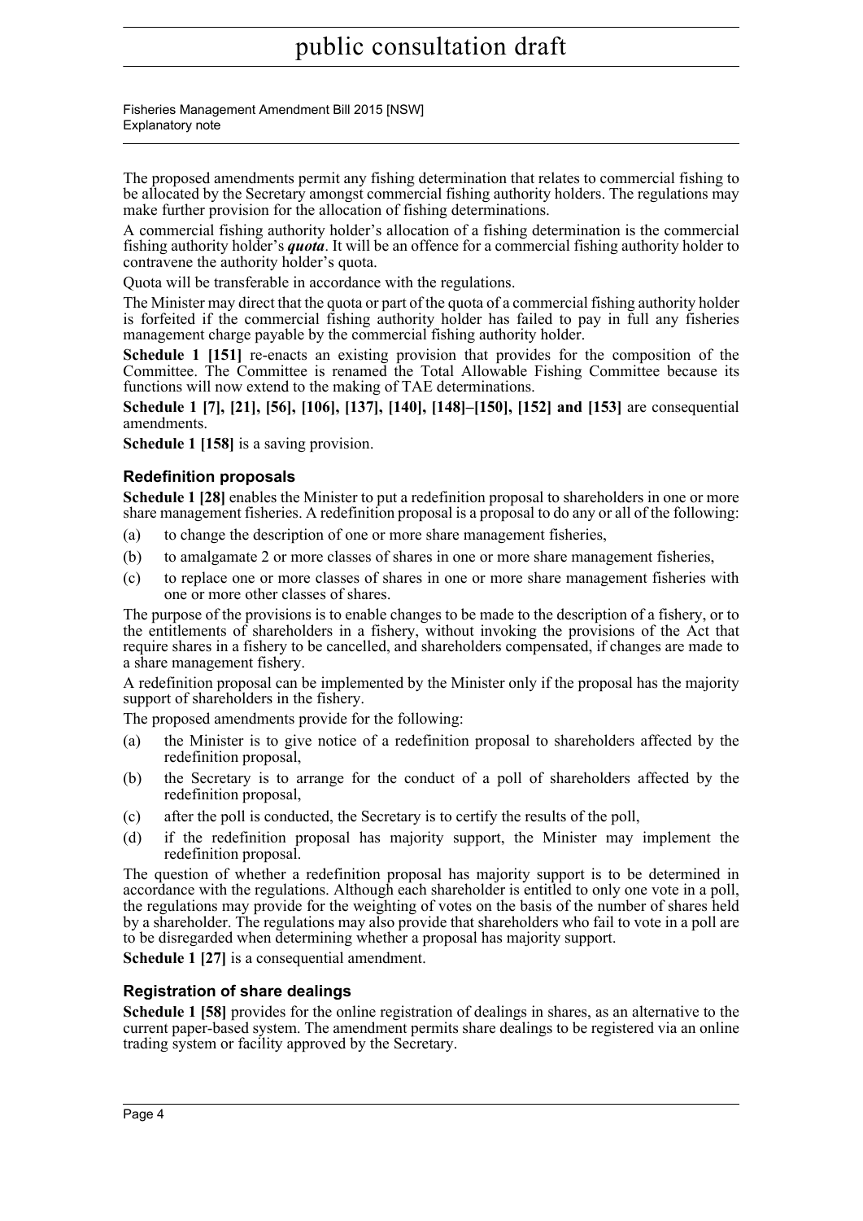The proposed amendments permit any fishing determination that relates to commercial fishing to be allocated by the Secretary amongst commercial fishing authority holders. The regulations may make further provision for the allocation of fishing determinations.

A commercial fishing authority holder's allocation of a fishing determination is the commercial fishing authority holder's ***quota***. It will be an offence for a commercial fishing authority holder to contravene the authority holder's quota.

Quota will be transferable in accordance with the regulations.

The Minister may direct that the quota or part of the quota of a commercial fishing authority holder is forfeited if the commercial fishing authority holder has failed to pay in full any fisheries management charge payable by the commercial fishing authority holder.

**Schedule 1 [151]** re-enacts an existing provision that provides for the composition of the Committee. The Committee is renamed the Total Allowable Fishing Committee because its functions will now extend to the making of TAE determinations.

**Schedule 1 [7], [21], [56], [106], [137], [140], [148]–[150], [152] and [153]** are consequential amendments.

**Schedule 1 [158]** is a saving provision.

### Redefinition proposals

**Schedule 1 [28]** enables the Minister to put a redefinition proposal to shareholders in one or more share management fisheries. A redefinition proposal is a proposal to do any or all of the following:

(a) to change the description of one or more share management fisheries,

(b) to amalgamate 2 or more classes of shares in one or more share management fisheries,

(c) to replace one or more classes of shares in one or more share management fisheries with one or more other classes of shares.

The purpose of the provisions is to enable changes to be made to the description of a fishery, or to the entitlements of shareholders in a fishery, without invoking the provisions of the Act that require shares in a fishery to be cancelled, and shareholders compensated, if changes are made to a share management fishery.

A redefinition proposal can be implemented by the Minister only if the proposal has the majority support of shareholders in the fishery.

The proposed amendments provide for the following:

(a) the Minister is to give notice of a redefinition proposal to shareholders affected by the redefinition proposal,

(b) the Secretary is to arrange for the conduct of a poll of shareholders affected by the redefinition proposal,

(c) after the poll is conducted, the Secretary is to certify the results of the poll,

(d) if the redefinition proposal has majority support, the Minister may implement the redefinition proposal.

The question of whether a redefinition proposal has majority support is to be determined in accordance with the regulations. Although each shareholder is entitled to only one vote in a poll, the regulations may provide for the weighting of votes on the basis of the number of shares held by a shareholder. The regulations may also provide that shareholders who fail to vote in a poll are to be disregarded when determining whether a proposal has majority support.

**Schedule 1 [27]** is a consequential amendment.

### Registration of share dealings

**Schedule 1 [58]** provides for the online registration of dealings in shares, as an alternative to the current paper-based system. The amendment permits share dealings to be registered via an online trading system or facility approved by the Secretary.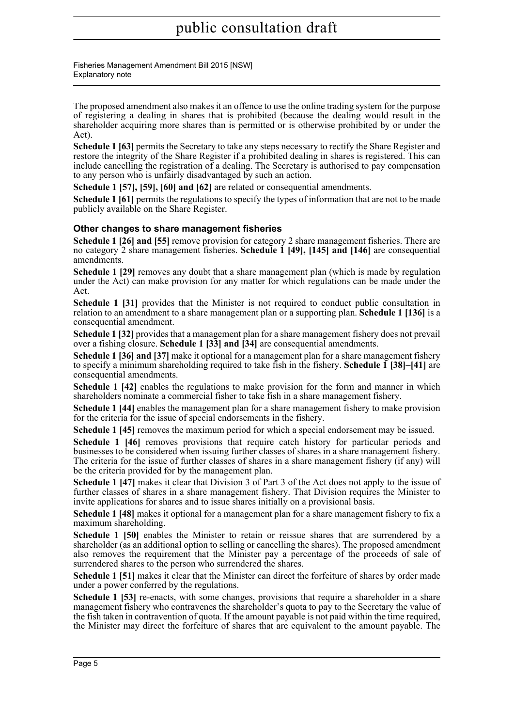The proposed amendment also makes it an offence to use the online trading system for the purpose of registering a dealing in shares that is prohibited (because the dealing would result in the shareholder acquiring more shares than is permitted or is otherwise prohibited by or under the Act).

**Schedule 1 [63]** permits the Secretary to take any steps necessary to rectify the Share Register and restore the integrity of the Share Register if a prohibited dealing in shares is registered. This can include cancelling the registration of a dealing. The Secretary is authorised to pay compensation to any person who is unfairly disadvantaged by such an action.

**Schedule 1 [57], [59], [60] and [62]** are related or consequential amendments.

**Schedule 1 [61]** permits the regulations to specify the types of information that are not to be made publicly available on the Share Register.

### Other changes to share management fisheries

**Schedule 1 [26] and [55]** remove provision for category 2 share management fisheries. There are no category 2 share management fisheries. **Schedule 1 [49], [145] and [146]** are consequential amendments.

**Schedule 1 [29]** removes any doubt that a share management plan (which is made by regulation under the Act) can make provision for any matter for which regulations can be made under the Act.

**Schedule 1 [31]** provides that the Minister is not required to conduct public consultation in relation to an amendment to a share management plan or a supporting plan. **Schedule 1 [136]** is a consequential amendment.

**Schedule 1 [32]** provides that a management plan for a share management fishery does not prevail over a fishing closure. **Schedule 1 [33] and [34]** are consequential amendments.

**Schedule 1 [36] and [37]** make it optional for a management plan for a share management fishery to specify a minimum shareholding required to take fish in the fishery. **Schedule 1 [38]–[41]** are consequential amendments.

**Schedule 1 [42]** enables the regulations to make provision for the form and manner in which shareholders nominate a commercial fisher to take fish in a share management fishery.

**Schedule 1 [44]** enables the management plan for a share management fishery to make provision for the criteria for the issue of special endorsements in the fishery.

**Schedule 1 [45]** removes the maximum period for which a special endorsement may be issued.

**Schedule 1 [46]** removes provisions that require catch history for particular periods and businesses to be considered when issuing further classes of shares in a share management fishery. The criteria for the issue of further classes of shares in a share management fishery (if any) will be the criteria provided for by the management plan.

**Schedule 1 [47]** makes it clear that Division 3 of Part 3 of the Act does not apply to the issue of further classes of shares in a share management fishery. That Division requires the Minister to invite applications for shares and to issue shares initially on a provisional basis.

**Schedule 1 [48]** makes it optional for a management plan for a share management fishery to fix a maximum shareholding.

**Schedule 1 [50]** enables the Minister to retain or reissue shares that are surrendered by a shareholder (as an additional option to selling or cancelling the shares). The proposed amendment also removes the requirement that the Minister pay a percentage of the proceeds of sale of surrendered shares to the person who surrendered the shares.

**Schedule 1 [51]** makes it clear that the Minister can direct the forfeiture of shares by order made under a power conferred by the regulations.

**Schedule 1 [53]** re-enacts, with some changes, provisions that require a shareholder in a share management fishery who contravenes the shareholder's quota to pay to the Secretary the value of the fish taken in contravention of quota. If the amount payable is not paid within the time required, the Minister may direct the forfeiture of shares that are equivalent to the amount payable. The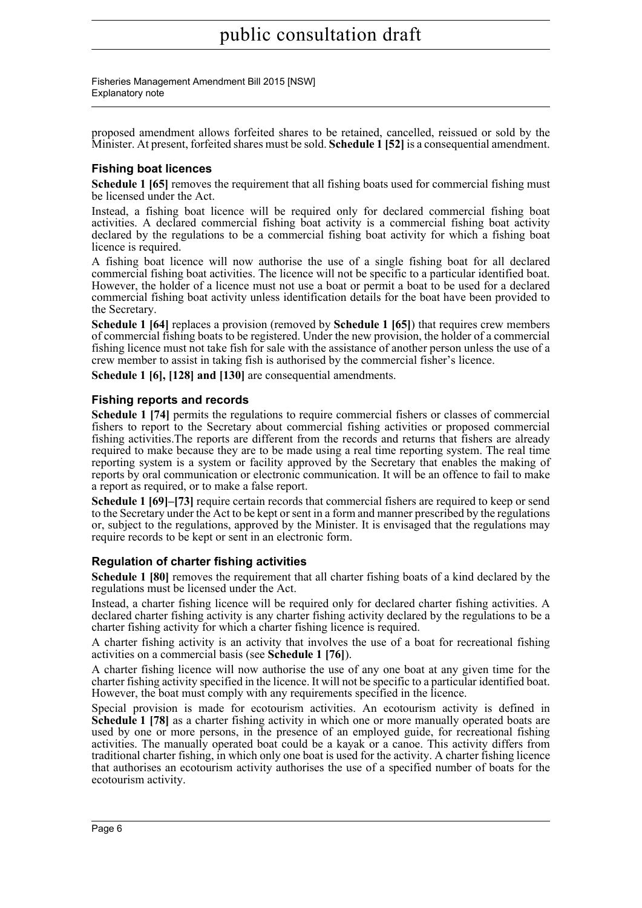proposed amendment allows forfeited shares to be retained, cancelled, reissued or sold by the Minister. At present, forfeited shares must be sold. **Schedule 1 [52]** is a consequential amendment.

### Fishing boat licences

**Schedule 1 [65]** removes the requirement that all fishing boats used for commercial fishing must be licensed under the Act.

Instead, a fishing boat licence will be required only for declared commercial fishing boat activities. A declared commercial fishing boat activity is a commercial fishing boat activity declared by the regulations to be a commercial fishing boat activity for which a fishing boat licence is required.

A fishing boat licence will now authorise the use of a single fishing boat for all declared commercial fishing boat activities. The licence will not be specific to a particular identified boat. However, the holder of a licence must not use a boat or permit a boat to be used for a declared commercial fishing boat activity unless identification details for the boat have been provided to the Secretary.

**Schedule 1 [64]** replaces a provision (removed by **Schedule 1 [65]**) that requires crew members of commercial fishing boats to be registered. Under the new provision, the holder of a commercial fishing licence must not take fish for sale with the assistance of another person unless the use of a crew member to assist in taking fish is authorised by the commercial fisher's licence.

**Schedule 1 [6], [128] and [130]** are consequential amendments.

### Fishing reports and records

**Schedule 1 [74]** permits the regulations to require commercial fishers or classes of commercial fishers to report to the Secretary about commercial fishing activities or proposed commercial fishing activities.The reports are different from the records and returns that fishers are already required to make because they are to be made using a real time reporting system. The real time reporting system is a system or facility approved by the Secretary that enables the making of reports by oral communication or electronic communication. It will be an offence to fail to make a report as required, or to make a false report.

**Schedule 1 [69]–[73]** require certain records that commercial fishers are required to keep or send to the Secretary under the Act to be kept or sent in a form and manner prescribed by the regulations or, subject to the regulations, approved by the Minister. It is envisaged that the regulations may require records to be kept or sent in an electronic form.

### Regulation of charter fishing activities

**Schedule 1 [80]** removes the requirement that all charter fishing boats of a kind declared by the regulations must be licensed under the Act.

Instead, a charter fishing licence will be required only for declared charter fishing activities. A declared charter fishing activity is any charter fishing activity declared by the regulations to be a charter fishing activity for which a charter fishing licence is required.

A charter fishing activity is an activity that involves the use of a boat for recreational fishing activities on a commercial basis (see **Schedule 1 [76]**).

A charter fishing licence will now authorise the use of any one boat at any given time for the charter fishing activity specified in the licence. It will not be specific to a particular identified boat. However, the boat must comply with any requirements specified in the licence.

Special provision is made for ecotourism activities. An ecotourism activity is defined in **Schedule 1 [78]** as a charter fishing activity in which one or more manually operated boats are used by one or more persons, in the presence of an employed guide, for recreational fishing activities. The manually operated boat could be a kayak or a canoe. This activity differs from traditional charter fishing, in which only one boat is used for the activity. A charter fishing licence that authorises an ecotourism activity authorises the use of a specified number of boats for the ecotourism activity.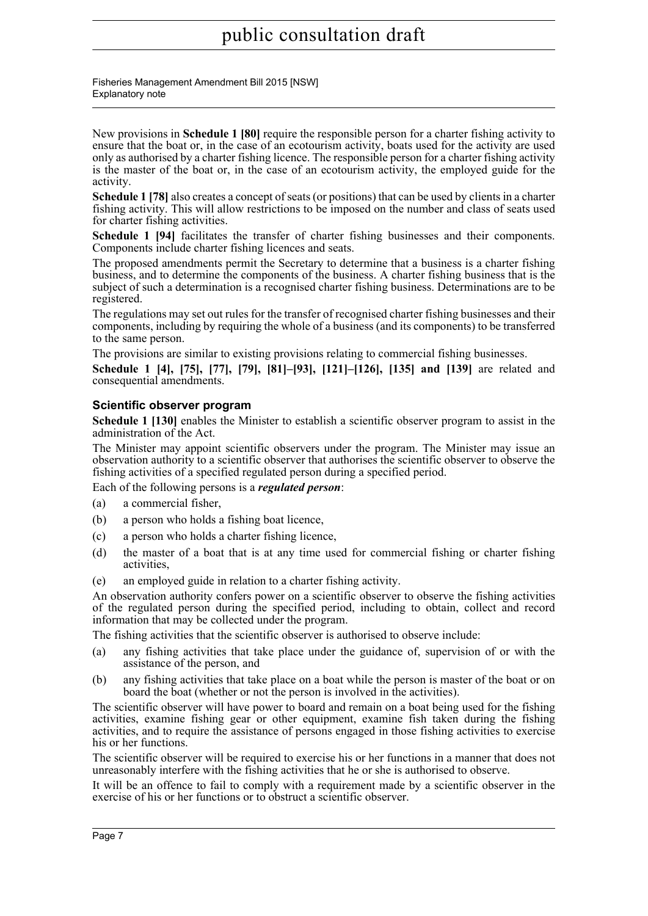New provisions in **Schedule 1 [80]** require the responsible person for a charter fishing activity to ensure that the boat or, in the case of an ecotourism activity, boats used for the activity are used only as authorised by a charter fishing licence. The responsible person for a charter fishing activity is the master of the boat or, in the case of an ecotourism activity, the employed guide for the activity.

**Schedule 1 [78]** also creates a concept of seats (or positions) that can be used by clients in a charter fishing activity. This will allow restrictions to be imposed on the number and class of seats used for charter fishing activities.

**Schedule 1 [94]** facilitates the transfer of charter fishing businesses and their components. Components include charter fishing licences and seats.

The proposed amendments permit the Secretary to determine that a business is a charter fishing business, and to determine the components of the business. A charter fishing business that is the subject of such a determination is a recognised charter fishing business. Determinations are to be registered.

The regulations may set out rules for the transfer of recognised charter fishing businesses and their components, including by requiring the whole of a business (and its components) to be transferred to the same person.

The provisions are similar to existing provisions relating to commercial fishing businesses.

**Schedule 1 [4], [75], [77], [79], [81]–[93], [121]–[126], [135] and [139]** are related and consequential amendments.

### Scientific observer program

**Schedule 1 [130]** enables the Minister to establish a scientific observer program to assist in the administration of the Act.

The Minister may appoint scientific observers under the program. The Minister may issue an observation authority to a scientific observer that authorises the scientific observer to observe the fishing activities of a specified regulated person during a specified period.

Each of the following persons is a ***regulated person***:

(a) a commercial fisher,

(b) a person who holds a fishing boat licence,

(c) a person who holds a charter fishing licence,

(d) the master of a boat that is at any time used for commercial fishing or charter fishing activities,

(e) an employed guide in relation to a charter fishing activity.

An observation authority confers power on a scientific observer to observe the fishing activities of the regulated person during the specified period, including to obtain, collect and record information that may be collected under the program.

The fishing activities that the scientific observer is authorised to observe include:

(a) any fishing activities that take place under the guidance of, supervision of or with the assistance of the person, and

(b) any fishing activities that take place on a boat while the person is master of the boat or on board the boat (whether or not the person is involved in the activities).

The scientific observer will have power to board and remain on a boat being used for the fishing activities, examine fishing gear or other equipment, examine fish taken during the fishing activities, and to require the assistance of persons engaged in those fishing activities to exercise his or her functions.

The scientific observer will be required to exercise his or her functions in a manner that does not unreasonably interfere with the fishing activities that he or she is authorised to observe.

It will be an offence to fail to comply with a requirement made by a scientific observer in the exercise of his or her functions or to obstruct a scientific observer.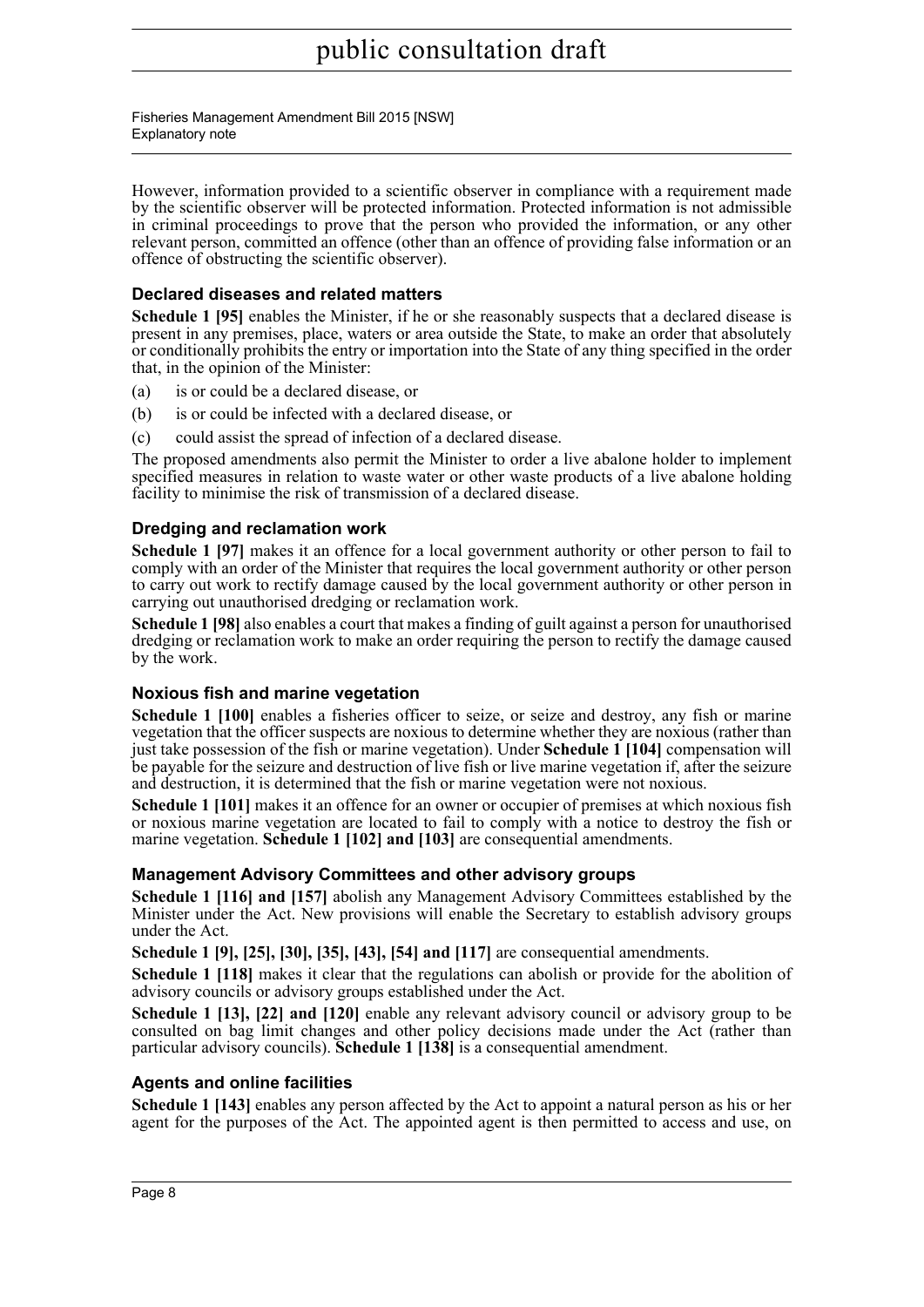However, information provided to a scientific observer in compliance with a requirement made by the scientific observer will be protected information. Protected information is not admissible in criminal proceedings to prove that the person who provided the information, or any other relevant person, committed an offence (other than an offence of providing false information or an offence of obstructing the scientific observer).

### Declared diseases and related matters

**Schedule 1 [95]** enables the Minister, if he or she reasonably suspects that a declared disease is present in any premises, place, waters or area outside the State, to make an order that absolutely or conditionally prohibits the entry or importation into the State of any thing specified in the order that, in the opinion of the Minister:

(a) is or could be a declared disease, or

(b) is or could be infected with a declared disease, or

(c) could assist the spread of infection of a declared disease.

The proposed amendments also permit the Minister to order a live abalone holder to implement specified measures in relation to waste water or other waste products of a live abalone holding facility to minimise the risk of transmission of a declared disease.

### Dredging and reclamation work

**Schedule 1 [97]** makes it an offence for a local government authority or other person to fail to comply with an order of the Minister that requires the local government authority or other person to carry out work to rectify damage caused by the local government authority or other person in carrying out unauthorised dredging or reclamation work.

**Schedule 1 [98]** also enables a court that makes a finding of guilt against a person for unauthorised dredging or reclamation work to make an order requiring the person to rectify the damage caused by the work.

### Noxious fish and marine vegetation

**Schedule 1 [100]** enables a fisheries officer to seize, or seize and destroy, any fish or marine vegetation that the officer suspects are noxious to determine whether they are noxious (rather than just take possession of the fish or marine vegetation). Under **Schedule 1 [104]** compensation will be payable for the seizure and destruction of live fish or live marine vegetation if, after the seizure and destruction, it is determined that the fish or marine vegetation were not noxious.

**Schedule 1 [101]** makes it an offence for an owner or occupier of premises at which noxious fish or noxious marine vegetation are located to fail to comply with a notice to destroy the fish or marine vegetation. **Schedule 1 [102] and [103]** are consequential amendments.

### Management Advisory Committees and other advisory groups

**Schedule 1 [116] and [157]** abolish any Management Advisory Committees established by the Minister under the Act. New provisions will enable the Secretary to establish advisory groups under the Act.

**Schedule 1 [9], [25], [30], [35], [43], [54] and [117]** are consequential amendments.

**Schedule 1 [118]** makes it clear that the regulations can abolish or provide for the abolition of advisory councils or advisory groups established under the Act.

**Schedule 1 [13], [22] and [120]** enable any relevant advisory council or advisory group to be consulted on bag limit changes and other policy decisions made under the Act (rather than particular advisory councils). **Schedule 1 [138]** is a consequential amendment.

### Agents and online facilities

**Schedule 1 [143]** enables any person affected by the Act to appoint a natural person as his or her agent for the purposes of the Act. The appointed agent is then permitted to access and use, on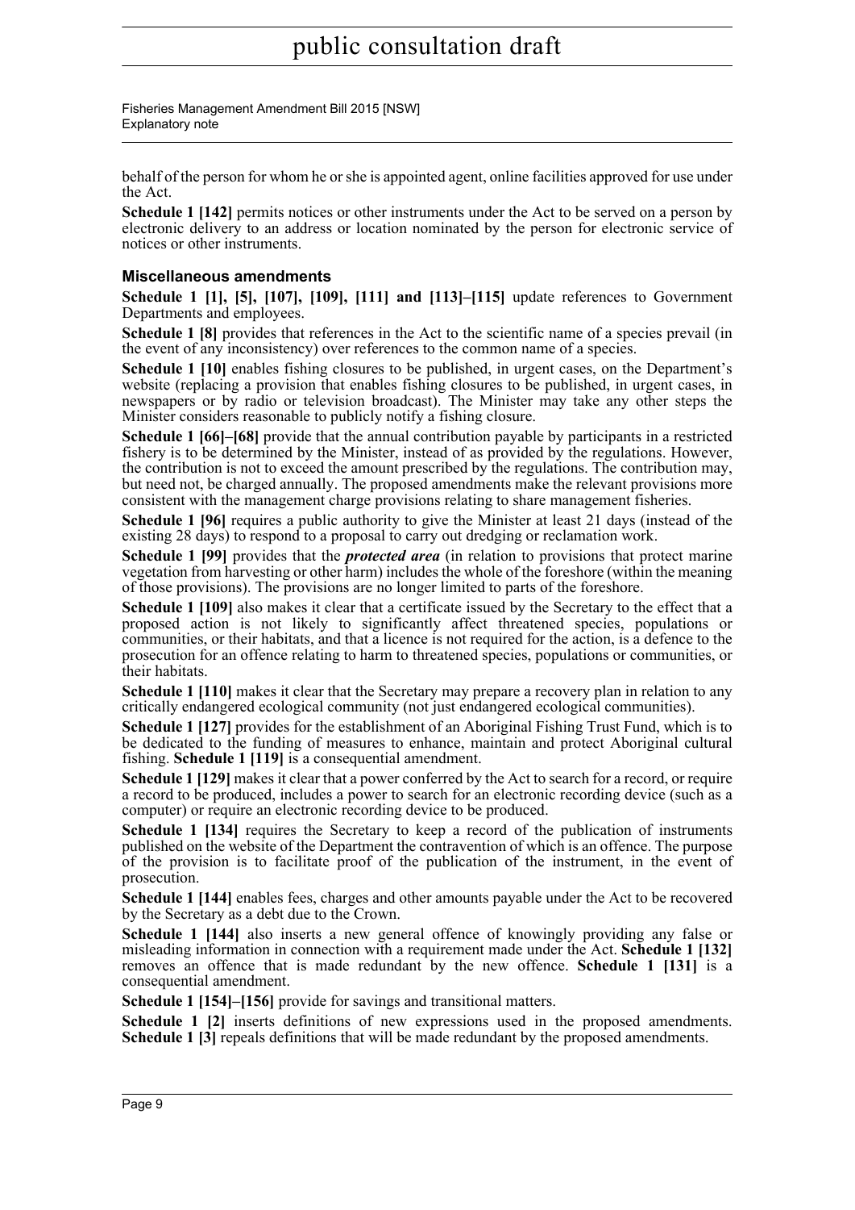behalf of the person for whom he or she is appointed agent, online facilities approved for use under the Act.

**Schedule 1 [142]** permits notices or other instruments under the Act to be served on a person by electronic delivery to an address or location nominated by the person for electronic service of notices or other instruments.

### Miscellaneous amendments

**Schedule 1 [1], [5], [107], [109], [111] and [113]–[115]** update references to Government Departments and employees.

**Schedule 1 [8]** provides that references in the Act to the scientific name of a species prevail (in the event of any inconsistency) over references to the common name of a species.

**Schedule 1 [10]** enables fishing closures to be published, in urgent cases, on the Department's website (replacing a provision that enables fishing closures to be published, in urgent cases, in newspapers or by radio or television broadcast). The Minister may take any other steps the Minister considers reasonable to publicly notify a fishing closure.

**Schedule 1 [66]–[68]** provide that the annual contribution payable by participants in a restricted fishery is to be determined by the Minister, instead of as provided by the regulations. However, the contribution is not to exceed the amount prescribed by the regulations. The contribution may, but need not, be charged annually. The proposed amendments make the relevant provisions more consistent with the management charge provisions relating to share management fisheries.

**Schedule 1 [96]** requires a public authority to give the Minister at least 21 days (instead of the existing 28 days) to respond to a proposal to carry out dredging or reclamation work.

**Schedule 1 [99]** provides that the ***protected area*** (in relation to provisions that protect marine vegetation from harvesting or other harm) includes the whole of the foreshore (within the meaning of those provisions). The provisions are no longer limited to parts of the foreshore.

**Schedule 1 [109]** also makes it clear that a certificate issued by the Secretary to the effect that a proposed action is not likely to significantly affect threatened species, populations or communities, or their habitats, and that a licence is not required for the action, is a defence to the prosecution for an offence relating to harm to threatened species, populations or communities, or their habitats.

**Schedule 1 [110]** makes it clear that the Secretary may prepare a recovery plan in relation to any critically endangered ecological community (not just endangered ecological communities).

**Schedule 1 [127]** provides for the establishment of an Aboriginal Fishing Trust Fund, which is to be dedicated to the funding of measures to enhance, maintain and protect Aboriginal cultural fishing. **Schedule 1 [119]** is a consequential amendment.

**Schedule 1 [129]** makes it clear that a power conferred by the Act to search for a record, or require a record to be produced, includes a power to search for an electronic recording device (such as a computer) or require an electronic recording device to be produced.

**Schedule 1 [134]** requires the Secretary to keep a record of the publication of instruments published on the website of the Department the contravention of which is an offence. The purpose of the provision is to facilitate proof of the publication of the instrument, in the event of prosecution.

**Schedule 1 [144]** enables fees, charges and other amounts payable under the Act to be recovered by the Secretary as a debt due to the Crown.

**Schedule 1 [144]** also inserts a new general offence of knowingly providing any false or misleading information in connection with a requirement made under the Act. **Schedule 1 [132]** removes an offence that is made redundant by the new offence. **Schedule 1 [131]** is a consequential amendment.

**Schedule 1 [154]–[156]** provide for savings and transitional matters.

**Schedule 1 [2]** inserts definitions of new expressions used in the proposed amendments. **Schedule 1 [3]** repeals definitions that will be made redundant by the proposed amendments.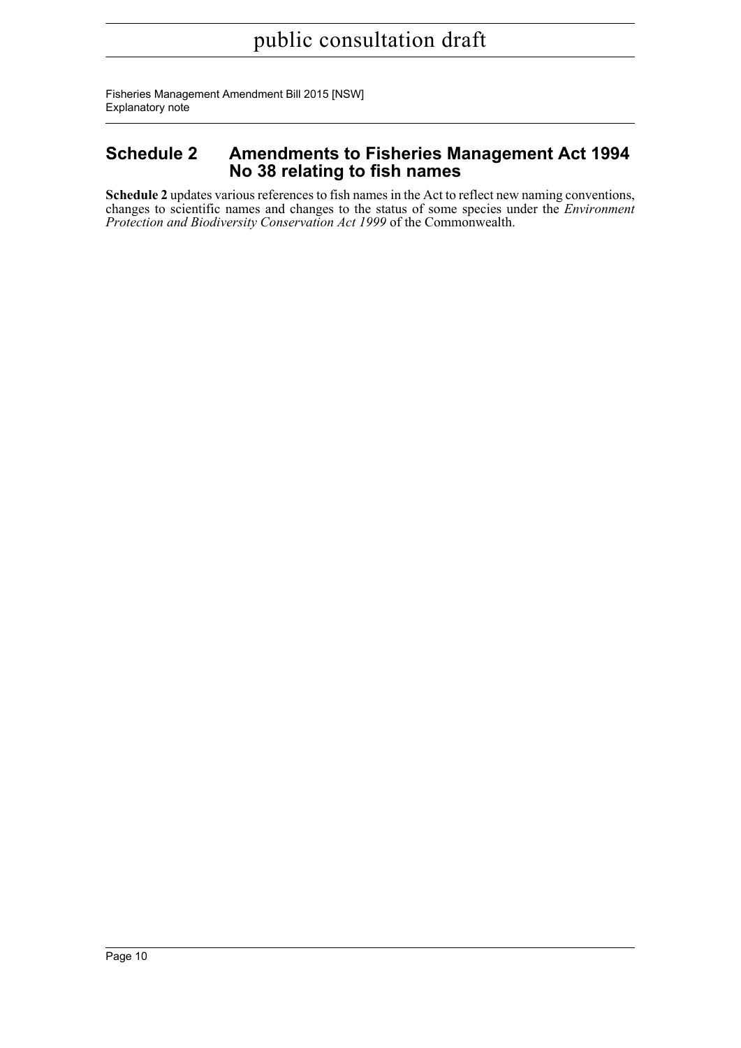## Schedule 2 Amendments to Fisheries Management Act 1994 No 38 relating to fish names

**Schedule 2** updates various references to fish names in the Act to reflect new naming conventions, changes to scientific names and changes to the status of some species under the *Environment Protection and Biodiversity Conservation Act 1999* of the Commonwealth.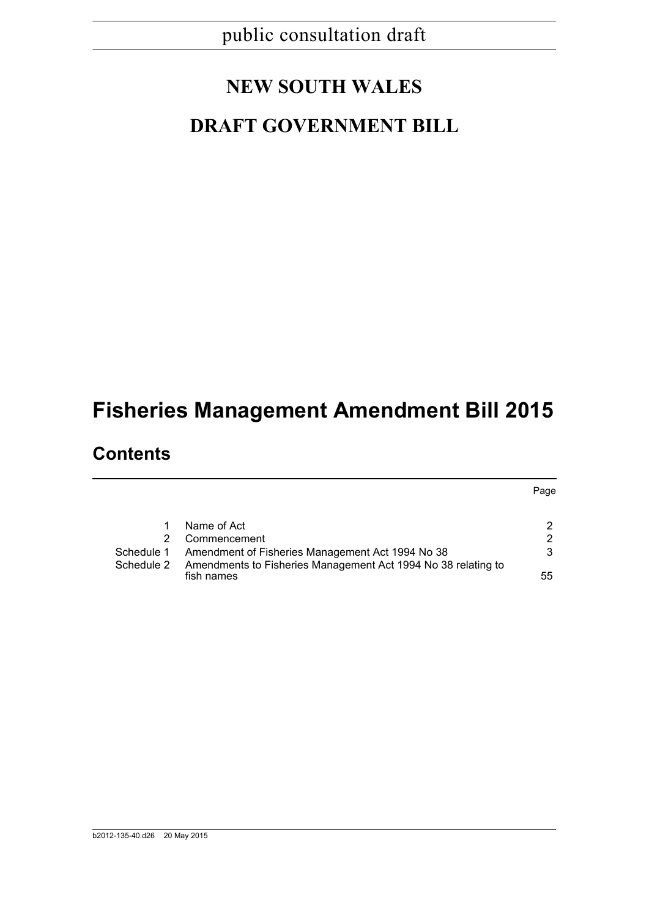public consultation draft

# NEW SOUTH WALES

# DRAFT GOVERNMENT BILL

# Fisheries Management Amendment Bill 2015

## Contents

| | | Page |
|---|---|---|
| 1 | Name of Act | 2 |
| 2 | Commencement | 2 |
| Schedule 1 | Amendment of Fisheries Management Act 1994 No 38 | 3 |
| Schedule 2 | Amendments to Fisheries Management Act 1994 No 38 relating to fish names | 55 |

b2012-135-40.d26 20 May 2015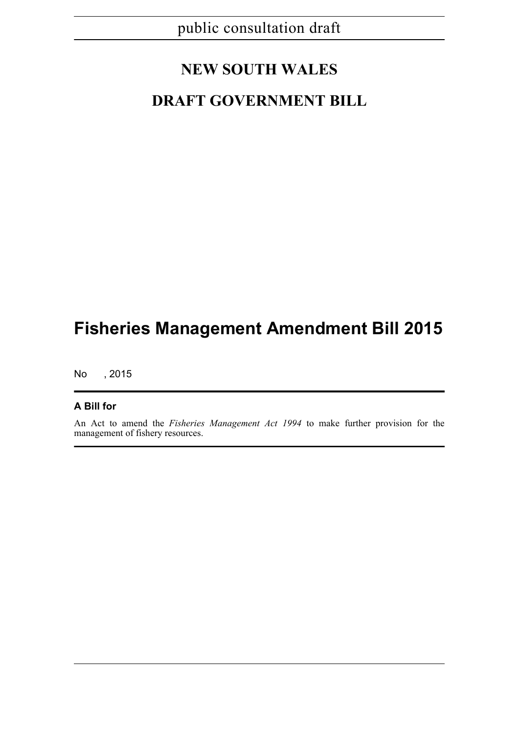public consultation draft

# NEW SOUTH WALES

# DRAFT GOVERNMENT BILL

# Fisheries Management Amendment Bill 2015

No , 2015

**A Bill for**

An Act to amend the *Fisheries Management Act 1994* to make further provision for the management of fishery resources.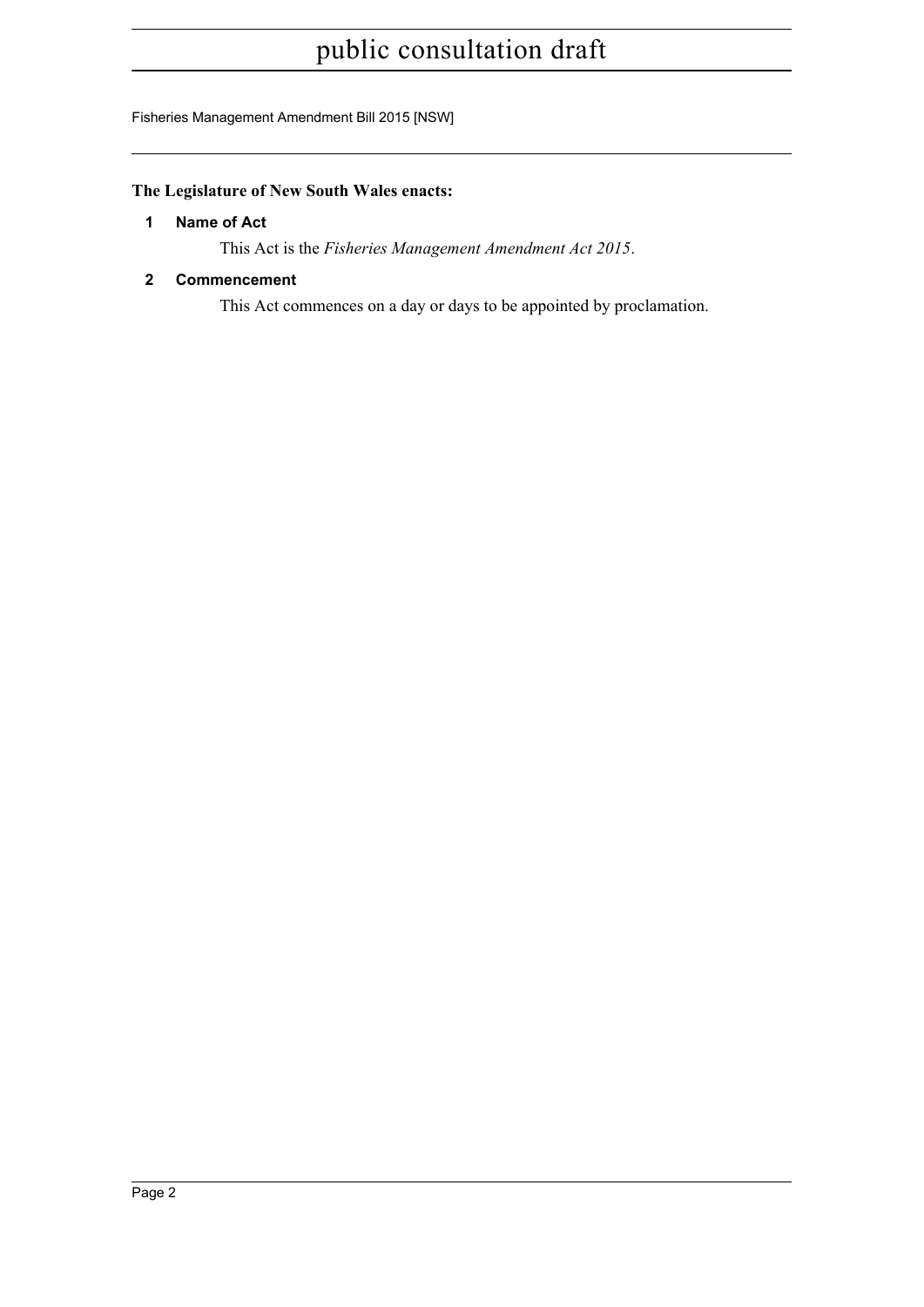**The Legislature of New South Wales enacts:**

## 1 Name of Act

This Act is the *Fisheries Management Amendment Act 2015*.

## 2 Commencement

This Act commences on a day or days to be appointed by proclamation.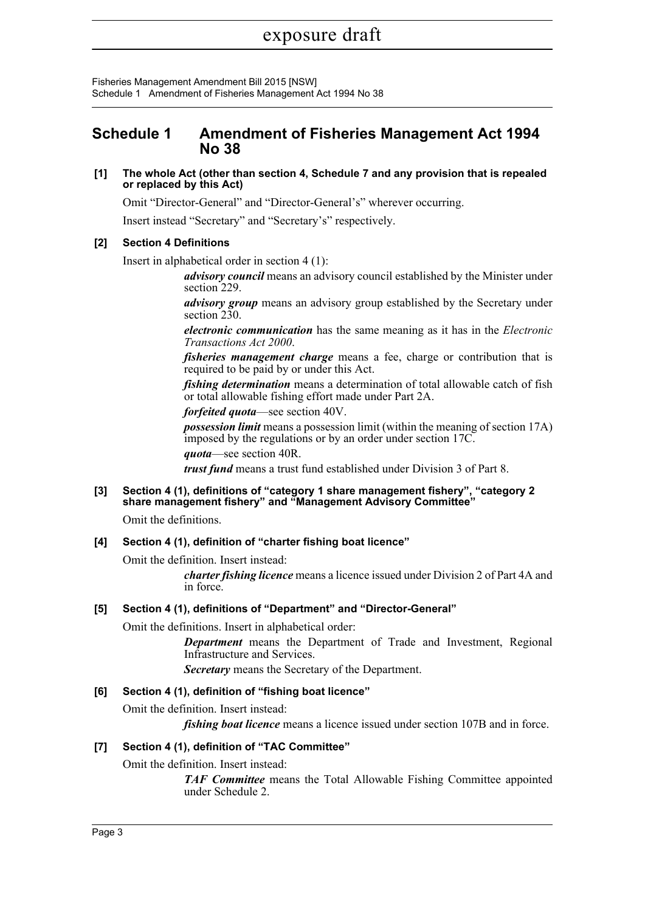## Schedule 1 Amendment of Fisheries Management Act 1994 No 38

**[1] The whole Act (other than section 4, Schedule 7 and any provision that is repealed or replaced by this Act)**

Omit "Director-General" and "Director-General's" wherever occurring.

Insert instead "Secretary" and "Secretary's" respectively.

**[2] Section 4 Definitions**

Insert in alphabetical order in section 4 (1):

> ***advisory council*** means an advisory council established by the Minister under section 229.
>
> ***advisory group*** means an advisory group established by the Secretary under section 230.
>
> ***electronic communication*** has the same meaning as it has in the *Electronic Transactions Act 2000*.
>
> ***fisheries management charge*** means a fee, charge or contribution that is required to be paid by or under this Act.
>
> ***fishing determination*** means a determination of total allowable catch of fish or total allowable fishing effort made under Part 2A.
>
> ***forfeited quota***—see section 40V.
>
> ***possession limit*** means a possession limit (within the meaning of section 17A) imposed by the regulations or by an order under section 17C.
>
> ***quota***—see section 40R.
>
> ***trust fund*** means a trust fund established under Division 3 of Part 8.

**[3] Section 4 (1), definitions of "category 1 share management fishery", "category 2 share management fishery" and "Management Advisory Committee"**

Omit the definitions.

**[4] Section 4 (1), definition of "charter fishing boat licence"**

Omit the definition. Insert instead:

> ***charter fishing licence*** means a licence issued under Division 2 of Part 4A and in force.

**[5] Section 4 (1), definitions of "Department" and "Director-General"**

Omit the definitions. Insert in alphabetical order:

> ***Department*** means the Department of Trade and Investment, Regional Infrastructure and Services.
>
> ***Secretary*** means the Secretary of the Department.

**[6] Section 4 (1), definition of "fishing boat licence"**

Omit the definition. Insert instead:

> ***fishing boat licence*** means a licence issued under section 107B and in force.

**[7] Section 4 (1), definition of "TAC Committee"**

Omit the definition. Insert instead:

> ***TAF Committee*** means the Total Allowable Fishing Committee appointed under Schedule 2.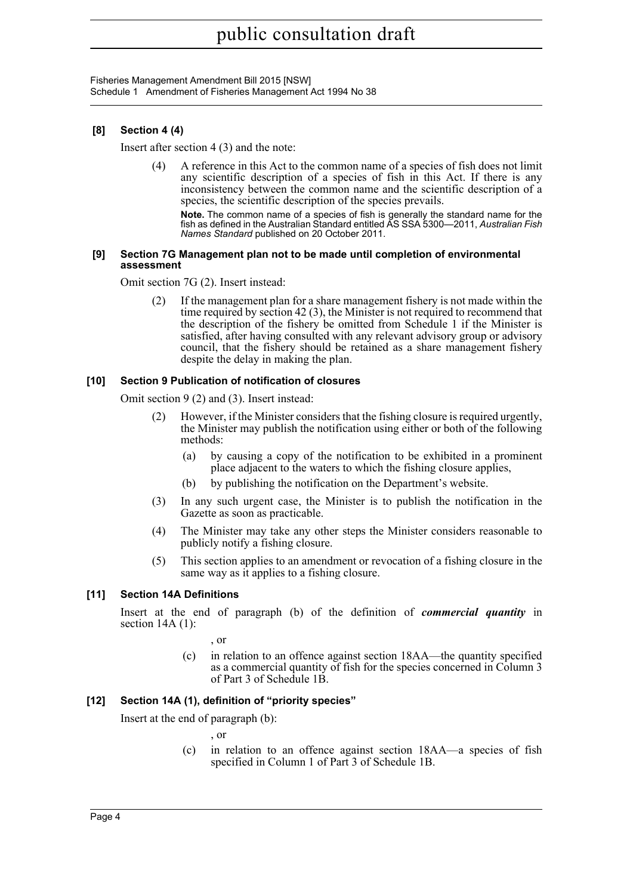**[8] Section 4 (4)**

Insert after section 4 (3) and the note:

(4) A reference in this Act to the common name of a species of fish does not limit any scientific description of a species of fish in this Act. If there is any inconsistency between the common name and the scientific description of a species, the scientific description of the species prevails.

**Note.** The common name of a species of fish is generally the standard name for the fish as defined in the Australian Standard entitled AS SSA 5300—2011, *Australian Fish Names Standard* published on 20 October 2011.

**[9] Section 7G Management plan not to be made until completion of environmental assessment**

Omit section 7G (2). Insert instead:

(2) If the management plan for a share management fishery is not made within the time required by section 42 (3), the Minister is not required to recommend that the description of the fishery be omitted from Schedule 1 if the Minister is satisfied, after having consulted with any relevant advisory group or advisory council, that the fishery should be retained as a share management fishery despite the delay in making the plan.

**[10] Section 9 Publication of notification of closures**

Omit section 9 (2) and (3). Insert instead:

(2) However, if the Minister considers that the fishing closure is required urgently, the Minister may publish the notification using either or both of the following methods:

(a) by causing a copy of the notification to be exhibited in a prominent place adjacent to the waters to which the fishing closure applies,

(b) by publishing the notification on the Department's website.

(3) In any such urgent case, the Minister is to publish the notification in the Gazette as soon as practicable.

(4) The Minister may take any other steps the Minister considers reasonable to publicly notify a fishing closure.

(5) This section applies to an amendment or revocation of a fishing closure in the same way as it applies to a fishing closure.

**[11] Section 14A Definitions**

Insert at the end of paragraph (b) of the definition of ***commercial quantity*** in section 14A (1):

, or

(c) in relation to an offence against section 18AA—the quantity specified as a commercial quantity of fish for the species concerned in Column 3 of Part 3 of Schedule 1B.

**[12] Section 14A (1), definition of "priority species"**

Insert at the end of paragraph (b):

, or

(c) in relation to an offence against section 18AA—a species of fish specified in Column 1 of Part 3 of Schedule 1B.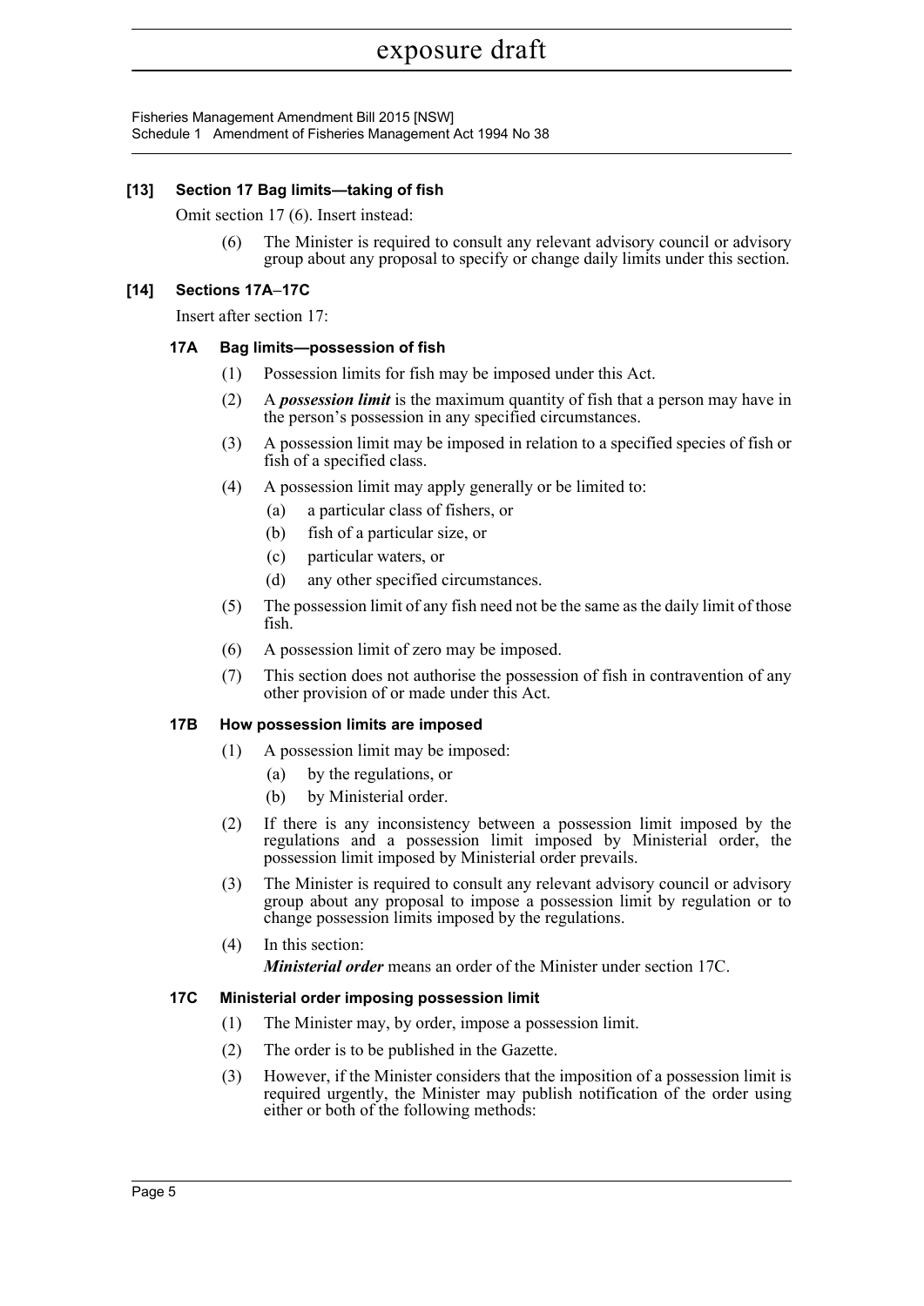### [13] Section 17 Bag limits—taking of fish

Omit section 17 (6). Insert instead:

(6) The Minister is required to consult any relevant advisory council or advisory group about any proposal to specify or change daily limits under this section.

### [14] Sections 17A–17C

Insert after section 17:

#### 17A Bag limits—possession of fish

(1) Possession limits for fish may be imposed under this Act.

(2) A ***possession limit*** is the maximum quantity of fish that a person may have in the person's possession in any specified circumstances.

(3) A possession limit may be imposed in relation to a specified species of fish or fish of a specified class.

(4) A possession limit may apply generally or be limited to:

- (a) a particular class of fishers, or
- (b) fish of a particular size, or
- (c) particular waters, or
- (d) any other specified circumstances.

(5) The possession limit of any fish need not be the same as the daily limit of those fish.

(6) A possession limit of zero may be imposed.

(7) This section does not authorise the possession of fish in contravention of any other provision of or made under this Act.

#### 17B How possession limits are imposed

(1) A possession limit may be imposed:

- (a) by the regulations, or
- (b) by Ministerial order.

(2) If there is any inconsistency between a possession limit imposed by the regulations and a possession limit imposed by Ministerial order, the possession limit imposed by Ministerial order prevails.

(3) The Minister is required to consult any relevant advisory council or advisory group about any proposal to impose a possession limit by regulation or to change possession limits imposed by the regulations.

(4) In this section:

***Ministerial order*** means an order of the Minister under section 17C.

#### 17C Ministerial order imposing possession limit

(1) The Minister may, by order, impose a possession limit.

(2) The order is to be published in the Gazette.

(3) However, if the Minister considers that the imposition of a possession limit is required urgently, the Minister may publish notification of the order using either or both of the following methods: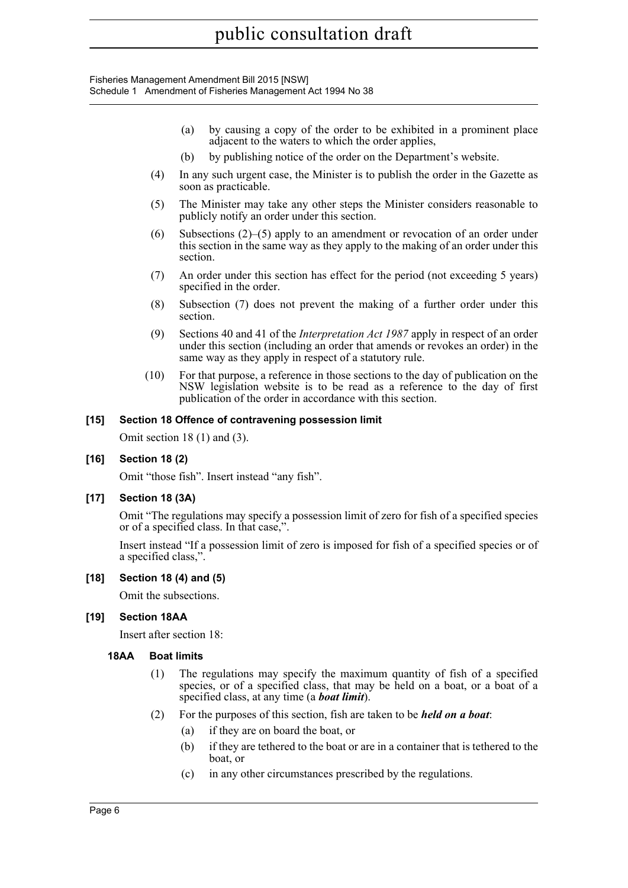(a) by causing a copy of the order to be exhibited in a prominent place adjacent to the waters to which the order applies,

(b) by publishing notice of the order on the Department's website.

(4) In any such urgent case, the Minister is to publish the order in the Gazette as soon as practicable.

(5) The Minister may take any other steps the Minister considers reasonable to publicly notify an order under this section.

(6) Subsections (2)–(5) apply to an amendment or revocation of an order under this section in the same way as they apply to the making of an order under this section.

(7) An order under this section has effect for the period (not exceeding 5 years) specified in the order.

(8) Subsection (7) does not prevent the making of a further order under this section.

(9) Sections 40 and 41 of the *Interpretation Act 1987* apply in respect of an order under this section (including an order that amends or revokes an order) in the same way as they apply in respect of a statutory rule.

(10) For that purpose, a reference in those sections to the day of publication on the NSW legislation website is to be read as a reference to the day of first publication of the order in accordance with this section.

**[15] Section 18 Offence of contravening possession limit**

Omit section 18 (1) and (3).

**[16] Section 18 (2)**

Omit "those fish". Insert instead "any fish".

**[17] Section 18 (3A)**

Omit "The regulations may specify a possession limit of zero for fish of a specified species or of a specified class. In that case,".

Insert instead "If a possession limit of zero is imposed for fish of a specified species or of a specified class,".

**[18] Section 18 (4) and (5)**

Omit the subsections.

**[19] Section 18AA**

Insert after section 18:

**18AA Boat limits**

(1) The regulations may specify the maximum quantity of fish of a specified species, or of a specified class, that may be held on a boat, or a boat of a specified class, at any time (a ***boat limit***).

(2) For the purposes of this section, fish are taken to be ***held on a boat***:

(a) if they are on board the boat, or

(b) if they are tethered to the boat or are in a container that is tethered to the boat, or

(c) in any other circumstances prescribed by the regulations.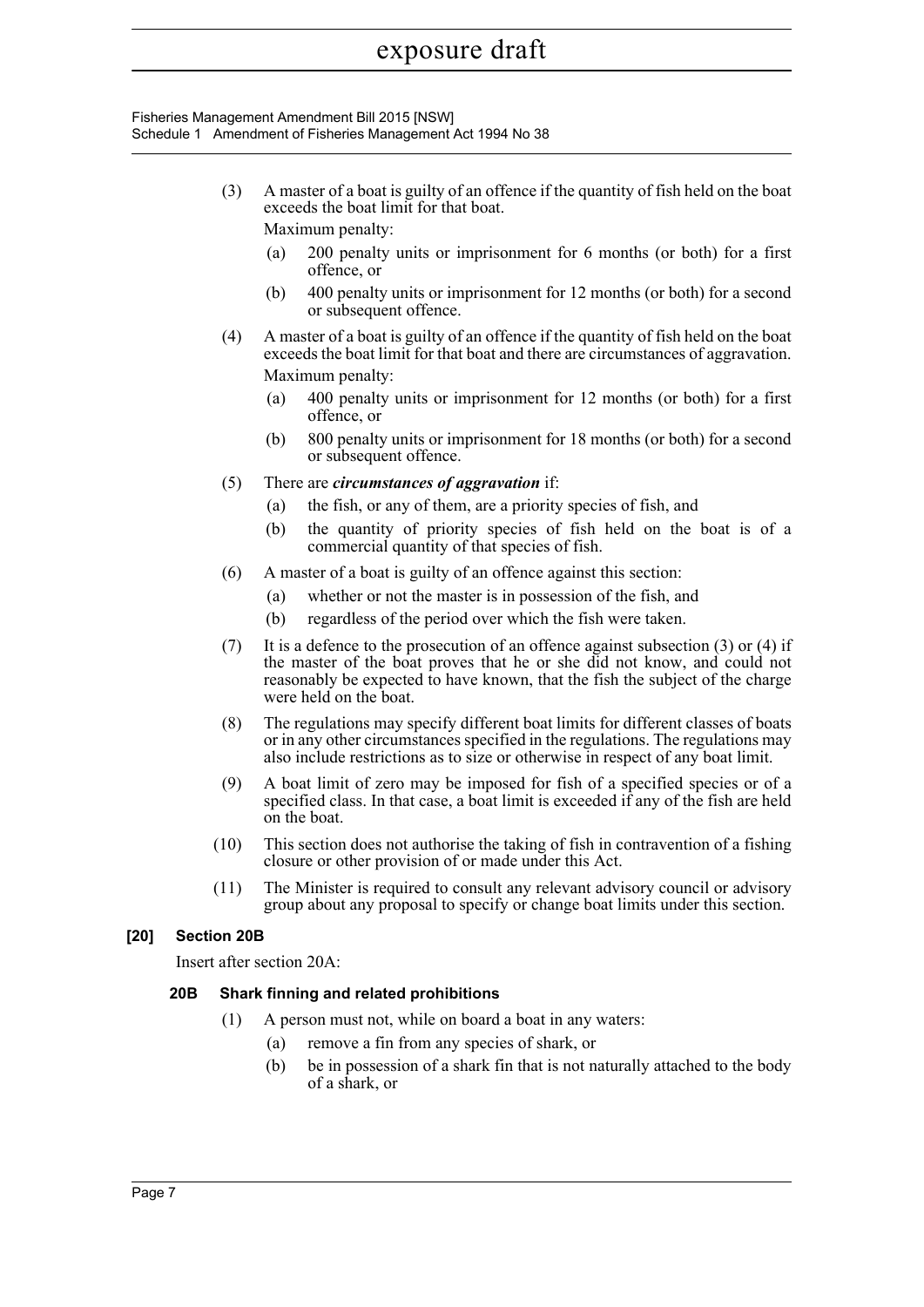(3) A master of a boat is guilty of an offence if the quantity of fish held on the boat exceeds the boat limit for that boat.

Maximum penalty:

(a) 200 penalty units or imprisonment for 6 months (or both) for a first offence, or

(b) 400 penalty units or imprisonment for 12 months (or both) for a second or subsequent offence.

(4) A master of a boat is guilty of an offence if the quantity of fish held on the boat exceeds the boat limit for that boat and there are circumstances of aggravation.

Maximum penalty:

(a) 400 penalty units or imprisonment for 12 months (or both) for a first offence, or

(b) 800 penalty units or imprisonment for 18 months (or both) for a second or subsequent offence.

(5) There are ***circumstances of aggravation*** if:

(a) the fish, or any of them, are a priority species of fish, and

(b) the quantity of priority species of fish held on the boat is of a commercial quantity of that species of fish.

(6) A master of a boat is guilty of an offence against this section:

(a) whether or not the master is in possession of the fish, and

(b) regardless of the period over which the fish were taken.

(7) It is a defence to the prosecution of an offence against subsection (3) or (4) if the master of the boat proves that he or she did not know, and could not reasonably be expected to have known, that the fish the subject of the charge were held on the boat.

(8) The regulations may specify different boat limits for different classes of boats or in any other circumstances specified in the regulations. The regulations may also include restrictions as to size or otherwise in respect of any boat limit.

(9) A boat limit of zero may be imposed for fish of a specified species or of a specified class. In that case, a boat limit is exceeded if any of the fish are held on the boat.

(10) This section does not authorise the taking of fish in contravention of a fishing closure or other provision of or made under this Act.

(11) The Minister is required to consult any relevant advisory council or advisory group about any proposal to specify or change boat limits under this section.

**[20] Section 20B**

Insert after section 20A:

**20B Shark finning and related prohibitions**

(1) A person must not, while on board a boat in any waters:

(a) remove a fin from any species of shark, or

(b) be in possession of a shark fin that is not naturally attached to the body of a shark, or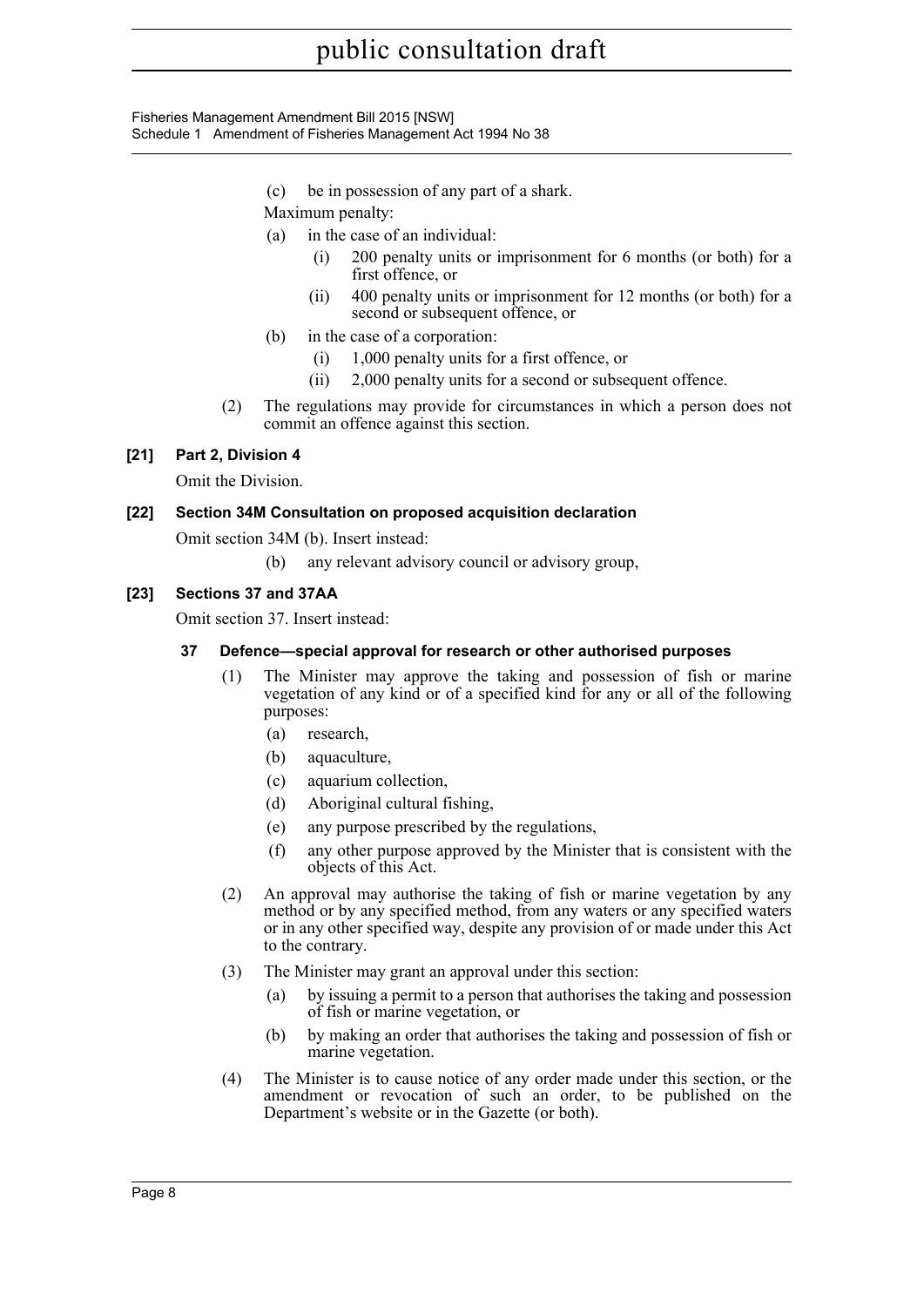(c) be in possession of any part of a shark.

Maximum penalty:

(a) in the case of an individual:

(i) 200 penalty units or imprisonment for 6 months (or both) for a first offence, or

(ii) 400 penalty units or imprisonment for 12 months (or both) for a second or subsequent offence, or

(b) in the case of a corporation:

(i) 1,000 penalty units for a first offence, or

(ii) 2,000 penalty units for a second or subsequent offence.

(2) The regulations may provide for circumstances in which a person does not commit an offence against this section.

**[21] Part 2, Division 4**

Omit the Division.

**[22] Section 34M Consultation on proposed acquisition declaration**

Omit section 34M (b). Insert instead:

(b) any relevant advisory council or advisory group,

**[23] Sections 37 and 37AA**

Omit section 37. Insert instead:

**37 Defence—special approval for research or other authorised purposes**

(1) The Minister may approve the taking and possession of fish or marine vegetation of any kind or of a specified kind for any or all of the following purposes:

(a) research,

(b) aquaculture,

(c) aquarium collection,

(d) Aboriginal cultural fishing,

(e) any purpose prescribed by the regulations,

(f) any other purpose approved by the Minister that is consistent with the objects of this Act.

(2) An approval may authorise the taking of fish or marine vegetation by any method or by any specified method, from any waters or any specified waters or in any other specified way, despite any provision of or made under this Act to the contrary.

(3) The Minister may grant an approval under this section:

(a) by issuing a permit to a person that authorises the taking and possession of fish or marine vegetation, or

(b) by making an order that authorises the taking and possession of fish or marine vegetation.

(4) The Minister is to cause notice of any order made under this section, or the amendment or revocation of such an order, to be published on the Department's website or in the Gazette (or both).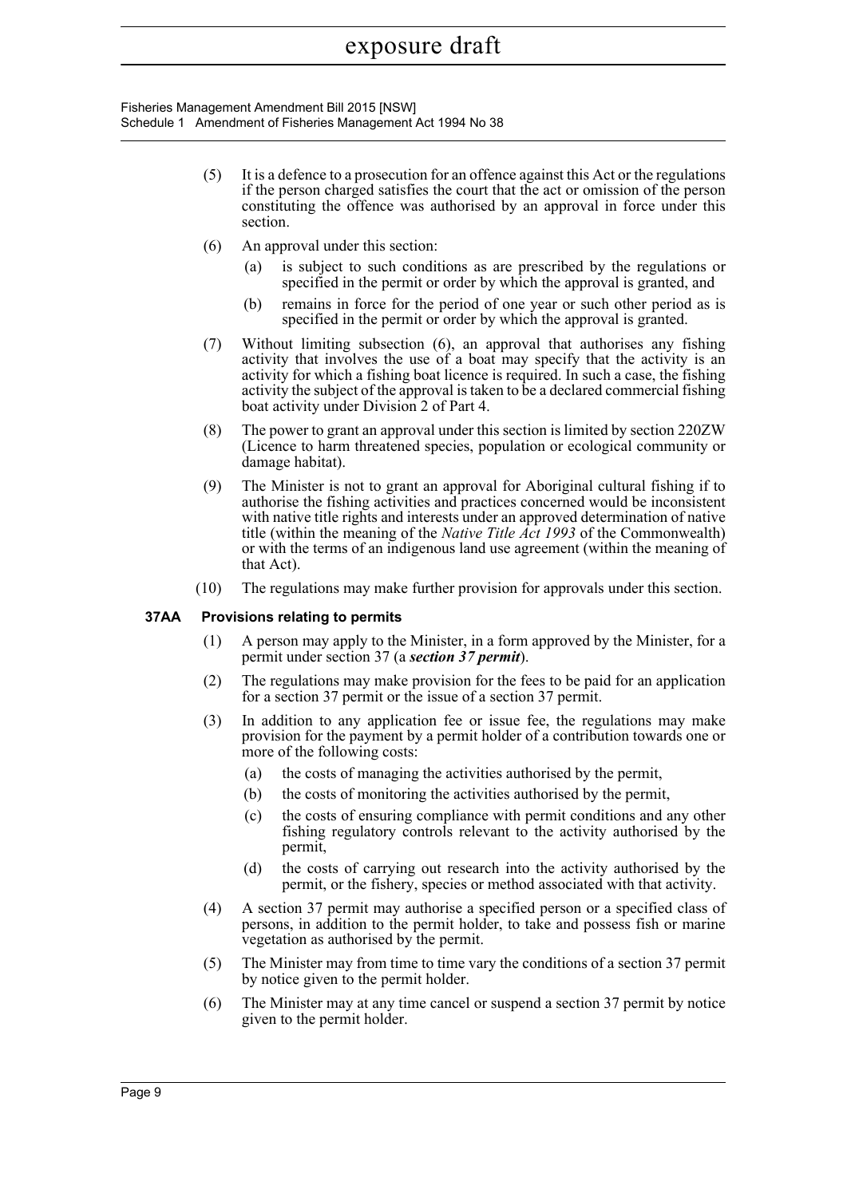(5) It is a defence to a prosecution for an offence against this Act or the regulations if the person charged satisfies the court that the act or omission of the person constituting the offence was authorised by an approval in force under this section.

(6) An approval under this section:

   (a) is subject to such conditions as are prescribed by the regulations or specified in the permit or order by which the approval is granted, and

   (b) remains in force for the period of one year or such other period as is specified in the permit or order by which the approval is granted.

(7) Without limiting subsection (6), an approval that authorises any fishing activity that involves the use of a boat may specify that the activity is an activity for which a fishing boat licence is required. In such a case, the fishing activity the subject of the approval is taken to be a declared commercial fishing boat activity under Division 2 of Part 4.

(8) The power to grant an approval under this section is limited by section 220ZW (Licence to harm threatened species, population or ecological community or damage habitat).

(9) The Minister is not to grant an approval for Aboriginal cultural fishing if to authorise the fishing activities and practices concerned would be inconsistent with native title rights and interests under an approved determination of native title (within the meaning of the *Native Title Act 1993* of the Commonwealth) or with the terms of an indigenous land use agreement (within the meaning of that Act).

(10) The regulations may make further provision for approvals under this section.

**37AA Provisions relating to permits**

(1) A person may apply to the Minister, in a form approved by the Minister, for a permit under section 37 (a ***section 37 permit***).

(2) The regulations may make provision for the fees to be paid for an application for a section 37 permit or the issue of a section 37 permit.

(3) In addition to any application fee or issue fee, the regulations may make provision for the payment by a permit holder of a contribution towards one or more of the following costs:

   (a) the costs of managing the activities authorised by the permit,

   (b) the costs of monitoring the activities authorised by the permit,

   (c) the costs of ensuring compliance with permit conditions and any other fishing regulatory controls relevant to the activity authorised by the permit,

   (d) the costs of carrying out research into the activity authorised by the permit, or the fishery, species or method associated with that activity.

(4) A section 37 permit may authorise a specified person or a specified class of persons, in addition to the permit holder, to take and possess fish or marine vegetation as authorised by the permit.

(5) The Minister may from time to time vary the conditions of a section 37 permit by notice given to the permit holder.

(6) The Minister may at any time cancel or suspend a section 37 permit by notice given to the permit holder.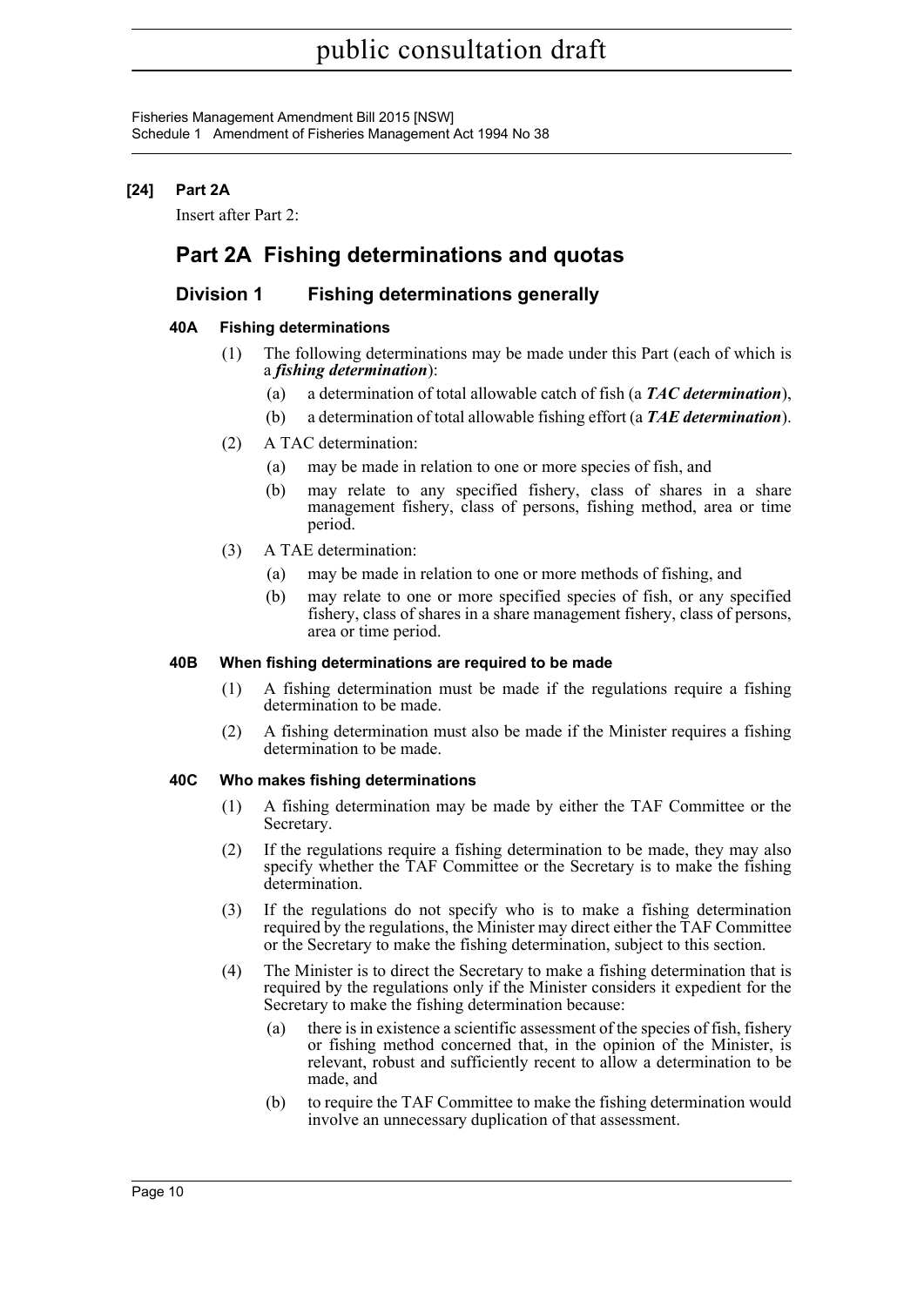**[24] Part 2A**

Insert after Part 2:

# Part 2A Fishing determinations and quotas

## Division 1 Fishing determinations generally

### 40A Fishing determinations

(1) The following determinations may be made under this Part (each of which is a ***fishing determination***):

- (a) a determination of total allowable catch of fish (a ***TAC determination***),
- (b) a determination of total allowable fishing effort (a ***TAE determination***).

(2) A TAC determination:

- (a) may be made in relation to one or more species of fish, and
- (b) may relate to any specified fishery, class of shares in a share management fishery, class of persons, fishing method, area or time period.

(3) A TAE determination:

- (a) may be made in relation to one or more methods of fishing, and
- (b) may relate to one or more specified species of fish, or any specified fishery, class of shares in a share management fishery, class of persons, area or time period.

### 40B When fishing determinations are required to be made

(1) A fishing determination must be made if the regulations require a fishing determination to be made.

(2) A fishing determination must also be made if the Minister requires a fishing determination to be made.

### 40C Who makes fishing determinations

(1) A fishing determination may be made by either the TAF Committee or the Secretary.

(2) If the regulations require a fishing determination to be made, they may also specify whether the TAF Committee or the Secretary is to make the fishing determination.

(3) If the regulations do not specify who is to make a fishing determination required by the regulations, the Minister may direct either the TAF Committee or the Secretary to make the fishing determination, subject to this section.

(4) The Minister is to direct the Secretary to make a fishing determination that is required by the regulations only if the Minister considers it expedient for the Secretary to make the fishing determination because:

- (a) there is in existence a scientific assessment of the species of fish, fishery or fishing method concerned that, in the opinion of the Minister, is relevant, robust and sufficiently recent to allow a determination to be made, and
- (b) to require the TAF Committee to make the fishing determination would involve an unnecessary duplication of that assessment.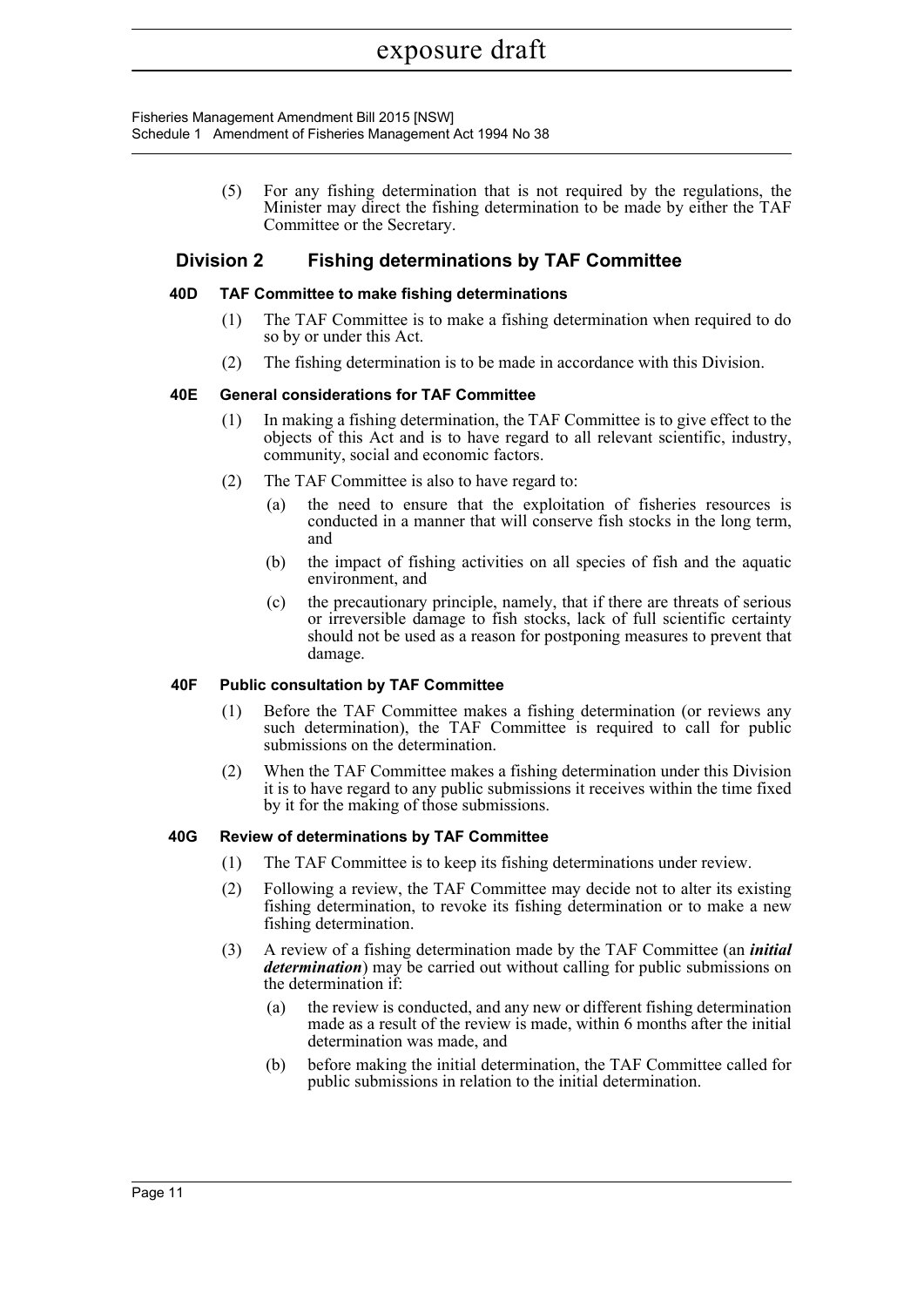(5) For any fishing determination that is not required by the regulations, the Minister may direct the fishing determination to be made by either the TAF Committee or the Secretary.

## Division 2 Fishing determinations by TAF Committee

### 40D TAF Committee to make fishing determinations

(1) The TAF Committee is to make a fishing determination when required to do so by or under this Act.

(2) The fishing determination is to be made in accordance with this Division.

### 40E General considerations for TAF Committee

(1) In making a fishing determination, the TAF Committee is to give effect to the objects of this Act and is to have regard to all relevant scientific, industry, community, social and economic factors.

(2) The TAF Committee is also to have regard to:

- (a) the need to ensure that the exploitation of fisheries resources is conducted in a manner that will conserve fish stocks in the long term, and
- (b) the impact of fishing activities on all species of fish and the aquatic environment, and
- (c) the precautionary principle, namely, that if there are threats of serious or irreversible damage to fish stocks, lack of full scientific certainty should not be used as a reason for postponing measures to prevent that damage.

### 40F Public consultation by TAF Committee

(1) Before the TAF Committee makes a fishing determination (or reviews any such determination), the TAF Committee is required to call for public submissions on the determination.

(2) When the TAF Committee makes a fishing determination under this Division it is to have regard to any public submissions it receives within the time fixed by it for the making of those submissions.

### 40G Review of determinations by TAF Committee

(1) The TAF Committee is to keep its fishing determinations under review.

(2) Following a review, the TAF Committee may decide not to alter its existing fishing determination, to revoke its fishing determination or to make a new fishing determination.

(3) A review of a fishing determination made by the TAF Committee (an ***initial determination***) may be carried out without calling for public submissions on the determination if:

- (a) the review is conducted, and any new or different fishing determination made as a result of the review is made, within 6 months after the initial determination was made, and
- (b) before making the initial determination, the TAF Committee called for public submissions in relation to the initial determination.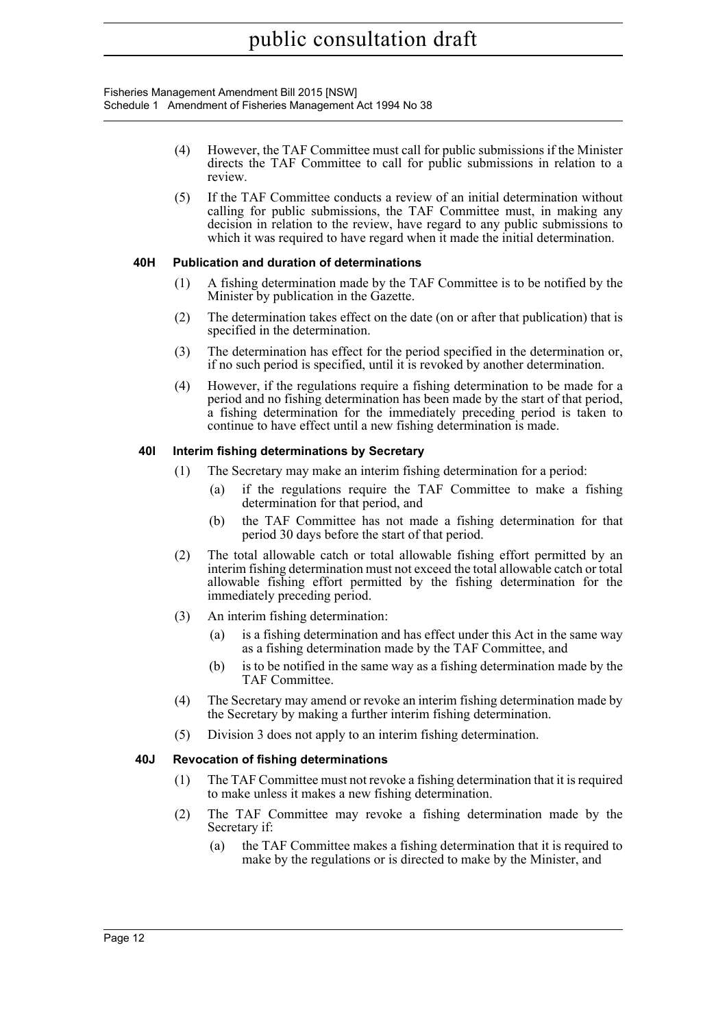(4) However, the TAF Committee must call for public submissions if the Minister directs the TAF Committee to call for public submissions in relation to a review.

(5) If the TAF Committee conducts a review of an initial determination without calling for public submissions, the TAF Committee must, in making any decision in relation to the review, have regard to any public submissions to which it was required to have regard when it made the initial determination.

**40H Publication and duration of determinations**

(1) A fishing determination made by the TAF Committee is to be notified by the Minister by publication in the Gazette.

(2) The determination takes effect on the date (on or after that publication) that is specified in the determination.

(3) The determination has effect for the period specified in the determination or, if no such period is specified, until it is revoked by another determination.

(4) However, if the regulations require a fishing determination to be made for a period and no fishing determination has been made by the start of that period, a fishing determination for the immediately preceding period is taken to continue to have effect until a new fishing determination is made.

**40I Interim fishing determinations by Secretary**

(1) The Secretary may make an interim fishing determination for a period:

(a) if the regulations require the TAF Committee to make a fishing determination for that period, and

(b) the TAF Committee has not made a fishing determination for that period 30 days before the start of that period.

(2) The total allowable catch or total allowable fishing effort permitted by an interim fishing determination must not exceed the total allowable catch or total allowable fishing effort permitted by the fishing determination for the immediately preceding period.

(3) An interim fishing determination:

(a) is a fishing determination and has effect under this Act in the same way as a fishing determination made by the TAF Committee, and

(b) is to be notified in the same way as a fishing determination made by the TAF Committee.

(4) The Secretary may amend or revoke an interim fishing determination made by the Secretary by making a further interim fishing determination.

(5) Division 3 does not apply to an interim fishing determination.

**40J Revocation of fishing determinations**

(1) The TAF Committee must not revoke a fishing determination that it is required to make unless it makes a new fishing determination.

(2) The TAF Committee may revoke a fishing determination made by the Secretary if:

(a) the TAF Committee makes a fishing determination that it is required to make by the regulations or is directed to make by the Minister, and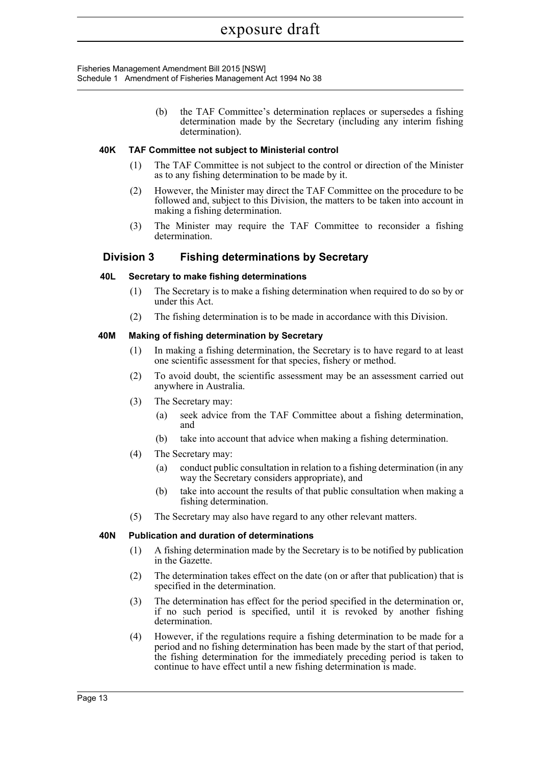(b) the TAF Committee's determination replaces or supersedes a fishing determination made by the Secretary (including any interim fishing determination).

#### 40K TAF Committee not subject to Ministerial control

(1) The TAF Committee is not subject to the control or direction of the Minister as to any fishing determination to be made by it.

(2) However, the Minister may direct the TAF Committee on the procedure to be followed and, subject to this Division, the matters to be taken into account in making a fishing determination.

(3) The Minister may require the TAF Committee to reconsider a fishing determination.

### Division 3 Fishing determinations by Secretary

#### 40L Secretary to make fishing determinations

(1) The Secretary is to make a fishing determination when required to do so by or under this Act.

(2) The fishing determination is to be made in accordance with this Division.

#### 40M Making of fishing determination by Secretary

(1) In making a fishing determination, the Secretary is to have regard to at least one scientific assessment for that species, fishery or method.

(2) To avoid doubt, the scientific assessment may be an assessment carried out anywhere in Australia.

(3) The Secretary may:

(a) seek advice from the TAF Committee about a fishing determination, and

(b) take into account that advice when making a fishing determination.

(4) The Secretary may:

(a) conduct public consultation in relation to a fishing determination (in any way the Secretary considers appropriate), and

(b) take into account the results of that public consultation when making a fishing determination.

(5) The Secretary may also have regard to any other relevant matters.

#### 40N Publication and duration of determinations

(1) A fishing determination made by the Secretary is to be notified by publication in the Gazette.

(2) The determination takes effect on the date (on or after that publication) that is specified in the determination.

(3) The determination has effect for the period specified in the determination or, if no such period is specified, until it is revoked by another fishing determination.

(4) However, if the regulations require a fishing determination to be made for a period and no fishing determination has been made by the start of that period, the fishing determination for the immediately preceding period is taken to continue to have effect until a new fishing determination is made.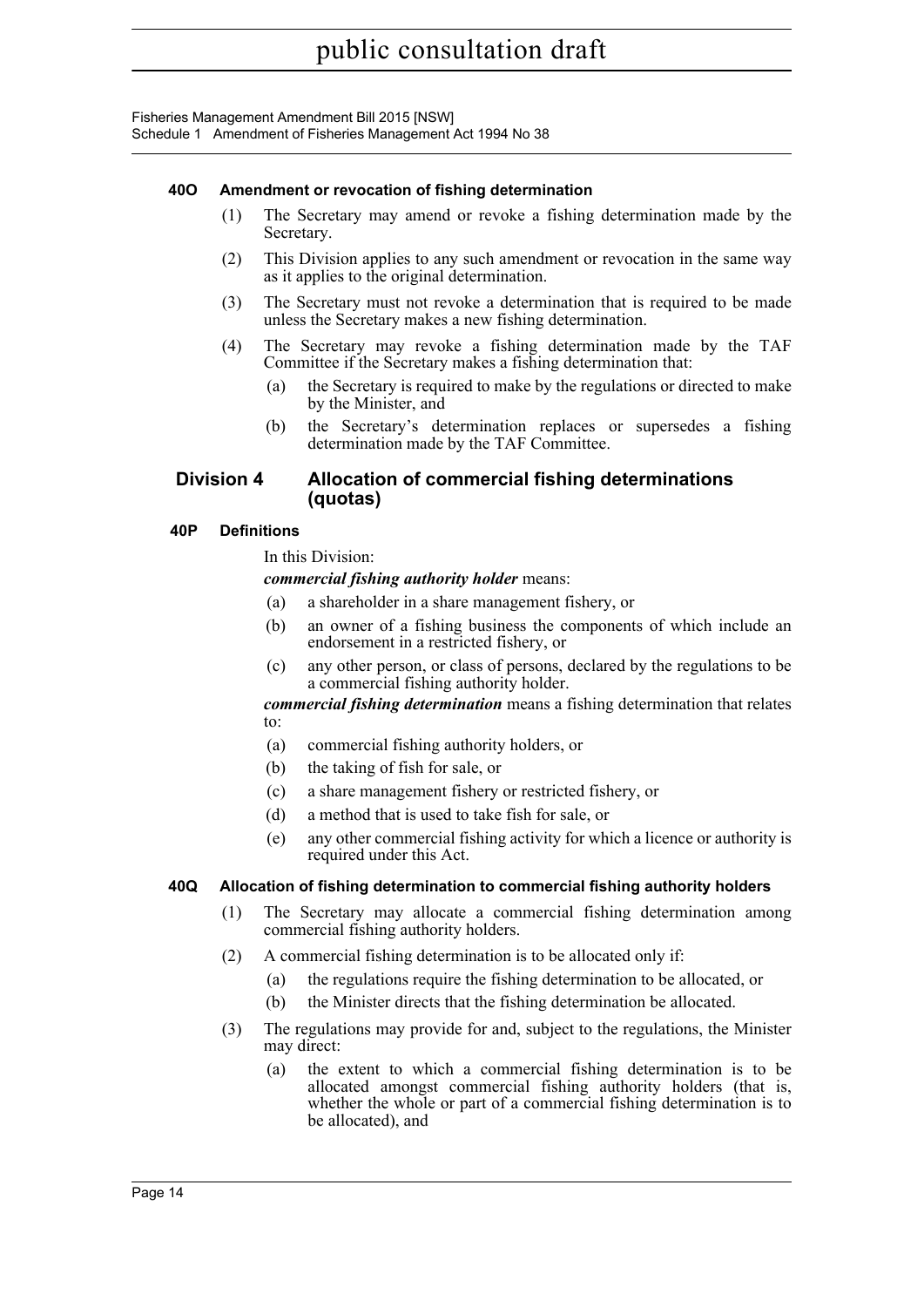#### 40O Amendment or revocation of fishing determination

(1) The Secretary may amend or revoke a fishing determination made by the Secretary.

(2) This Division applies to any such amendment or revocation in the same way as it applies to the original determination.

(3) The Secretary must not revoke a determination that is required to be made unless the Secretary makes a new fishing determination.

(4) The Secretary may revoke a fishing determination made by the TAF Committee if the Secretary makes a fishing determination that:

- (a) the Secretary is required to make by the regulations or directed to make by the Minister, and
- (b) the Secretary's determination replaces or supersedes a fishing determination made by the TAF Committee.

### Division 4 Allocation of commercial fishing determinations (quotas)

#### 40P Definitions

In this Division:

***commercial fishing authority holder*** means:

- (a) a shareholder in a share management fishery, or
- (b) an owner of a fishing business the components of which include an endorsement in a restricted fishery, or
- (c) any other person, or class of persons, declared by the regulations to be a commercial fishing authority holder.

***commercial fishing determination*** means a fishing determination that relates to:

- (a) commercial fishing authority holders, or
- (b) the taking of fish for sale, or
- (c) a share management fishery or restricted fishery, or
- (d) a method that is used to take fish for sale, or
- (e) any other commercial fishing activity for which a licence or authority is required under this Act.

#### 40Q Allocation of fishing determination to commercial fishing authority holders

(1) The Secretary may allocate a commercial fishing determination among commercial fishing authority holders.

(2) A commercial fishing determination is to be allocated only if:

- (a) the regulations require the fishing determination to be allocated, or
- (b) the Minister directs that the fishing determination be allocated.

(3) The regulations may provide for and, subject to the regulations, the Minister may direct:

- (a) the extent to which a commercial fishing determination is to be allocated amongst commercial fishing authority holders (that is, whether the whole or part of a commercial fishing determination is to be allocated), and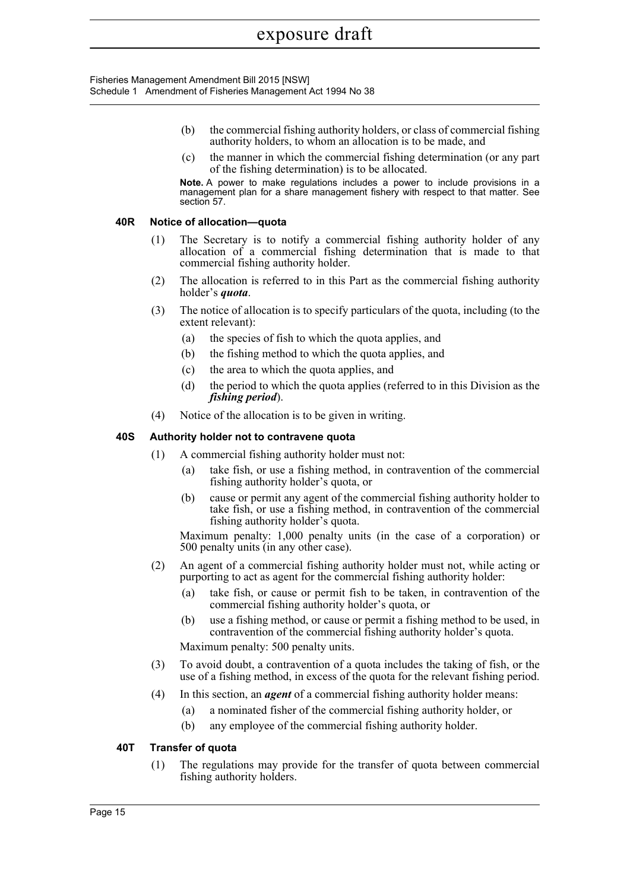(b) the commercial fishing authority holders, or class of commercial fishing authority holders, to whom an allocation is to be made, and

(c) the manner in which the commercial fishing determination (or any part of the fishing determination) is to be allocated.

**Note.** A power to make regulations includes a power to include provisions in a management plan for a share management fishery with respect to that matter. See section 57.

### 40R Notice of allocation—quota

(1) The Secretary is to notify a commercial fishing authority holder of any allocation of a commercial fishing determination that is made to that commercial fishing authority holder.

(2) The allocation is referred to in this Part as the commercial fishing authority holder's ***quota***.

(3) The notice of allocation is to specify particulars of the quota, including (to the extent relevant):

- (a) the species of fish to which the quota applies, and
- (b) the fishing method to which the quota applies, and
- (c) the area to which the quota applies, and
- (d) the period to which the quota applies (referred to in this Division as the ***fishing period***).

(4) Notice of the allocation is to be given in writing.

### 40S Authority holder not to contravene quota

(1) A commercial fishing authority holder must not:

- (a) take fish, or use a fishing method, in contravention of the commercial fishing authority holder's quota, or
- (b) cause or permit any agent of the commercial fishing authority holder to take fish, or use a fishing method, in contravention of the commercial fishing authority holder's quota.

Maximum penalty: 1,000 penalty units (in the case of a corporation) or 500 penalty units (in any other case).

(2) An agent of a commercial fishing authority holder must not, while acting or purporting to act as agent for the commercial fishing authority holder:

- (a) take fish, or cause or permit fish to be taken, in contravention of the commercial fishing authority holder's quota, or
- (b) use a fishing method, or cause or permit a fishing method to be used, in contravention of the commercial fishing authority holder's quota.

Maximum penalty: 500 penalty units.

(3) To avoid doubt, a contravention of a quota includes the taking of fish, or the use of a fishing method, in excess of the quota for the relevant fishing period.

(4) In this section, an ***agent*** of a commercial fishing authority holder means:

- (a) a nominated fisher of the commercial fishing authority holder, or
- (b) any employee of the commercial fishing authority holder.

### 40T Transfer of quota

(1) The regulations may provide for the transfer of quota between commercial fishing authority holders.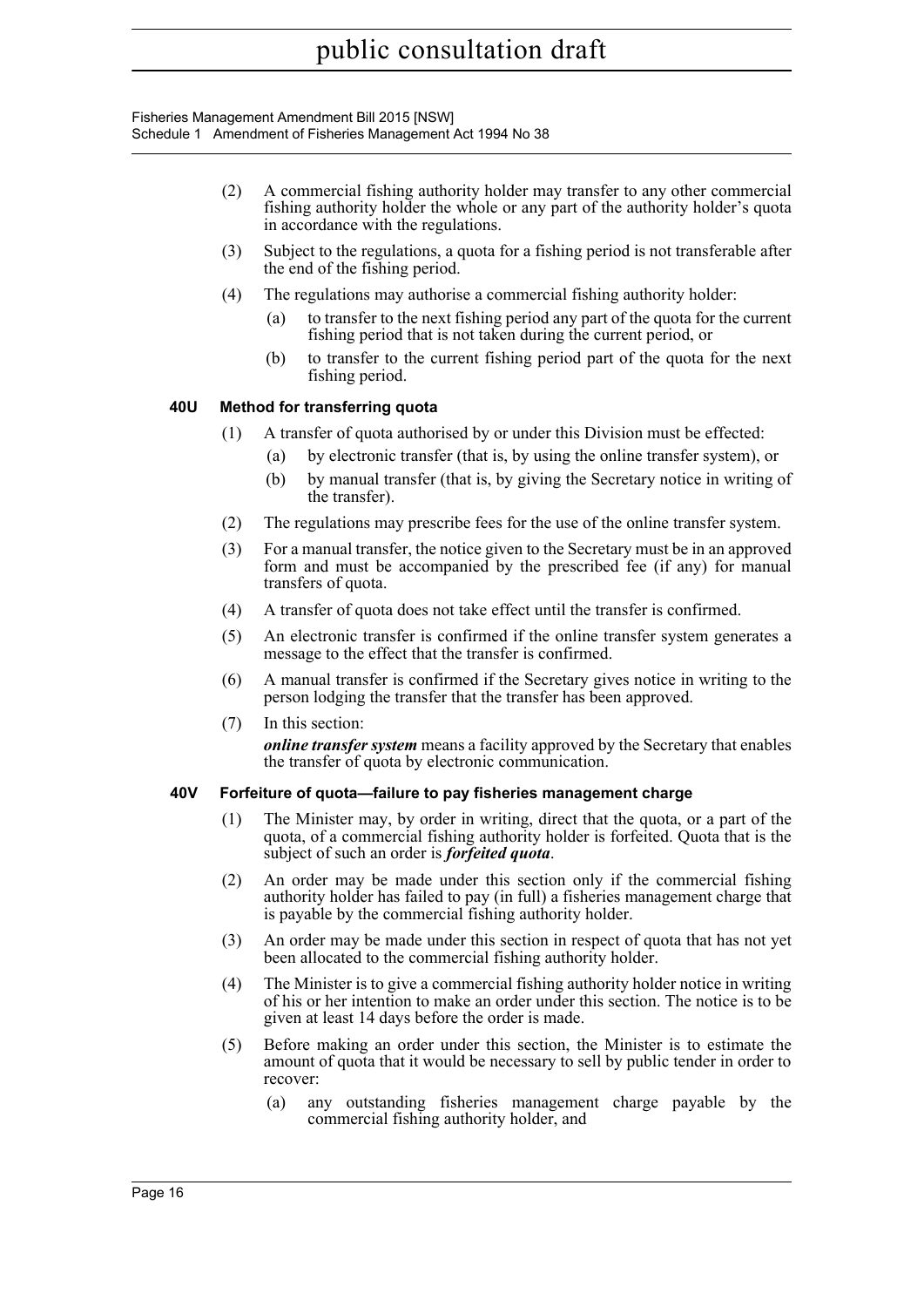(2) A commercial fishing authority holder may transfer to any other commercial fishing authority holder the whole or any part of the authority holder's quota in accordance with the regulations.

(3) Subject to the regulations, a quota for a fishing period is not transferable after the end of the fishing period.

(4) The regulations may authorise a commercial fishing authority holder:

- (a) to transfer to the next fishing period any part of the quota for the current fishing period that is not taken during the current period, or
- (b) to transfer to the current fishing period part of the quota for the next fishing period.

#### 40U Method for transferring quota

(1) A transfer of quota authorised by or under this Division must be effected:

- (a) by electronic transfer (that is, by using the online transfer system), or
- (b) by manual transfer (that is, by giving the Secretary notice in writing of the transfer).

(2) The regulations may prescribe fees for the use of the online transfer system.

(3) For a manual transfer, the notice given to the Secretary must be in an approved form and must be accompanied by the prescribed fee (if any) for manual transfers of quota.

(4) A transfer of quota does not take effect until the transfer is confirmed.

(5) An electronic transfer is confirmed if the online transfer system generates a message to the effect that the transfer is confirmed.

(6) A manual transfer is confirmed if the Secretary gives notice in writing to the person lodging the transfer that the transfer has been approved.

(7) In this section:

***online transfer system*** means a facility approved by the Secretary that enables the transfer of quota by electronic communication.

#### 40V Forfeiture of quota—failure to pay fisheries management charge

(1) The Minister may, by order in writing, direct that the quota, or a part of the quota, of a commercial fishing authority holder is forfeited. Quota that is the subject of such an order is ***forfeited quota***.

(2) An order may be made under this section only if the commercial fishing authority holder has failed to pay (in full) a fisheries management charge that is payable by the commercial fishing authority holder.

(3) An order may be made under this section in respect of quota that has not yet been allocated to the commercial fishing authority holder.

(4) The Minister is to give a commercial fishing authority holder notice in writing of his or her intention to make an order under this section. The notice is to be given at least 14 days before the order is made.

(5) Before making an order under this section, the Minister is to estimate the amount of quota that it would be necessary to sell by public tender in order to recover:

- (a) any outstanding fisheries management charge payable by the commercial fishing authority holder, and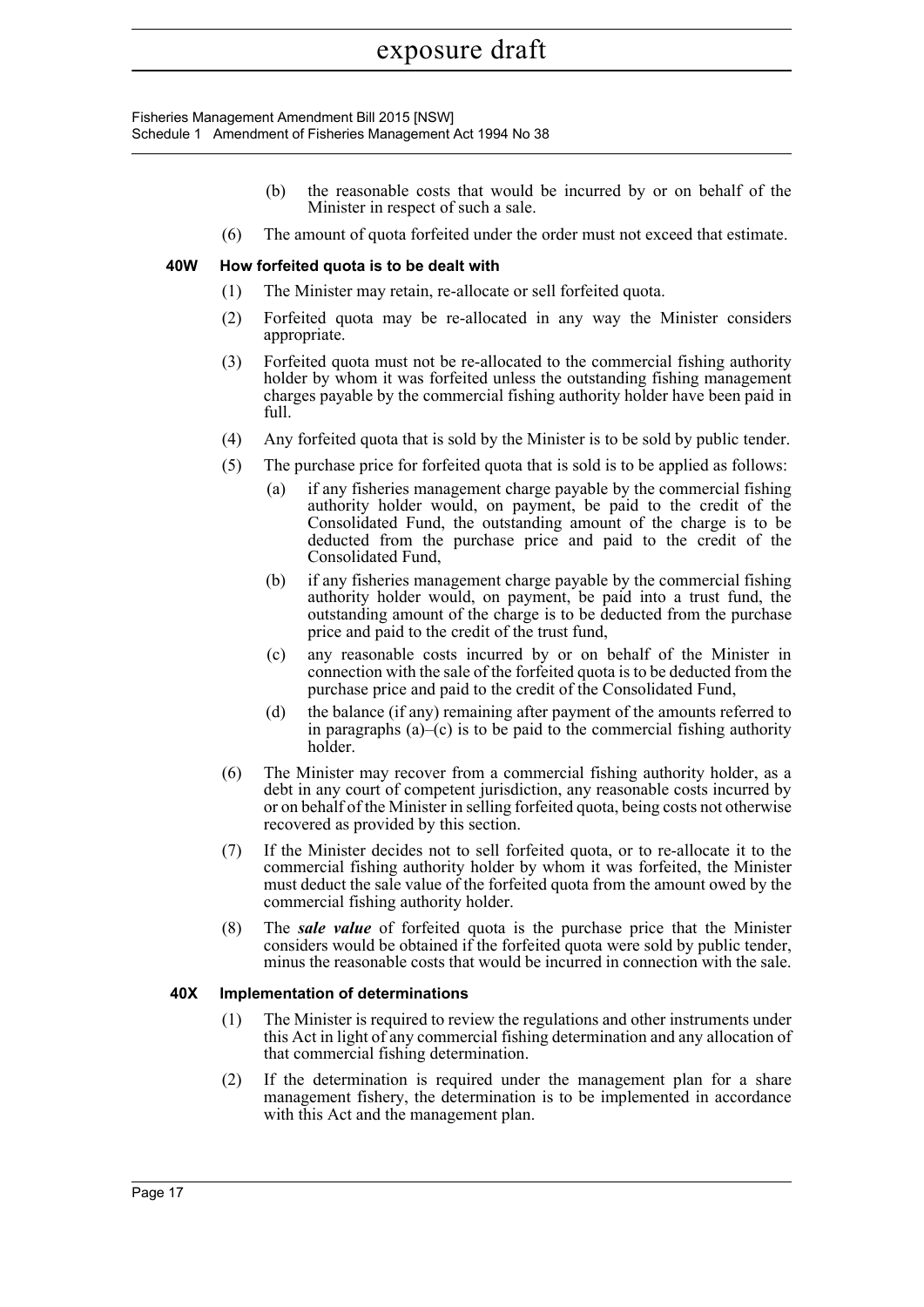(b) the reasonable costs that would be incurred by or on behalf of the Minister in respect of such a sale.

(6) The amount of quota forfeited under the order must not exceed that estimate.

### 40W How forfeited quota is to be dealt with

(1) The Minister may retain, re-allocate or sell forfeited quota.

(2) Forfeited quota may be re-allocated in any way the Minister considers appropriate.

(3) Forfeited quota must not be re-allocated to the commercial fishing authority holder by whom it was forfeited unless the outstanding fishing management charges payable by the commercial fishing authority holder have been paid in full.

(4) Any forfeited quota that is sold by the Minister is to be sold by public tender.

(5) The purchase price for forfeited quota that is sold is to be applied as follows:

(a) if any fisheries management charge payable by the commercial fishing authority holder would, on payment, be paid to the credit of the Consolidated Fund, the outstanding amount of the charge is to be deducted from the purchase price and paid to the credit of the Consolidated Fund,

(b) if any fisheries management charge payable by the commercial fishing authority holder would, on payment, be paid into a trust fund, the outstanding amount of the charge is to be deducted from the purchase price and paid to the credit of the trust fund,

(c) any reasonable costs incurred by or on behalf of the Minister in connection with the sale of the forfeited quota is to be deducted from the purchase price and paid to the credit of the Consolidated Fund,

(d) the balance (if any) remaining after payment of the amounts referred to in paragraphs (a)–(c) is to be paid to the commercial fishing authority holder.

(6) The Minister may recover from a commercial fishing authority holder, as a debt in any court of competent jurisdiction, any reasonable costs incurred by or on behalf of the Minister in selling forfeited quota, being costs not otherwise recovered as provided by this section.

(7) If the Minister decides not to sell forfeited quota, or to re-allocate it to the commercial fishing authority holder by whom it was forfeited, the Minister must deduct the sale value of the forfeited quota from the amount owed by the commercial fishing authority holder.

(8) The ***sale value*** of forfeited quota is the purchase price that the Minister considers would be obtained if the forfeited quota were sold by public tender, minus the reasonable costs that would be incurred in connection with the sale.

### 40X Implementation of determinations

(1) The Minister is required to review the regulations and other instruments under this Act in light of any commercial fishing determination and any allocation of that commercial fishing determination.

(2) If the determination is required under the management plan for a share management fishery, the determination is to be implemented in accordance with this Act and the management plan.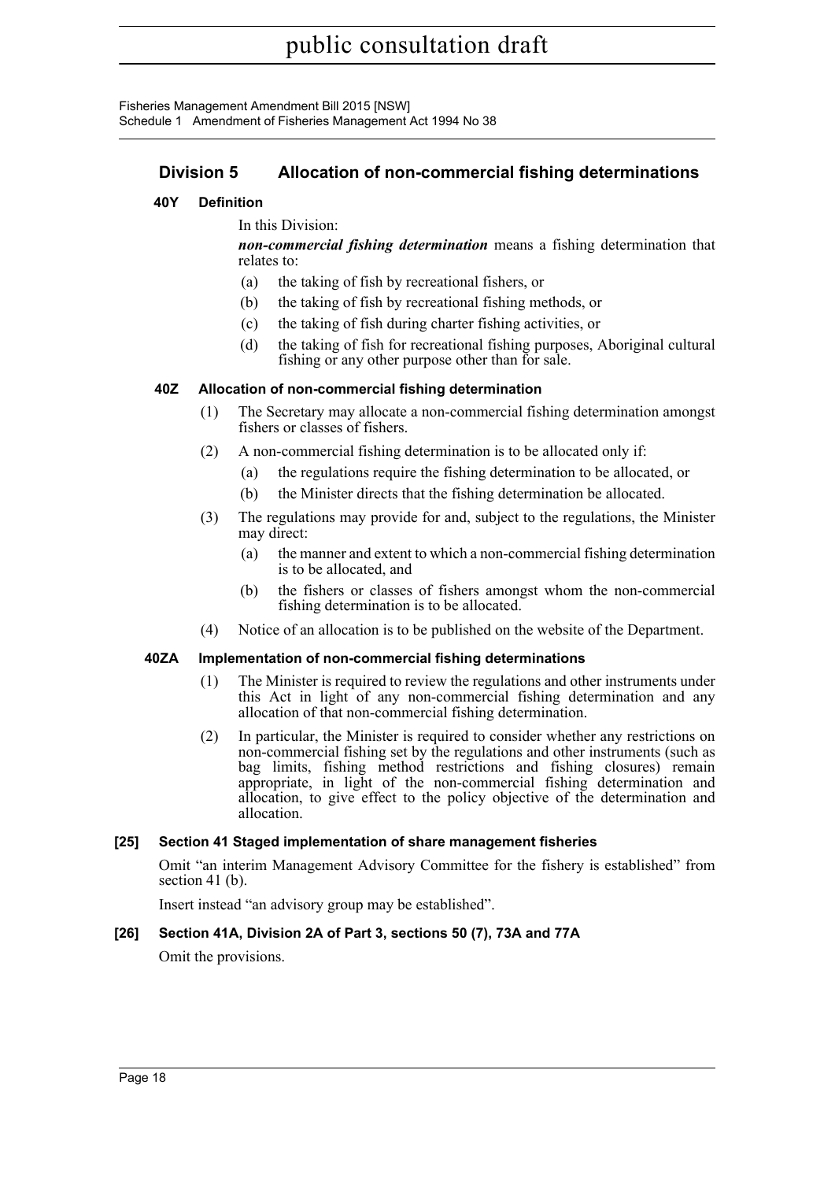## Division 5 Allocation of non-commercial fishing determinations

### 40Y Definition

In this Division:

***non-commercial fishing determination*** means a fishing determination that relates to:

- (a) the taking of fish by recreational fishers, or
- (b) the taking of fish by recreational fishing methods, or
- (c) the taking of fish during charter fishing activities, or
- (d) the taking of fish for recreational fishing purposes, Aboriginal cultural fishing or any other purpose other than for sale.

### 40Z Allocation of non-commercial fishing determination

(1) The Secretary may allocate a non-commercial fishing determination amongst fishers or classes of fishers.

(2) A non-commercial fishing determination is to be allocated only if:

- (a) the regulations require the fishing determination to be allocated, or
- (b) the Minister directs that the fishing determination be allocated.

(3) The regulations may provide for and, subject to the regulations, the Minister may direct:

- (a) the manner and extent to which a non-commercial fishing determination is to be allocated, and
- (b) the fishers or classes of fishers amongst whom the non-commercial fishing determination is to be allocated.

(4) Notice of an allocation is to be published on the website of the Department.

### 40ZA Implementation of non-commercial fishing determinations

(1) The Minister is required to review the regulations and other instruments under this Act in light of any non-commercial fishing determination and any allocation of that non-commercial fishing determination.

(2) In particular, the Minister is required to consider whether any restrictions on non-commercial fishing set by the regulations and other instruments (such as bag limits, fishing method restrictions and fishing closures) remain appropriate, in light of the non-commercial fishing determination and allocation, to give effect to the policy objective of the determination and allocation.

### [25] Section 41 Staged implementation of share management fisheries

Omit "an interim Management Advisory Committee for the fishery is established" from section 41 (b).

Insert instead "an advisory group may be established".

### [26] Section 41A, Division 2A of Part 3, sections 50 (7), 73A and 77A

Omit the provisions.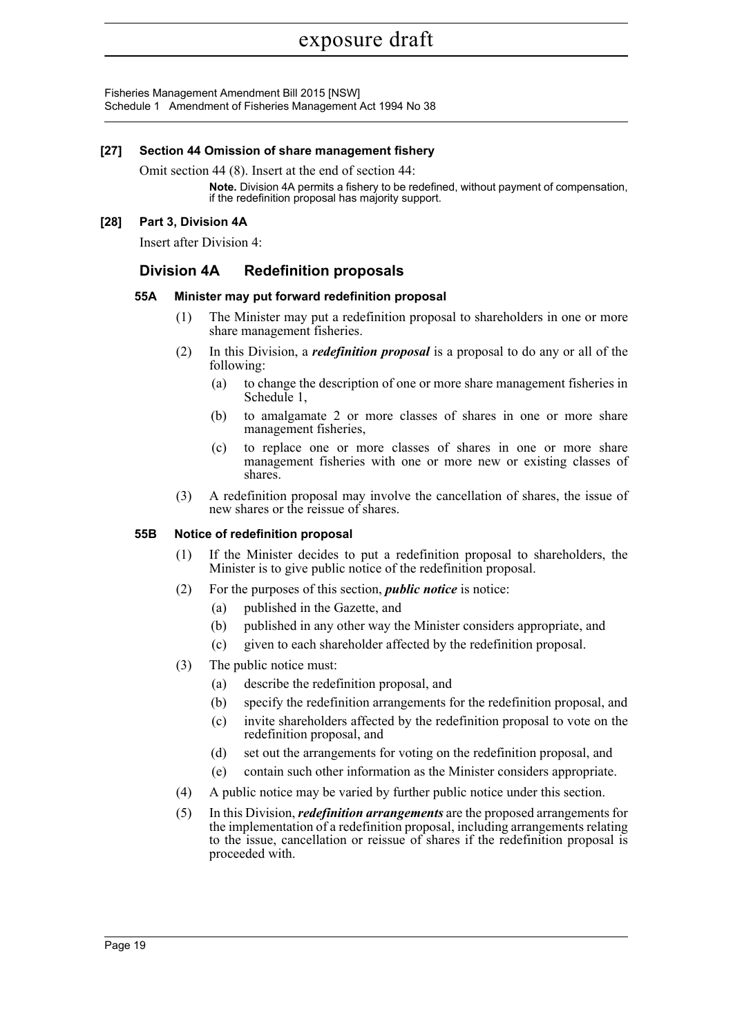**[27] Section 44 Omission of share management fishery**

Omit section 44 (8). Insert at the end of section 44:

**Note.** Division 4A permits a fishery to be redefined, without payment of compensation, if the redefinition proposal has majority support.

**[28] Part 3, Division 4A**

Insert after Division 4:

## Division 4A Redefinition proposals

### 55A Minister may put forward redefinition proposal

(1) The Minister may put a redefinition proposal to shareholders in one or more share management fisheries.

(2) In this Division, a ***redefinition proposal*** is a proposal to do any or all of the following:

- (a) to change the description of one or more share management fisheries in Schedule 1,
- (b) to amalgamate 2 or more classes of shares in one or more share management fisheries,
- (c) to replace one or more classes of shares in one or more share management fisheries with one or more new or existing classes of shares.

(3) A redefinition proposal may involve the cancellation of shares, the issue of new shares or the reissue of shares.

### 55B Notice of redefinition proposal

(1) If the Minister decides to put a redefinition proposal to shareholders, the Minister is to give public notice of the redefinition proposal.

(2) For the purposes of this section, ***public notice*** is notice:

- (a) published in the Gazette, and
- (b) published in any other way the Minister considers appropriate, and
- (c) given to each shareholder affected by the redefinition proposal.

(3) The public notice must:

- (a) describe the redefinition proposal, and
- (b) specify the redefinition arrangements for the redefinition proposal, and
- (c) invite shareholders affected by the redefinition proposal to vote on the redefinition proposal, and
- (d) set out the arrangements for voting on the redefinition proposal, and
- (e) contain such other information as the Minister considers appropriate.

(4) A public notice may be varied by further public notice under this section.

(5) In this Division, ***redefinition arrangements*** are the proposed arrangements for the implementation of a redefinition proposal, including arrangements relating to the issue, cancellation or reissue of shares if the redefinition proposal is proceeded with.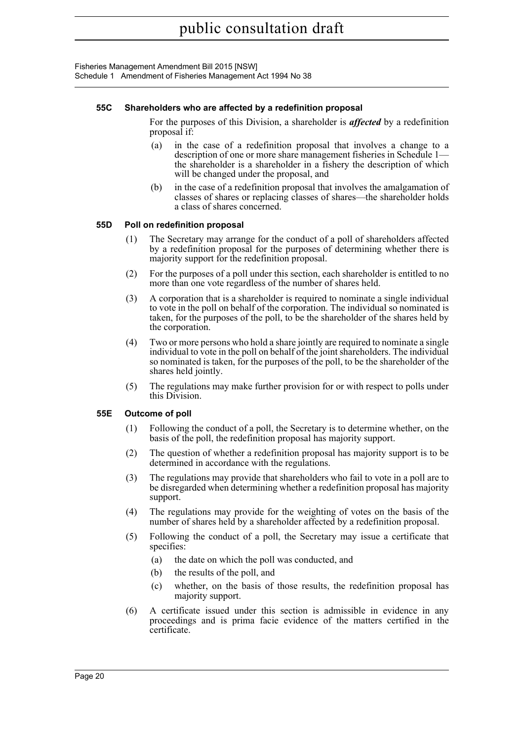#### 55C Shareholders who are affected by a redefinition proposal

For the purposes of this Division, a shareholder is ***affected*** by a redefinition proposal if:

(a) in the case of a redefinition proposal that involves a change to a description of one or more share management fisheries in Schedule 1—the shareholder is a shareholder in a fishery the description of which will be changed under the proposal, and

(b) in the case of a redefinition proposal that involves the amalgamation of classes of shares or replacing classes of shares—the shareholder holds a class of shares concerned.

#### 55D Poll on redefinition proposal

(1) The Secretary may arrange for the conduct of a poll of shareholders affected by a redefinition proposal for the purposes of determining whether there is majority support for the redefinition proposal.

(2) For the purposes of a poll under this section, each shareholder is entitled to no more than one vote regardless of the number of shares held.

(3) A corporation that is a shareholder is required to nominate a single individual to vote in the poll on behalf of the corporation. The individual so nominated is taken, for the purposes of the poll, to be the shareholder of the shares held by the corporation.

(4) Two or more persons who hold a share jointly are required to nominate a single individual to vote in the poll on behalf of the joint shareholders. The individual so nominated is taken, for the purposes of the poll, to be the shareholder of the shares held jointly.

(5) The regulations may make further provision for or with respect to polls under this Division.

#### 55E Outcome of poll

(1) Following the conduct of a poll, the Secretary is to determine whether, on the basis of the poll, the redefinition proposal has majority support.

(2) The question of whether a redefinition proposal has majority support is to be determined in accordance with the regulations.

(3) The regulations may provide that shareholders who fail to vote in a poll are to be disregarded when determining whether a redefinition proposal has majority support.

(4) The regulations may provide for the weighting of votes on the basis of the number of shares held by a shareholder affected by a redefinition proposal.

(5) Following the conduct of a poll, the Secretary may issue a certificate that specifies:

  (a) the date on which the poll was conducted, and

  (b) the results of the poll, and

  (c) whether, on the basis of those results, the redefinition proposal has majority support.

(6) A certificate issued under this section is admissible in evidence in any proceedings and is prima facie evidence of the matters certified in the certificate.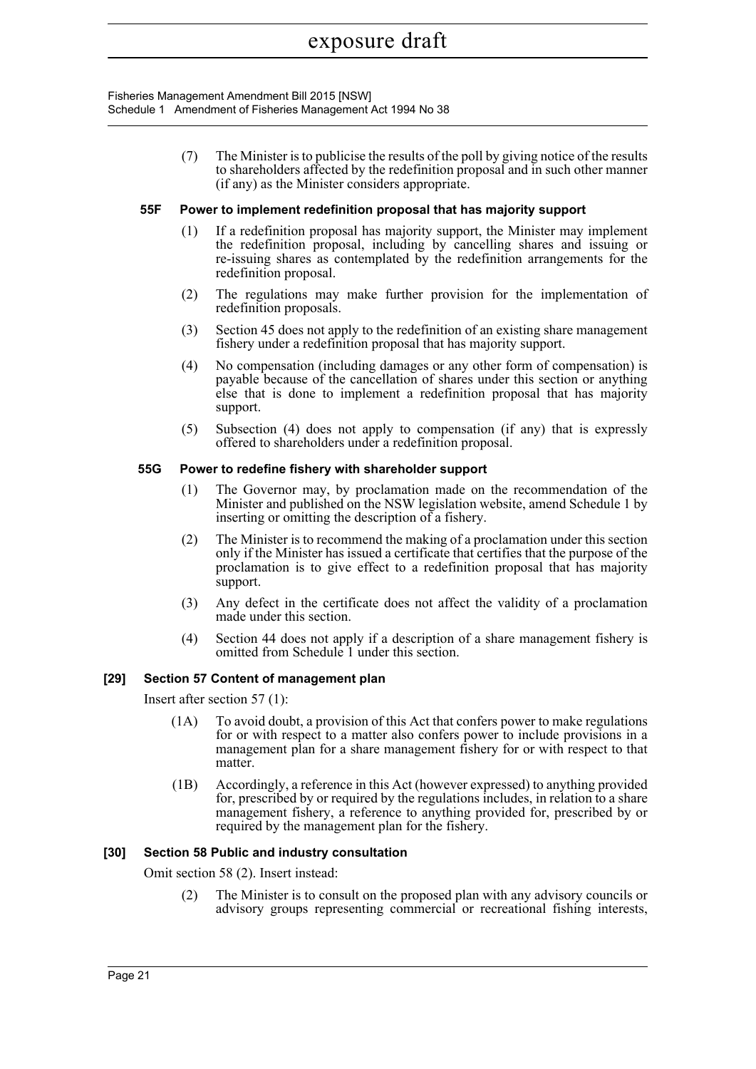(7) The Minister is to publicise the results of the poll by giving notice of the results to shareholders affected by the redefinition proposal and in such other manner (if any) as the Minister considers appropriate.

**55F Power to implement redefinition proposal that has majority support**

(1) If a redefinition proposal has majority support, the Minister may implement the redefinition proposal, including by cancelling shares and issuing or re-issuing shares as contemplated by the redefinition arrangements for the redefinition proposal.

(2) The regulations may make further provision for the implementation of redefinition proposals.

(3) Section 45 does not apply to the redefinition of an existing share management fishery under a redefinition proposal that has majority support.

(4) No compensation (including damages or any other form of compensation) is payable because of the cancellation of shares under this section or anything else that is done to implement a redefinition proposal that has majority support.

(5) Subsection (4) does not apply to compensation (if any) that is expressly offered to shareholders under a redefinition proposal.

**55G Power to redefine fishery with shareholder support**

(1) The Governor may, by proclamation made on the recommendation of the Minister and published on the NSW legislation website, amend Schedule 1 by inserting or omitting the description of a fishery.

(2) The Minister is to recommend the making of a proclamation under this section only if the Minister has issued a certificate that certifies that the purpose of the proclamation is to give effect to a redefinition proposal that has majority support.

(3) Any defect in the certificate does not affect the validity of a proclamation made under this section.

(4) Section 44 does not apply if a description of a share management fishery is omitted from Schedule 1 under this section.

**[29] Section 57 Content of management plan**

Insert after section 57 (1):

(1A) To avoid doubt, a provision of this Act that confers power to make regulations for or with respect to a matter also confers power to include provisions in a management plan for a share management fishery for or with respect to that matter.

(1B) Accordingly, a reference in this Act (however expressed) to anything provided for, prescribed by or required by the regulations includes, in relation to a share management fishery, a reference to anything provided for, prescribed by or required by the management plan for the fishery.

**[30] Section 58 Public and industry consultation**

Omit section 58 (2). Insert instead:

(2) The Minister is to consult on the proposed plan with any advisory councils or advisory groups representing commercial or recreational fishing interests,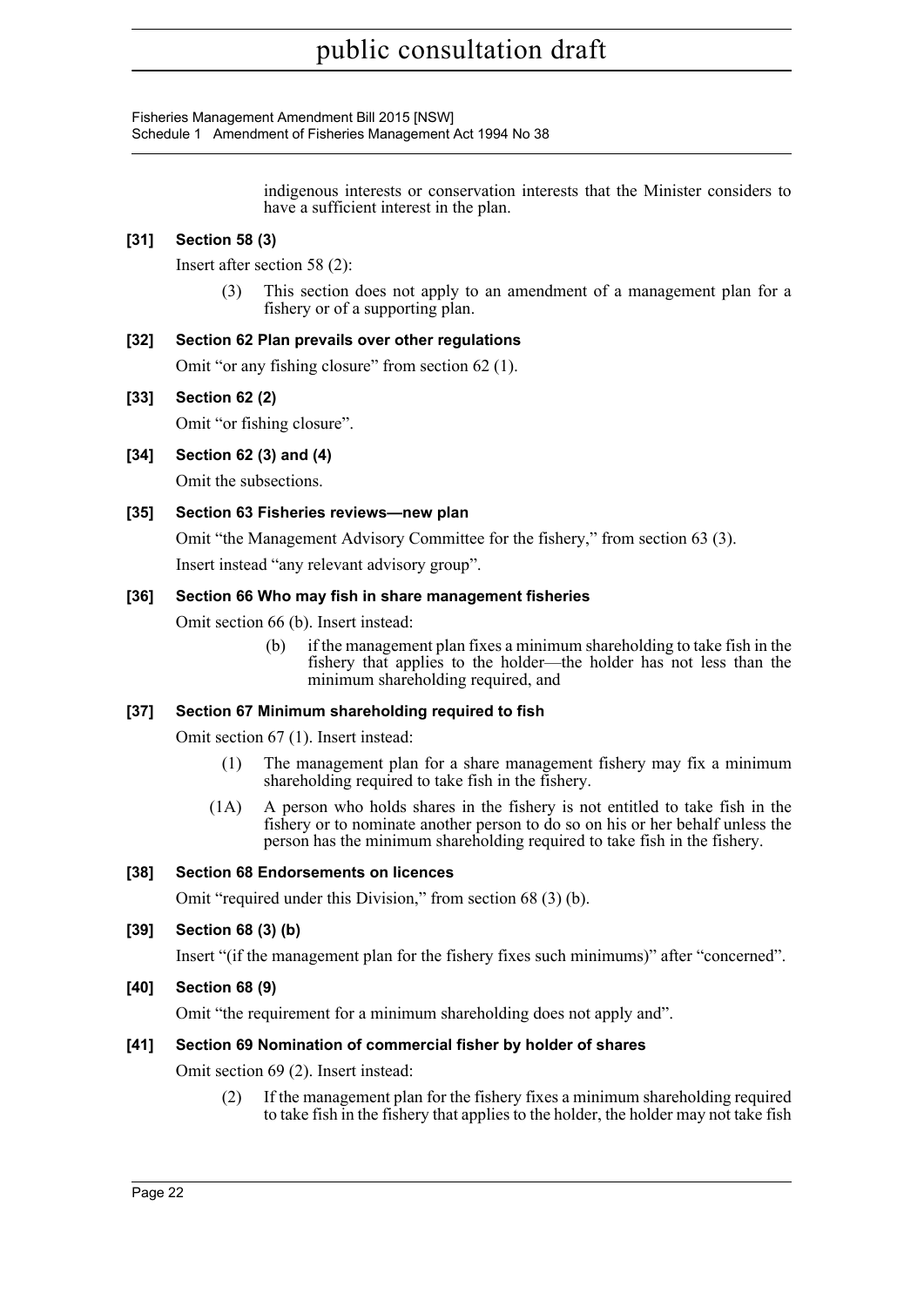indigenous interests or conservation interests that the Minister considers to have a sufficient interest in the plan.

**[31] Section 58 (3)**

Insert after section 58 (2):

(3) This section does not apply to an amendment of a management plan for a fishery or of a supporting plan.

**[32] Section 62 Plan prevails over other regulations**

Omit "or any fishing closure" from section 62 (1).

**[33] Section 62 (2)**

Omit "or fishing closure".

**[34] Section 62 (3) and (4)**

Omit the subsections.

**[35] Section 63 Fisheries reviews—new plan**

Omit "the Management Advisory Committee for the fishery," from section 63 (3).

Insert instead "any relevant advisory group".

**[36] Section 66 Who may fish in share management fisheries**

Omit section 66 (b). Insert instead:

(b) if the management plan fixes a minimum shareholding to take fish in the fishery that applies to the holder—the holder has not less than the minimum shareholding required, and

**[37] Section 67 Minimum shareholding required to fish**

Omit section 67 (1). Insert instead:

(1) The management plan for a share management fishery may fix a minimum shareholding required to take fish in the fishery.

(1A) A person who holds shares in the fishery is not entitled to take fish in the fishery or to nominate another person to do so on his or her behalf unless the person has the minimum shareholding required to take fish in the fishery.

**[38] Section 68 Endorsements on licences**

Omit "required under this Division," from section 68 (3) (b).

**[39] Section 68 (3) (b)**

Insert "(if the management plan for the fishery fixes such minimums)" after "concerned".

**[40] Section 68 (9)**

Omit "the requirement for a minimum shareholding does not apply and".

**[41] Section 69 Nomination of commercial fisher by holder of shares**

Omit section 69 (2). Insert instead:

(2) If the management plan for the fishery fixes a minimum shareholding required to take fish in the fishery that applies to the holder, the holder may not take fish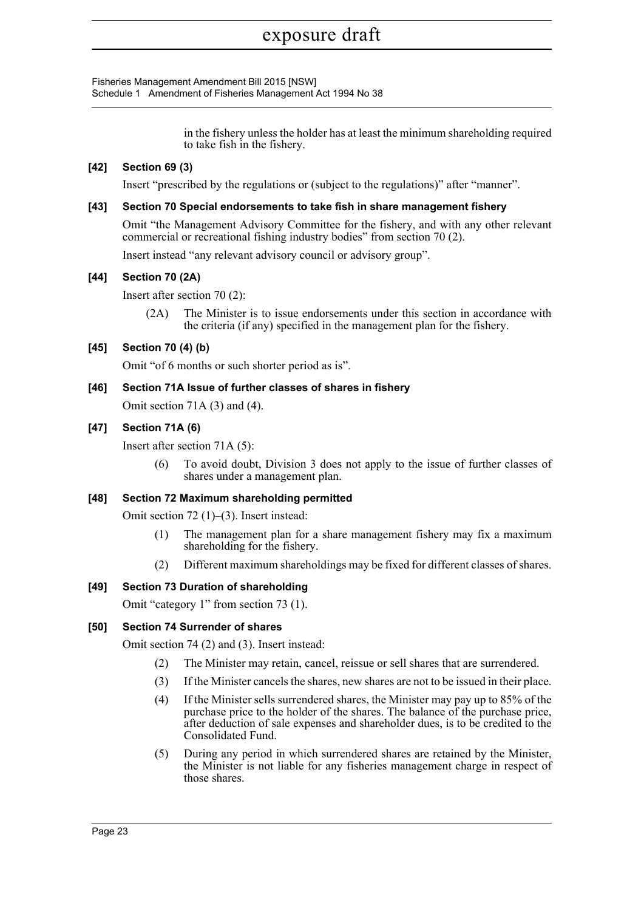in the fishery unless the holder has at least the minimum shareholding required to take fish in the fishery.

**[42] Section 69 (3)**

Insert "prescribed by the regulations or (subject to the regulations)" after "manner".

**[43] Section 70 Special endorsements to take fish in share management fishery**

Omit "the Management Advisory Committee for the fishery, and with any other relevant commercial or recreational fishing industry bodies" from section 70 (2).

Insert instead "any relevant advisory council or advisory group".

**[44] Section 70 (2A)**

Insert after section 70 (2):

> (2A) The Minister is to issue endorsements under this section in accordance with the criteria (if any) specified in the management plan for the fishery.

**[45] Section 70 (4) (b)**

Omit "of 6 months or such shorter period as is".

**[46] Section 71A Issue of further classes of shares in fishery**

Omit section 71A (3) and (4).

**[47] Section 71A (6)**

Insert after section 71A (5):

> (6) To avoid doubt, Division 3 does not apply to the issue of further classes of shares under a management plan.

**[48] Section 72 Maximum shareholding permitted**

Omit section 72 (1)–(3). Insert instead:

> (1) The management plan for a share management fishery may fix a maximum shareholding for the fishery.
>
> (2) Different maximum shareholdings may be fixed for different classes of shares.

**[49] Section 73 Duration of shareholding**

Omit "category 1" from section 73 (1).

**[50] Section 74 Surrender of shares**

Omit section 74 (2) and (3). Insert instead:

> (2) The Minister may retain, cancel, reissue or sell shares that are surrendered.
>
> (3) If the Minister cancels the shares, new shares are not to be issued in their place.
>
> (4) If the Minister sells surrendered shares, the Minister may pay up to 85% of the purchase price to the holder of the shares. The balance of the purchase price, after deduction of sale expenses and shareholder dues, is to be credited to the Consolidated Fund.
>
> (5) During any period in which surrendered shares are retained by the Minister, the Minister is not liable for any fisheries management charge in respect of those shares.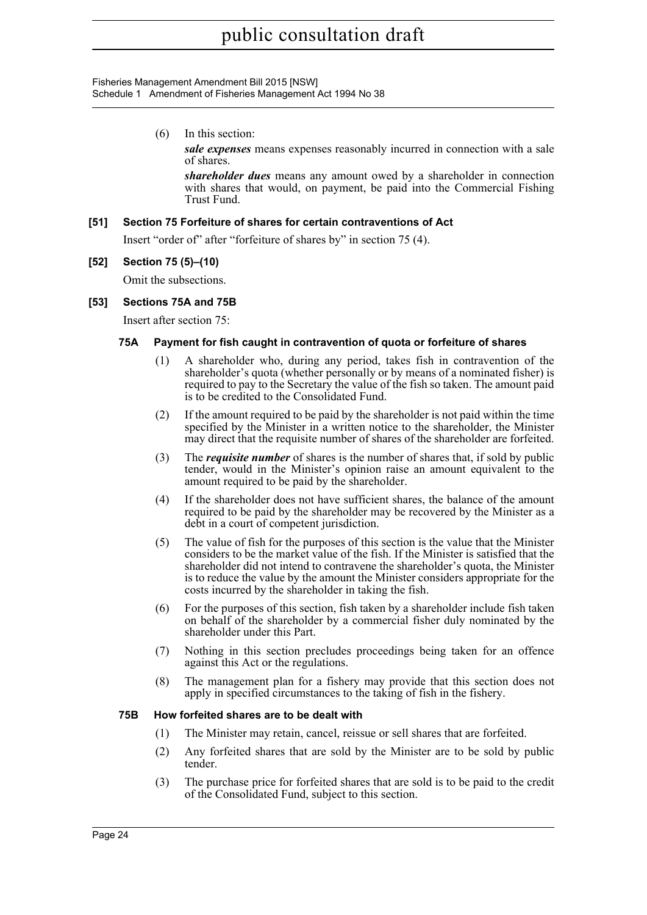(6) In this section:

*sale expenses* means expenses reasonably incurred in connection with a sale of shares.

*shareholder dues* means any amount owed by a shareholder in connection with shares that would, on payment, be paid into the Commercial Fishing Trust Fund.

**[51] Section 75 Forfeiture of shares for certain contraventions of Act**

Insert "order of" after "forfeiture of shares by" in section 75 (4).

**[52] Section 75 (5)–(10)**

Omit the subsections.

**[53] Sections 75A and 75B**

Insert after section 75:

**75A Payment for fish caught in contravention of quota or forfeiture of shares**

(1) A shareholder who, during any period, takes fish in contravention of the shareholder's quota (whether personally or by means of a nominated fisher) is required to pay to the Secretary the value of the fish so taken. The amount paid is to be credited to the Consolidated Fund.

(2) If the amount required to be paid by the shareholder is not paid within the time specified by the Minister in a written notice to the shareholder, the Minister may direct that the requisite number of shares of the shareholder are forfeited.

(3) The ***requisite number*** of shares is the number of shares that, if sold by public tender, would in the Minister's opinion raise an amount equivalent to the amount required to be paid by the shareholder.

(4) If the shareholder does not have sufficient shares, the balance of the amount required to be paid by the shareholder may be recovered by the Minister as a debt in a court of competent jurisdiction.

(5) The value of fish for the purposes of this section is the value that the Minister considers to be the market value of the fish. If the Minister is satisfied that the shareholder did not intend to contravene the shareholder's quota, the Minister is to reduce the value by the amount the Minister considers appropriate for the costs incurred by the shareholder in taking the fish.

(6) For the purposes of this section, fish taken by a shareholder include fish taken on behalf of the shareholder by a commercial fisher duly nominated by the shareholder under this Part.

(7) Nothing in this section precludes proceedings being taken for an offence against this Act or the regulations.

(8) The management plan for a fishery may provide that this section does not apply in specified circumstances to the taking of fish in the fishery.

**75B How forfeited shares are to be dealt with**

(1) The Minister may retain, cancel, reissue or sell shares that are forfeited.

(2) Any forfeited shares that are sold by the Minister are to be sold by public tender.

(3) The purchase price for forfeited shares that are sold is to be paid to the credit of the Consolidated Fund, subject to this section.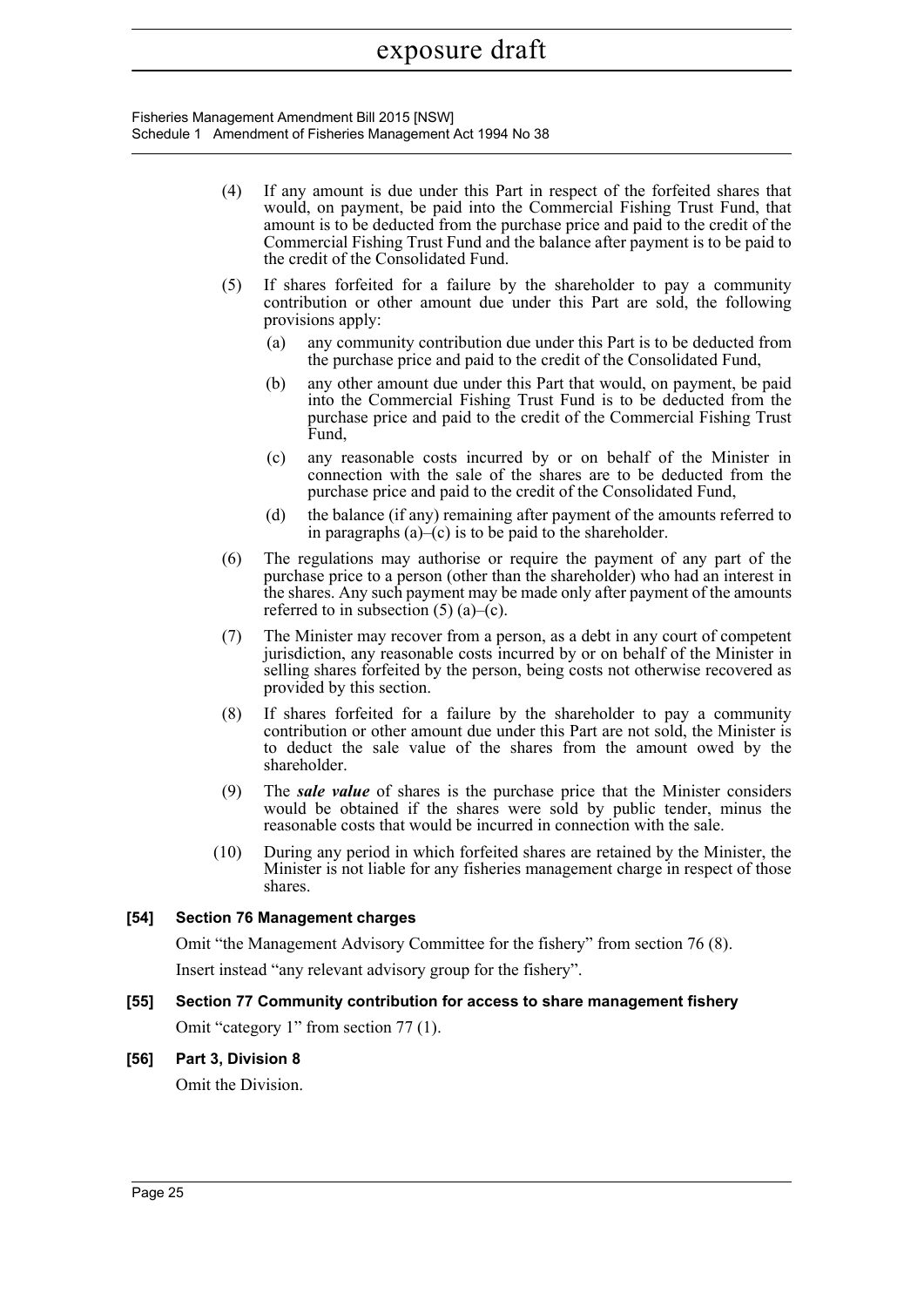(4) If any amount is due under this Part in respect of the forfeited shares that would, on payment, be paid into the Commercial Fishing Trust Fund, that amount is to be deducted from the purchase price and paid to the credit of the Commercial Fishing Trust Fund and the balance after payment is to be paid to the credit of the Consolidated Fund.

(5) If shares forfeited for a failure by the shareholder to pay a community contribution or other amount due under this Part are sold, the following provisions apply:

(a) any community contribution due under this Part is to be deducted from the purchase price and paid to the credit of the Consolidated Fund,

(b) any other amount due under this Part that would, on payment, be paid into the Commercial Fishing Trust Fund is to be deducted from the purchase price and paid to the credit of the Commercial Fishing Trust Fund,

(c) any reasonable costs incurred by or on behalf of the Minister in connection with the sale of the shares are to be deducted from the purchase price and paid to the credit of the Consolidated Fund,

(d) the balance (if any) remaining after payment of the amounts referred to in paragraphs (a)–(c) is to be paid to the shareholder.

(6) The regulations may authorise or require the payment of any part of the purchase price to a person (other than the shareholder) who had an interest in the shares. Any such payment may be made only after payment of the amounts referred to in subsection (5) (a)–(c).

(7) The Minister may recover from a person, as a debt in any court of competent jurisdiction, any reasonable costs incurred by or on behalf of the Minister in selling shares forfeited by the person, being costs not otherwise recovered as provided by this section.

(8) If shares forfeited for a failure by the shareholder to pay a community contribution or other amount due under this Part are not sold, the Minister is to deduct the sale value of the shares from the amount owed by the shareholder.

(9) The ***sale value*** of shares is the purchase price that the Minister considers would be obtained if the shares were sold by public tender, minus the reasonable costs that would be incurred in connection with the sale.

(10) During any period in which forfeited shares are retained by the Minister, the Minister is not liable for any fisheries management charge in respect of those shares.

**[54] Section 76 Management charges**

Omit "the Management Advisory Committee for the fishery" from section 76 (8).

Insert instead "any relevant advisory group for the fishery".

**[55] Section 77 Community contribution for access to share management fishery**

Omit "category 1" from section 77 (1).

**[56] Part 3, Division 8**

Omit the Division.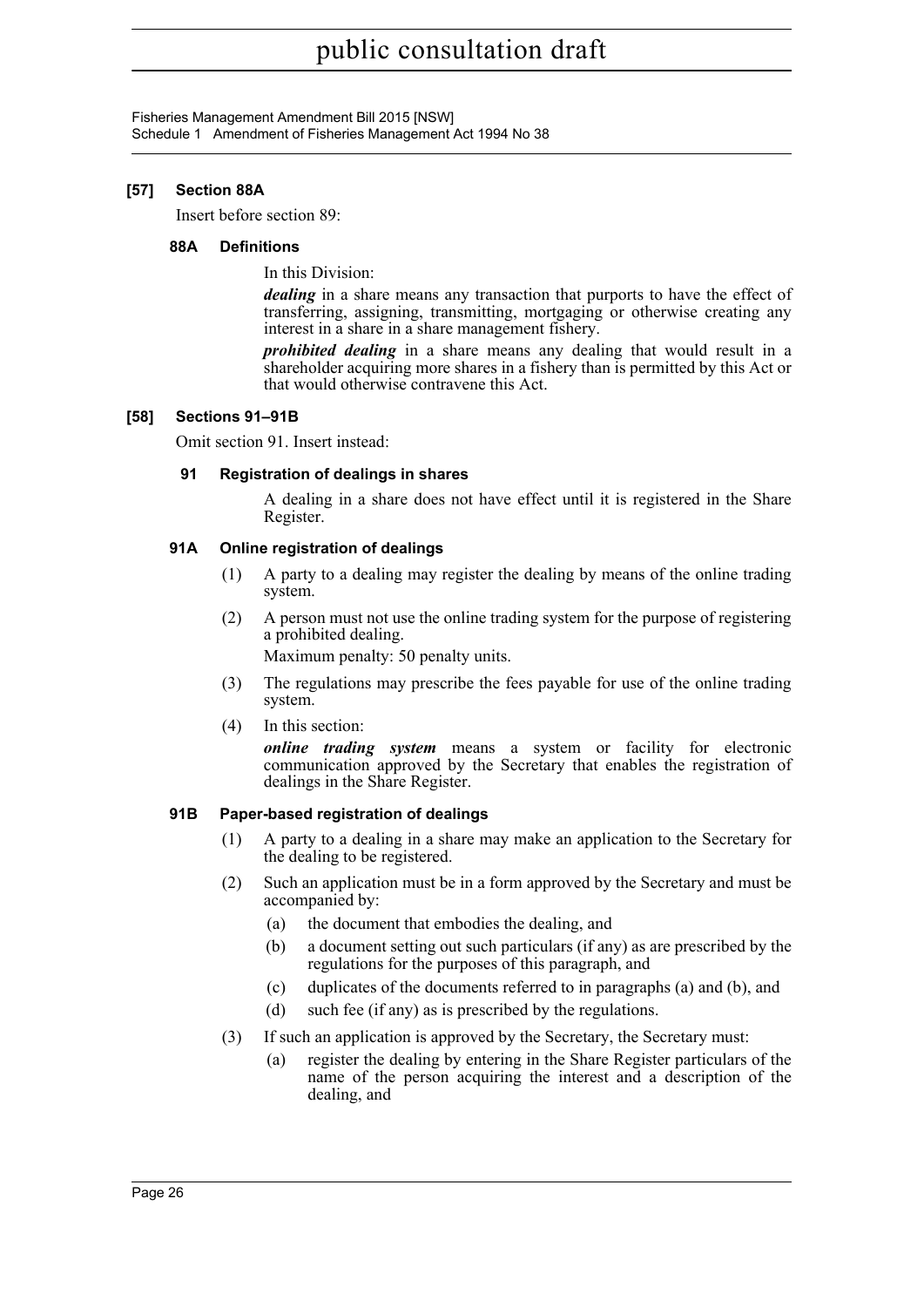**[57] Section 88A**

Insert before section 89:

**88A Definitions**

In this Division:

***dealing*** in a share means any transaction that purports to have the effect of transferring, assigning, transmitting, mortgaging or otherwise creating any interest in a share in a share management fishery.

***prohibited dealing*** in a share means any dealing that would result in a shareholder acquiring more shares in a fishery than is permitted by this Act or that would otherwise contravene this Act.

**[58] Sections 91–91B**

Omit section 91. Insert instead:

**91 Registration of dealings in shares**

A dealing in a share does not have effect until it is registered in the Share Register.

**91A Online registration of dealings**

(1) A party to a dealing may register the dealing by means of the online trading system.

(2) A person must not use the online trading system for the purpose of registering a prohibited dealing.

Maximum penalty: 50 penalty units.

(3) The regulations may prescribe the fees payable for use of the online trading system.

(4) In this section:

***online trading system*** means a system or facility for electronic communication approved by the Secretary that enables the registration of dealings in the Share Register.

**91B Paper-based registration of dealings**

(1) A party to a dealing in a share may make an application to the Secretary for the dealing to be registered.

(2) Such an application must be in a form approved by the Secretary and must be accompanied by:

(a) the document that embodies the dealing, and

(b) a document setting out such particulars (if any) as are prescribed by the regulations for the purposes of this paragraph, and

(c) duplicates of the documents referred to in paragraphs (a) and (b), and

(d) such fee (if any) as is prescribed by the regulations.

(3) If such an application is approved by the Secretary, the Secretary must:

(a) register the dealing by entering in the Share Register particulars of the name of the person acquiring the interest and a description of the dealing, and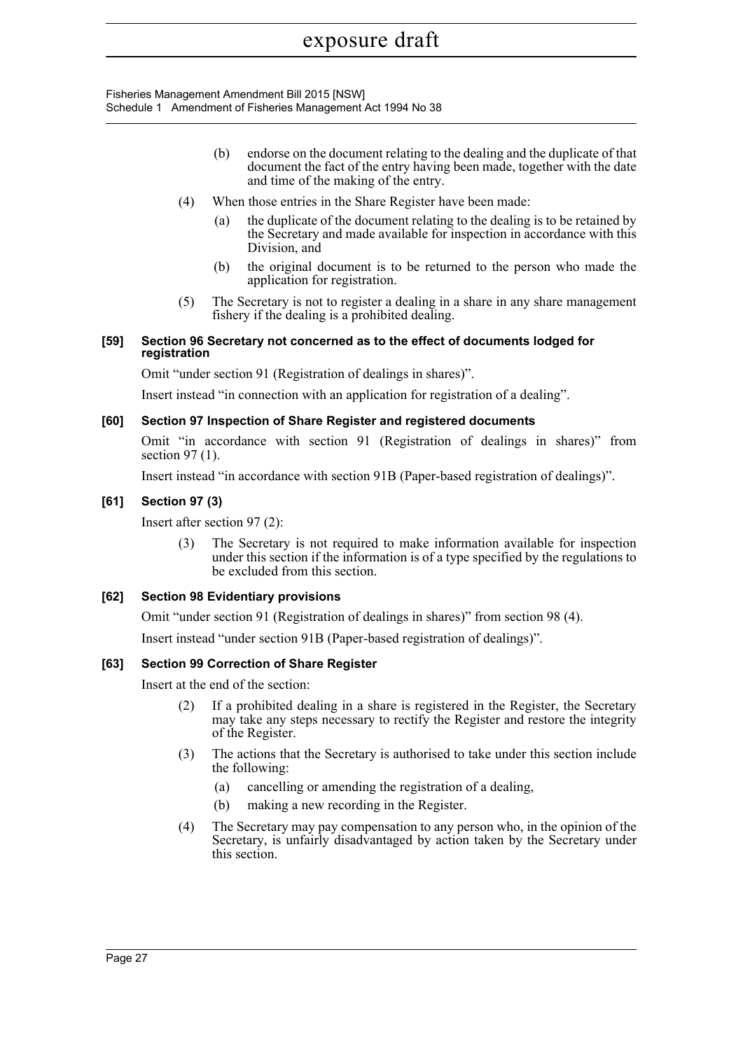(b) endorse on the document relating to the dealing and the duplicate of that document the fact of the entry having been made, together with the date and time of the making of the entry.

(4) When those entries in the Share Register have been made:

(a) the duplicate of the document relating to the dealing is to be retained by the Secretary and made available for inspection in accordance with this Division, and

(b) the original document is to be returned to the person who made the application for registration.

(5) The Secretary is not to register a dealing in a share in any share management fishery if the dealing is a prohibited dealing.

#### [59] Section 96 Secretary not concerned as to the effect of documents lodged for registration

Omit "under section 91 (Registration of dealings in shares)".

Insert instead "in connection with an application for registration of a dealing".

#### [60] Section 97 Inspection of Share Register and registered documents

Omit "in accordance with section 91 (Registration of dealings in shares)" from section 97 (1).

Insert instead "in accordance with section 91B (Paper-based registration of dealings)".

#### [61] Section 97 (3)

Insert after section 97 (2):

(3) The Secretary is not required to make information available for inspection under this section if the information is of a type specified by the regulations to be excluded from this section.

#### [62] Section 98 Evidentiary provisions

Omit "under section 91 (Registration of dealings in shares)" from section 98 (4).

Insert instead "under section 91B (Paper-based registration of dealings)".

#### [63] Section 99 Correction of Share Register

Insert at the end of the section:

(2) If a prohibited dealing in a share is registered in the Register, the Secretary may take any steps necessary to rectify the Register and restore the integrity of the Register.

(3) The actions that the Secretary is authorised to take under this section include the following:

(a) cancelling or amending the registration of a dealing,

(b) making a new recording in the Register.

(4) The Secretary may pay compensation to any person who, in the opinion of the Secretary, is unfairly disadvantaged by action taken by the Secretary under this section.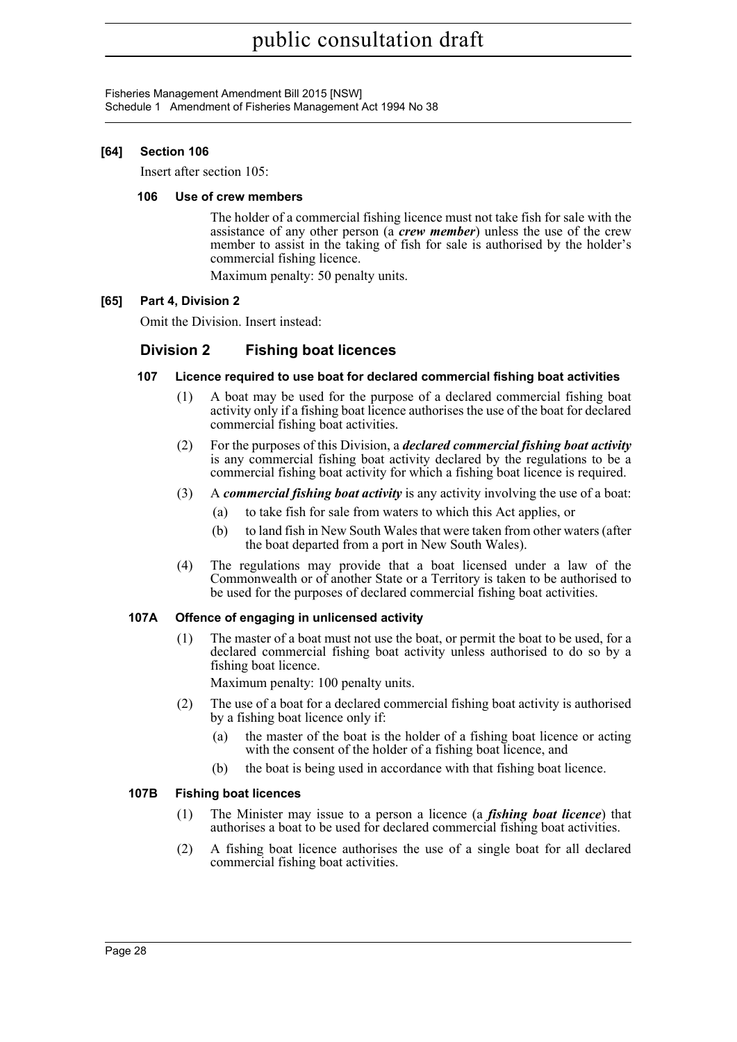**[64] Section 106**

Insert after section 105:

**106 Use of crew members**

The holder of a commercial fishing licence must not take fish for sale with the assistance of any other person (a ***crew member***) unless the use of the crew member to assist in the taking of fish for sale is authorised by the holder's commercial fishing licence.

Maximum penalty: 50 penalty units.

**[65] Part 4, Division 2**

Omit the Division. Insert instead:

## Division 2 Fishing boat licences

**107 Licence required to use boat for declared commercial fishing boat activities**

(1) A boat may be used for the purpose of a declared commercial fishing boat activity only if a fishing boat licence authorises the use of the boat for declared commercial fishing boat activities.

(2) For the purposes of this Division, a ***declared commercial fishing boat activity*** is any commercial fishing boat activity declared by the regulations to be a commercial fishing boat activity for which a fishing boat licence is required.

(3) A ***commercial fishing boat activity*** is any activity involving the use of a boat:

- (a) to take fish for sale from waters to which this Act applies, or
- (b) to land fish in New South Wales that were taken from other waters (after the boat departed from a port in New South Wales).

(4) The regulations may provide that a boat licensed under a law of the Commonwealth or of another State or a Territory is taken to be authorised to be used for the purposes of declared commercial fishing boat activities.

**107A Offence of engaging in unlicensed activity**

(1) The master of a boat must not use the boat, or permit the boat to be used, for a declared commercial fishing boat activity unless authorised to do so by a fishing boat licence.

Maximum penalty: 100 penalty units.

(2) The use of a boat for a declared commercial fishing boat activity is authorised by a fishing boat licence only if:

- (a) the master of the boat is the holder of a fishing boat licence or acting with the consent of the holder of a fishing boat licence, and
- (b) the boat is being used in accordance with that fishing boat licence.

**107B Fishing boat licences**

(1) The Minister may issue to a person a licence (a ***fishing boat licence***) that authorises a boat to be used for declared commercial fishing boat activities.

(2) A fishing boat licence authorises the use of a single boat for all declared commercial fishing boat activities.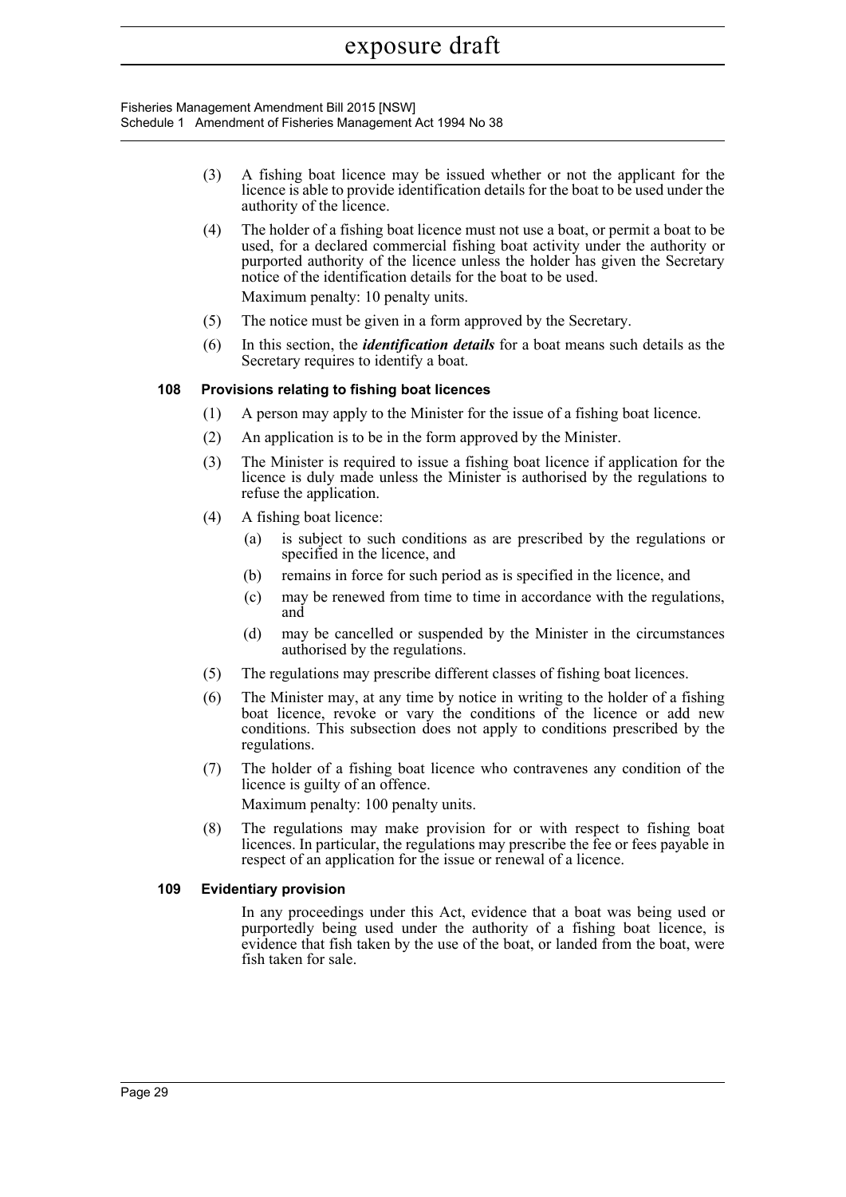(3) A fishing boat licence may be issued whether or not the applicant for the licence is able to provide identification details for the boat to be used under the authority of the licence.

(4) The holder of a fishing boat licence must not use a boat, or permit a boat to be used, for a declared commercial fishing boat activity under the authority or purported authority of the licence unless the holder has given the Secretary notice of the identification details for the boat to be used.

Maximum penalty: 10 penalty units.

(5) The notice must be given in a form approved by the Secretary.

(6) In this section, the ***identification details*** for a boat means such details as the Secretary requires to identify a boat.

#### 108 Provisions relating to fishing boat licences

(1) A person may apply to the Minister for the issue of a fishing boat licence.

(2) An application is to be in the form approved by the Minister.

(3) The Minister is required to issue a fishing boat licence if application for the licence is duly made unless the Minister is authorised by the regulations to refuse the application.

(4) A fishing boat licence:

(a) is subject to such conditions as are prescribed by the regulations or specified in the licence, and

(b) remains in force for such period as is specified in the licence, and

(c) may be renewed from time to time in accordance with the regulations, and

(d) may be cancelled or suspended by the Minister in the circumstances authorised by the regulations.

(5) The regulations may prescribe different classes of fishing boat licences.

(6) The Minister may, at any time by notice in writing to the holder of a fishing boat licence, revoke or vary the conditions of the licence or add new conditions. This subsection does not apply to conditions prescribed by the regulations.

(7) The holder of a fishing boat licence who contravenes any condition of the licence is guilty of an offence.

Maximum penalty: 100 penalty units.

(8) The regulations may make provision for or with respect to fishing boat licences. In particular, the regulations may prescribe the fee or fees payable in respect of an application for the issue or renewal of a licence.

#### 109 Evidentiary provision

In any proceedings under this Act, evidence that a boat was being used or purportedly being used under the authority of a fishing boat licence, is evidence that fish taken by the use of the boat, or landed from the boat, were fish taken for sale.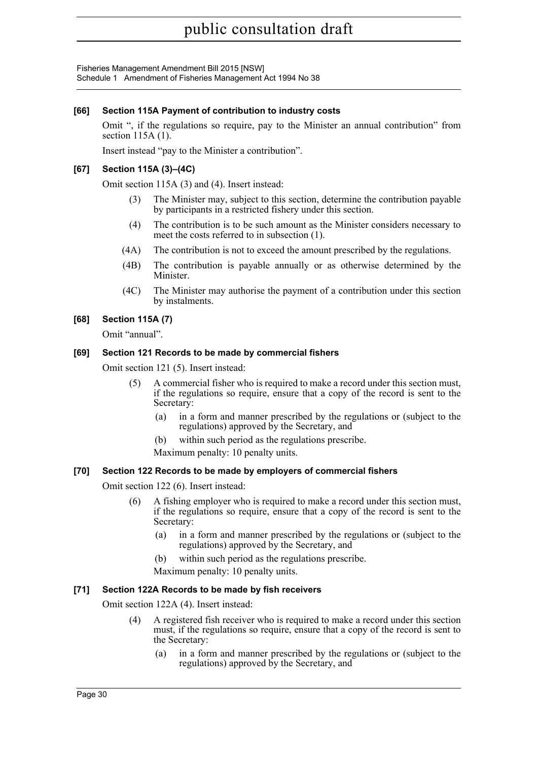**[66] Section 115A Payment of contribution to industry costs**

Omit ", if the regulations so require, pay to the Minister an annual contribution" from section 115A (1).

Insert instead "pay to the Minister a contribution".

**[67] Section 115A (3)–(4C)**

Omit section 115A (3) and (4). Insert instead:

(3) The Minister may, subject to this section, determine the contribution payable by participants in a restricted fishery under this section.

(4) The contribution is to be such amount as the Minister considers necessary to meet the costs referred to in subsection (1).

(4A) The contribution is not to exceed the amount prescribed by the regulations.

(4B) The contribution is payable annually or as otherwise determined by the Minister.

(4C) The Minister may authorise the payment of a contribution under this section by instalments.

**[68] Section 115A (7)**

Omit "annual".

**[69] Section 121 Records to be made by commercial fishers**

Omit section 121 (5). Insert instead:

(5) A commercial fisher who is required to make a record under this section must, if the regulations so require, ensure that a copy of the record is sent to the Secretary:

(a) in a form and manner prescribed by the regulations or (subject to the regulations) approved by the Secretary, and

(b) within such period as the regulations prescribe.

Maximum penalty: 10 penalty units.

**[70] Section 122 Records to be made by employers of commercial fishers**

Omit section 122 (6). Insert instead:

(6) A fishing employer who is required to make a record under this section must, if the regulations so require, ensure that a copy of the record is sent to the Secretary:

(a) in a form and manner prescribed by the regulations or (subject to the regulations) approved by the Secretary, and

(b) within such period as the regulations prescribe.

Maximum penalty: 10 penalty units.

**[71] Section 122A Records to be made by fish receivers**

Omit section 122A (4). Insert instead:

(4) A registered fish receiver who is required to make a record under this section must, if the regulations so require, ensure that a copy of the record is sent to the Secretary:

(a) in a form and manner prescribed by the regulations or (subject to the regulations) approved by the Secretary, and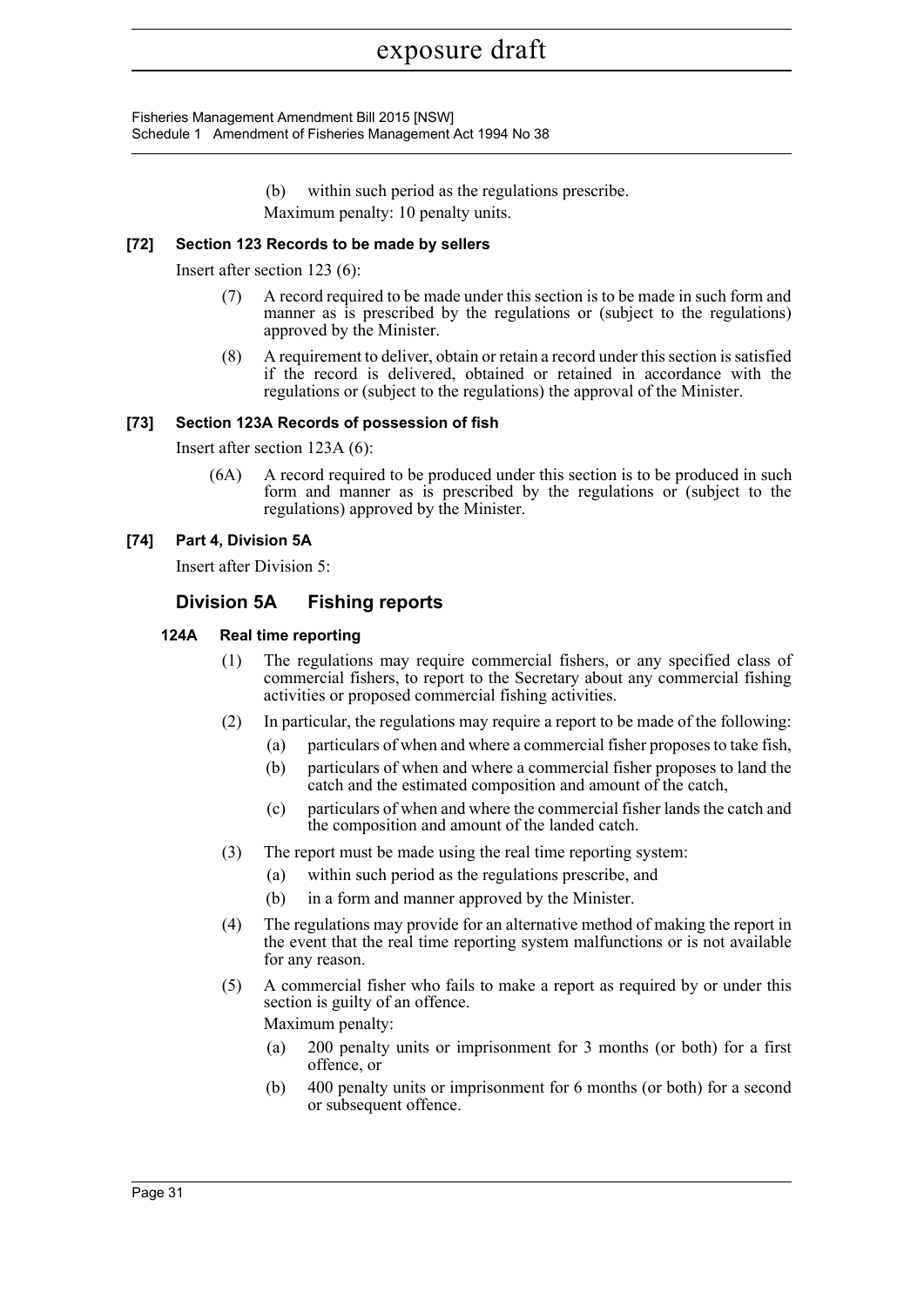(b) within such period as the regulations prescribe.

Maximum penalty: 10 penalty units.

**[72] Section 123 Records to be made by sellers**

Insert after section 123 (6):

(7) A record required to be made under this section is to be made in such form and manner as is prescribed by the regulations or (subject to the regulations) approved by the Minister.

(8) A requirement to deliver, obtain or retain a record under this section is satisfied if the record is delivered, obtained or retained in accordance with the regulations or (subject to the regulations) the approval of the Minister.

**[73] Section 123A Records of possession of fish**

Insert after section 123A (6):

(6A) A record required to be produced under this section is to be produced in such form and manner as is prescribed by the regulations or (subject to the regulations) approved by the Minister.

**[74] Part 4, Division 5A**

Insert after Division 5:

## Division 5A Fishing reports

### 124A Real time reporting

(1) The regulations may require commercial fishers, or any specified class of commercial fishers, to report to the Secretary about any commercial fishing activities or proposed commercial fishing activities.

(2) In particular, the regulations may require a report to be made of the following:

(a) particulars of when and where a commercial fisher proposes to take fish,

(b) particulars of when and where a commercial fisher proposes to land the catch and the estimated composition and amount of the catch,

(c) particulars of when and where the commercial fisher lands the catch and the composition and amount of the landed catch.

(3) The report must be made using the real time reporting system:

(a) within such period as the regulations prescribe, and

(b) in a form and manner approved by the Minister.

(4) The regulations may provide for an alternative method of making the report in the event that the real time reporting system malfunctions or is not available for any reason.

(5) A commercial fisher who fails to make a report as required by or under this section is guilty of an offence.

Maximum penalty:

(a) 200 penalty units or imprisonment for 3 months (or both) for a first offence, or

(b) 400 penalty units or imprisonment for 6 months (or both) for a second or subsequent offence.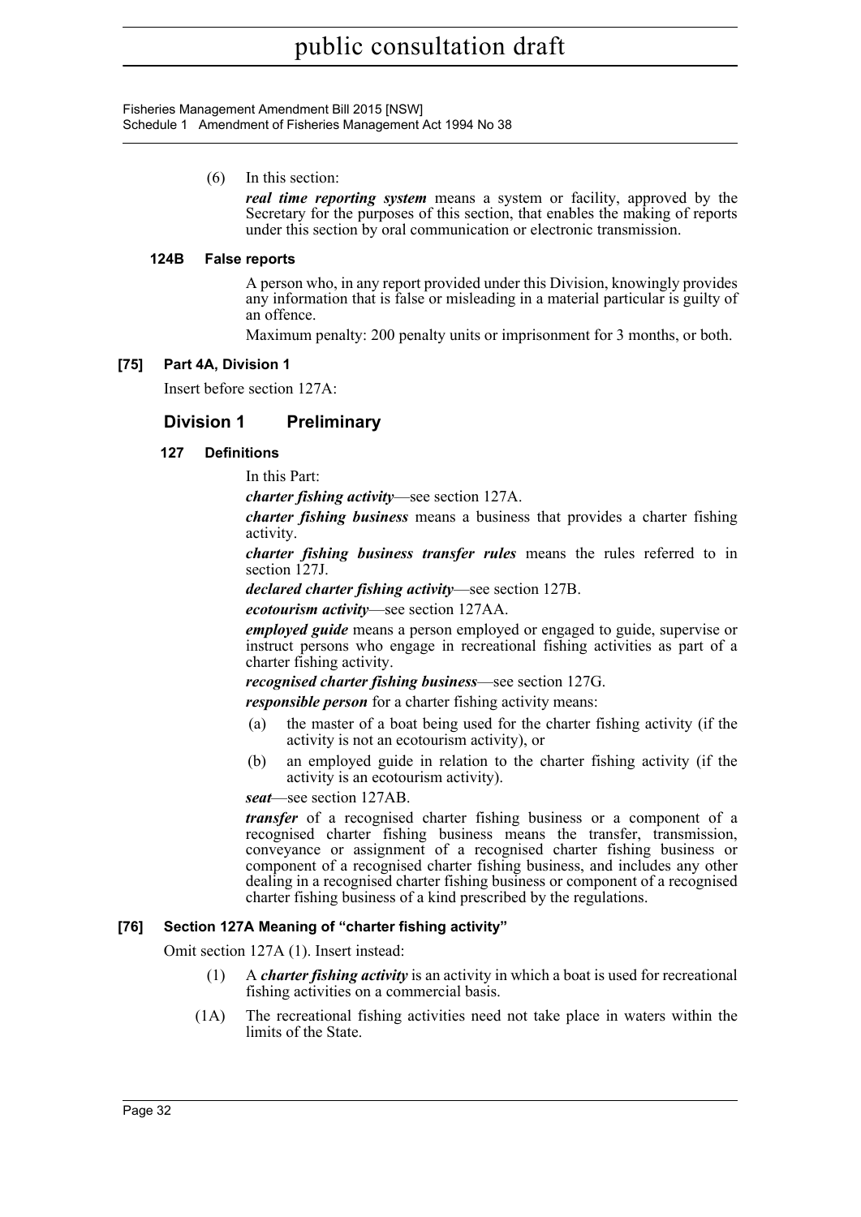(6) In this section:

***real time reporting system*** means a system or facility, approved by the Secretary for the purposes of this section, that enables the making of reports under this section by oral communication or electronic transmission.

#### 124B False reports

A person who, in any report provided under this Division, knowingly provides any information that is false or misleading in a material particular is guilty of an offence.

Maximum penalty: 200 penalty units or imprisonment for 3 months, or both.

### [75] Part 4A, Division 1

Insert before section 127A:

## Division 1 Preliminary

#### 127 Definitions

In this Part:

***charter fishing activity***—see section 127A.

***charter fishing business*** means a business that provides a charter fishing activity.

***charter fishing business transfer rules*** means the rules referred to in section 127J.

***declared charter fishing activity***—see section 127B.

***ecotourism activity***—see section 127AA.

***employed guide*** means a person employed or engaged to guide, supervise or instruct persons who engage in recreational fishing activities as part of a charter fishing activity.

***recognised charter fishing business***—see section 127G.

***responsible person*** for a charter fishing activity means:

(a) the master of a boat being used for the charter fishing activity (if the activity is not an ecotourism activity), or

(b) an employed guide in relation to the charter fishing activity (if the activity is an ecotourism activity).

***seat***—see section 127AB.

***transfer*** of a recognised charter fishing business or a component of a recognised charter fishing business means the transfer, transmission, conveyance or assignment of a recognised charter fishing business or component of a recognised charter fishing business, and includes any other dealing in a recognised charter fishing business or component of a recognised charter fishing business of a kind prescribed by the regulations.

### [76] Section 127A Meaning of "charter fishing activity"

Omit section 127A (1). Insert instead:

(1) A ***charter fishing activity*** is an activity in which a boat is used for recreational fishing activities on a commercial basis.

(1A) The recreational fishing activities need not take place in waters within the limits of the State.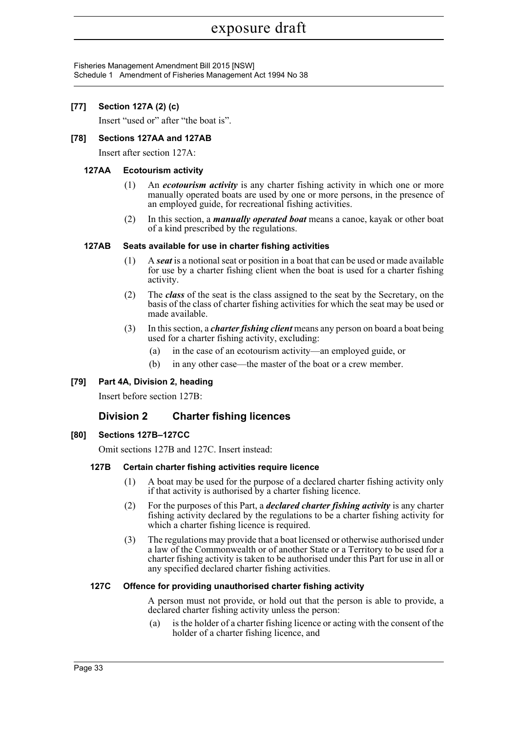**[77] Section 127A (2) (c)**

Insert "used or" after "the boat is".

**[78] Sections 127AA and 127AB**

Insert after section 127A:

**127AA Ecotourism activity**

(1) An ***ecotourism activity*** is any charter fishing activity in which one or more manually operated boats are used by one or more persons, in the presence of an employed guide, for recreational fishing activities.

(2) In this section, a ***manually operated boat*** means a canoe, kayak or other boat of a kind prescribed by the regulations.

**127AB Seats available for use in charter fishing activities**

(1) A ***seat*** is a notional seat or position in a boat that can be used or made available for use by a charter fishing client when the boat is used for a charter fishing activity.

(2) The ***class*** of the seat is the class assigned to the seat by the Secretary, on the basis of the class of charter fishing activities for which the seat may be used or made available.

(3) In this section, a ***charter fishing client*** means any person on board a boat being used for a charter fishing activity, excluding:

(a) in the case of an ecotourism activity—an employed guide, or

(b) in any other case—the master of the boat or a crew member.

**[79] Part 4A, Division 2, heading**

Insert before section 127B:

## Division 2 Charter fishing licences

**[80] Sections 127B–127CC**

Omit sections 127B and 127C. Insert instead:

**127B Certain charter fishing activities require licence**

(1) A boat may be used for the purpose of a declared charter fishing activity only if that activity is authorised by a charter fishing licence.

(2) For the purposes of this Part, a ***declared charter fishing activity*** is any charter fishing activity declared by the regulations to be a charter fishing activity for which a charter fishing licence is required.

(3) The regulations may provide that a boat licensed or otherwise authorised under a law of the Commonwealth or of another State or a Territory to be used for a charter fishing activity is taken to be authorised under this Part for use in all or any specified declared charter fishing activities.

**127C Offence for providing unauthorised charter fishing activity**

A person must not provide, or hold out that the person is able to provide, a declared charter fishing activity unless the person:

(a) is the holder of a charter fishing licence or acting with the consent of the holder of a charter fishing licence, and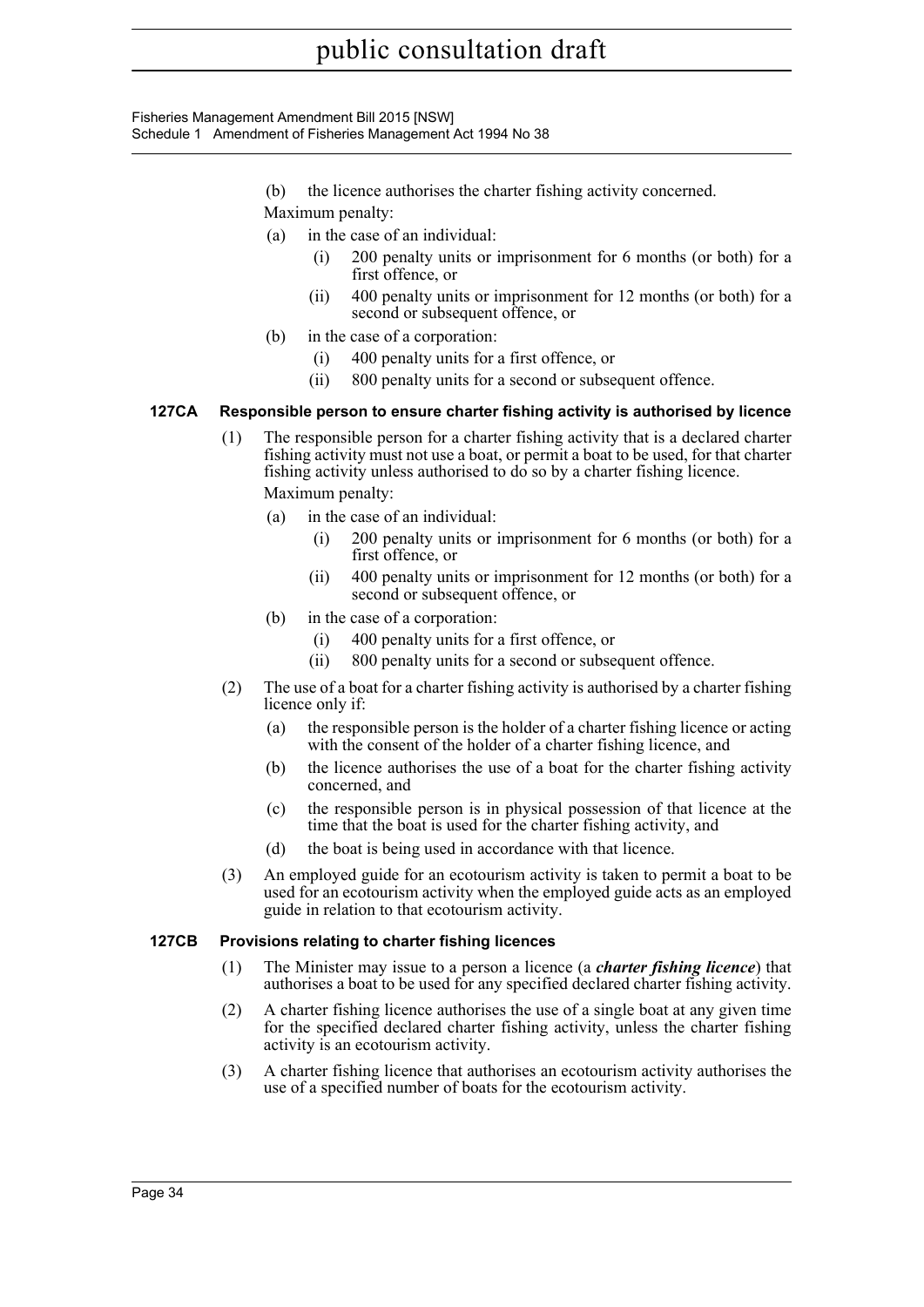(b) the licence authorises the charter fishing activity concerned.

Maximum penalty:

(a) in the case of an individual:

  (i) 200 penalty units or imprisonment for 6 months (or both) for a first offence, or

  (ii) 400 penalty units or imprisonment for 12 months (or both) for a second or subsequent offence, or

(b) in the case of a corporation:

  (i) 400 penalty units for a first offence, or

  (ii) 800 penalty units for a second or subsequent offence.

**127CA Responsible person to ensure charter fishing activity is authorised by licence**

(1) The responsible person for a charter fishing activity that is a declared charter fishing activity must not use a boat, or permit a boat to be used, for that charter fishing activity unless authorised to do so by a charter fishing licence.

Maximum penalty:

(a) in the case of an individual:

  (i) 200 penalty units or imprisonment for 6 months (or both) for a first offence, or

  (ii) 400 penalty units or imprisonment for 12 months (or both) for a second or subsequent offence, or

(b) in the case of a corporation:

  (i) 400 penalty units for a first offence, or

  (ii) 800 penalty units for a second or subsequent offence.

(2) The use of a boat for a charter fishing activity is authorised by a charter fishing licence only if:

(a) the responsible person is the holder of a charter fishing licence or acting with the consent of the holder of a charter fishing licence, and

(b) the licence authorises the use of a boat for the charter fishing activity concerned, and

(c) the responsible person is in physical possession of that licence at the time that the boat is used for the charter fishing activity, and

(d) the boat is being used in accordance with that licence.

(3) An employed guide for an ecotourism activity is taken to permit a boat to be used for an ecotourism activity when the employed guide acts as an employed guide in relation to that ecotourism activity.

**127CB Provisions relating to charter fishing licences**

(1) The Minister may issue to a person a licence (a ***charter fishing licence***) that authorises a boat to be used for any specified declared charter fishing activity.

(2) A charter fishing licence authorises the use of a single boat at any given time for the specified declared charter fishing activity, unless the charter fishing activity is an ecotourism activity.

(3) A charter fishing licence that authorises an ecotourism activity authorises the use of a specified number of boats for the ecotourism activity.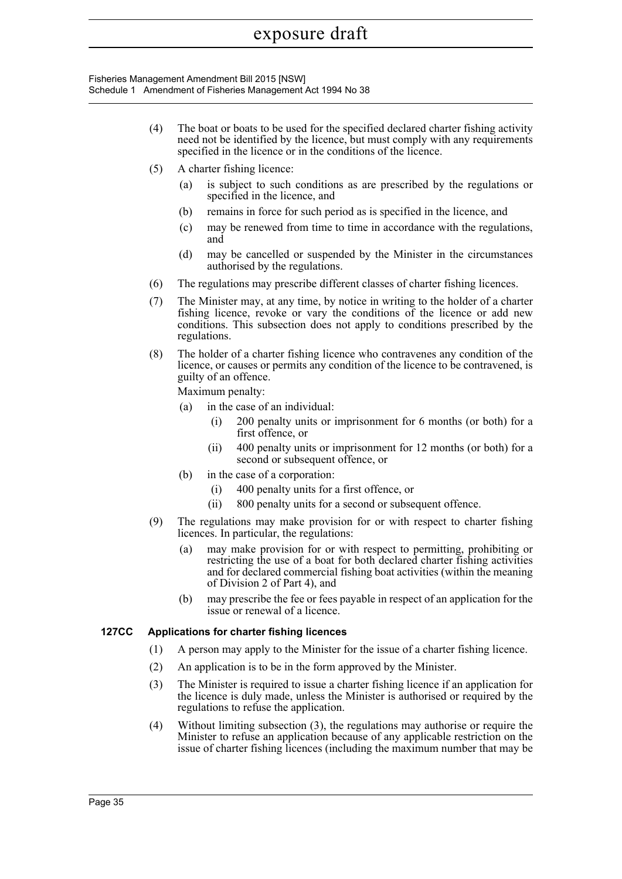(4) The boat or boats to be used for the specified declared charter fishing activity need not be identified by the licence, but must comply with any requirements specified in the licence or in the conditions of the licence.

(5) A charter fishing licence:

(a) is subject to such conditions as are prescribed by the regulations or specified in the licence, and

(b) remains in force for such period as is specified in the licence, and

(c) may be renewed from time to time in accordance with the regulations, and

(d) may be cancelled or suspended by the Minister in the circumstances authorised by the regulations.

(6) The regulations may prescribe different classes of charter fishing licences.

(7) The Minister may, at any time, by notice in writing to the holder of a charter fishing licence, revoke or vary the conditions of the licence or add new conditions. This subsection does not apply to conditions prescribed by the regulations.

(8) The holder of a charter fishing licence who contravenes any condition of the licence, or causes or permits any condition of the licence to be contravened, is guilty of an offence.

Maximum penalty:

(a) in the case of an individual:

(i) 200 penalty units or imprisonment for 6 months (or both) for a first offence, or

(ii) 400 penalty units or imprisonment for 12 months (or both) for a second or subsequent offence, or

(b) in the case of a corporation:

(i) 400 penalty units for a first offence, or

(ii) 800 penalty units for a second or subsequent offence.

(9) The regulations may make provision for or with respect to charter fishing licences. In particular, the regulations:

(a) may make provision for or with respect to permitting, prohibiting or restricting the use of a boat for both declared charter fishing activities and for declared commercial fishing boat activities (within the meaning of Division 2 of Part 4), and

(b) may prescribe the fee or fees payable in respect of an application for the issue or renewal of a licence.

**127CC Applications for charter fishing licences**

(1) A person may apply to the Minister for the issue of a charter fishing licence.

(2) An application is to be in the form approved by the Minister.

(3) The Minister is required to issue a charter fishing licence if an application for the licence is duly made, unless the Minister is authorised or required by the regulations to refuse the application.

(4) Without limiting subsection (3), the regulations may authorise or require the Minister to refuse an application because of any applicable restriction on the issue of charter fishing licences (including the maximum number that may be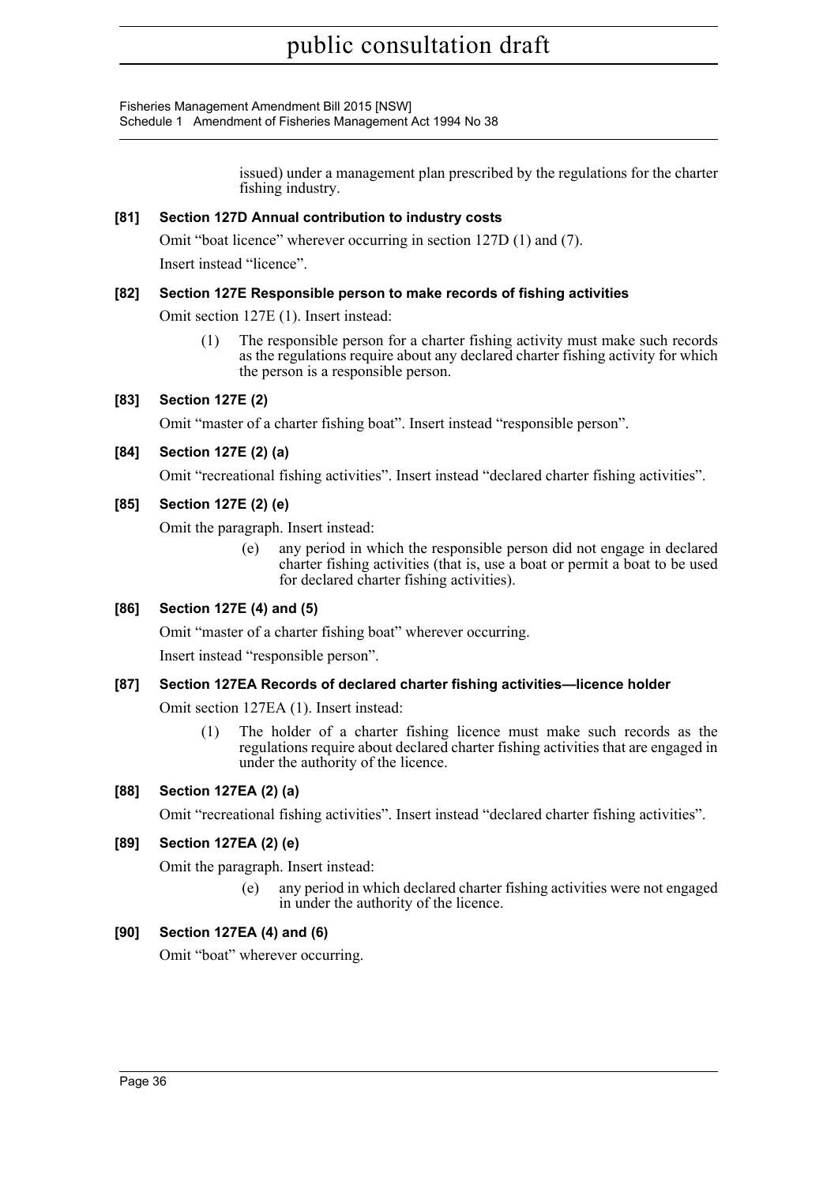issued) under a management plan prescribed by the regulations for the charter fishing industry.

**[81] Section 127D Annual contribution to industry costs**

Omit "boat licence" wherever occurring in section 127D (1) and (7).

Insert instead "licence".

**[82] Section 127E Responsible person to make records of fishing activities**

Omit section 127E (1). Insert instead:

> (1) The responsible person for a charter fishing activity must make such records as the regulations require about any declared charter fishing activity for which the person is a responsible person.

**[83] Section 127E (2)**

Omit "master of a charter fishing boat". Insert instead "responsible person".

**[84] Section 127E (2) (a)**

Omit "recreational fishing activities". Insert instead "declared charter fishing activities".

**[85] Section 127E (2) (e)**

Omit the paragraph. Insert instead:

> (e) any period in which the responsible person did not engage in declared charter fishing activities (that is, use a boat or permit a boat to be used for declared charter fishing activities).

**[86] Section 127E (4) and (5)**

Omit "master of a charter fishing boat" wherever occurring.

Insert instead "responsible person".

**[87] Section 127EA Records of declared charter fishing activities—licence holder**

Omit section 127EA (1). Insert instead:

> (1) The holder of a charter fishing licence must make such records as the regulations require about declared charter fishing activities that are engaged in under the authority of the licence.

**[88] Section 127EA (2) (a)**

Omit "recreational fishing activities". Insert instead "declared charter fishing activities".

**[89] Section 127EA (2) (e)**

Omit the paragraph. Insert instead:

> (e) any period in which declared charter fishing activities were not engaged in under the authority of the licence.

**[90] Section 127EA (4) and (6)**

Omit "boat" wherever occurring.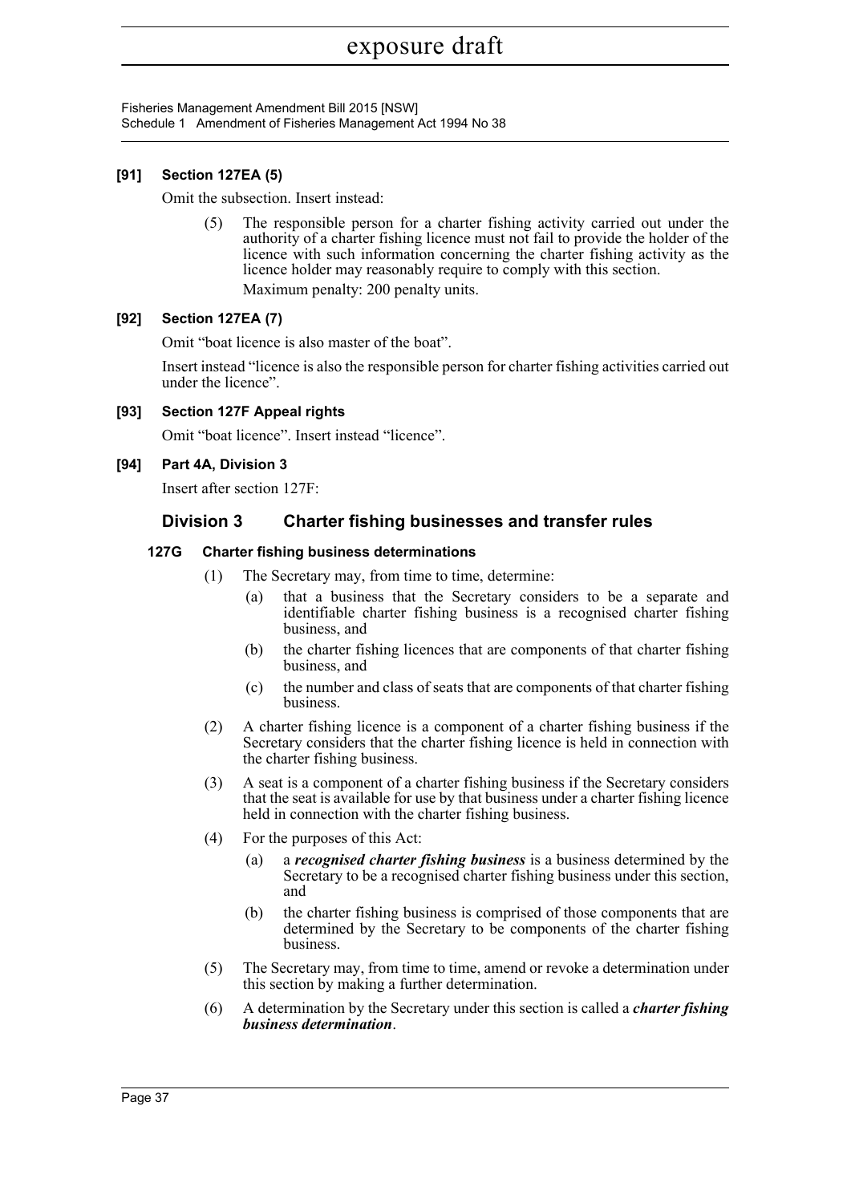**[91] Section 127EA (5)**

Omit the subsection. Insert instead:

(5) The responsible person for a charter fishing activity carried out under the authority of a charter fishing licence must not fail to provide the holder of the licence with such information concerning the charter fishing activity as the licence holder may reasonably require to comply with this section.

Maximum penalty: 200 penalty units.

**[92] Section 127EA (7)**

Omit "boat licence is also master of the boat".

Insert instead "licence is also the responsible person for charter fishing activities carried out under the licence".

**[93] Section 127F Appeal rights**

Omit "boat licence". Insert instead "licence".

**[94] Part 4A, Division 3**

Insert after section 127F:

## Division 3 Charter fishing businesses and transfer rules

### 127G Charter fishing business determinations

(1) The Secretary may, from time to time, determine:

(a) that a business that the Secretary considers to be a separate and identifiable charter fishing business is a recognised charter fishing business, and

(b) the charter fishing licences that are components of that charter fishing business, and

(c) the number and class of seats that are components of that charter fishing business.

(2) A charter fishing licence is a component of a charter fishing business if the Secretary considers that the charter fishing licence is held in connection with the charter fishing business.

(3) A seat is a component of a charter fishing business if the Secretary considers that the seat is available for use by that business under a charter fishing licence held in connection with the charter fishing business.

(4) For the purposes of this Act:

(a) a ***recognised charter fishing business*** is a business determined by the Secretary to be a recognised charter fishing business under this section, and

(b) the charter fishing business is comprised of those components that are determined by the Secretary to be components of the charter fishing business.

(5) The Secretary may, from time to time, amend or revoke a determination under this section by making a further determination.

(6) A determination by the Secretary under this section is called a ***charter fishing business determination***.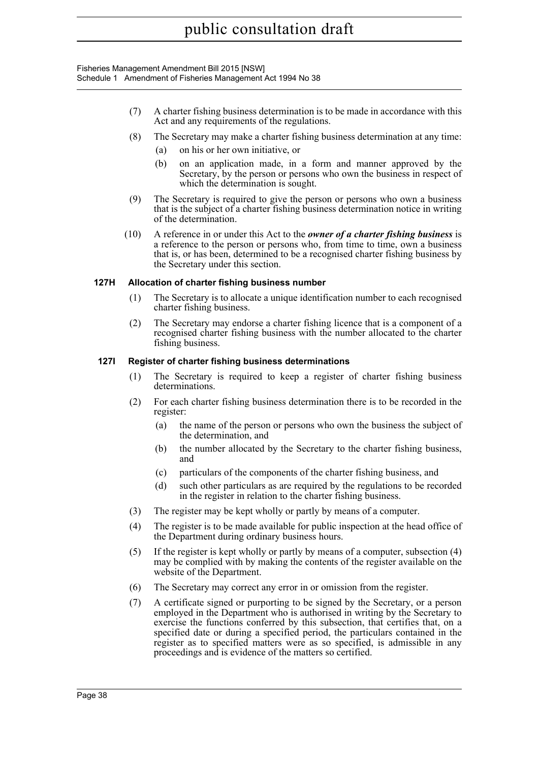(7) A charter fishing business determination is to be made in accordance with this Act and any requirements of the regulations.

(8) The Secretary may make a charter fishing business determination at any time:

(a) on his or her own initiative, or

(b) on an application made, in a form and manner approved by the Secretary, by the person or persons who own the business in respect of which the determination is sought.

(9) The Secretary is required to give the person or persons who own a business that is the subject of a charter fishing business determination notice in writing of the determination.

(10) A reference in or under this Act to the ***owner of a charter fishing business*** is a reference to the person or persons who, from time to time, own a business that is, or has been, determined to be a recognised charter fishing business by the Secretary under this section.

### 127H Allocation of charter fishing business number

(1) The Secretary is to allocate a unique identification number to each recognised charter fishing business.

(2) The Secretary may endorse a charter fishing licence that is a component of a recognised charter fishing business with the number allocated to the charter fishing business.

### 127I Register of charter fishing business determinations

(1) The Secretary is required to keep a register of charter fishing business determinations.

(2) For each charter fishing business determination there is to be recorded in the register:

(a) the name of the person or persons who own the business the subject of the determination, and

(b) the number allocated by the Secretary to the charter fishing business, and

(c) particulars of the components of the charter fishing business, and

(d) such other particulars as are required by the regulations to be recorded in the register in relation to the charter fishing business.

(3) The register may be kept wholly or partly by means of a computer.

(4) The register is to be made available for public inspection at the head office of the Department during ordinary business hours.

(5) If the register is kept wholly or partly by means of a computer, subsection (4) may be complied with by making the contents of the register available on the website of the Department.

(6) The Secretary may correct any error in or omission from the register.

(7) A certificate signed or purporting to be signed by the Secretary, or a person employed in the Department who is authorised in writing by the Secretary to exercise the functions conferred by this subsection, that certifies that, on a specified date or during a specified period, the particulars contained in the register as to specified matters were as so specified, is admissible in any proceedings and is evidence of the matters so certified.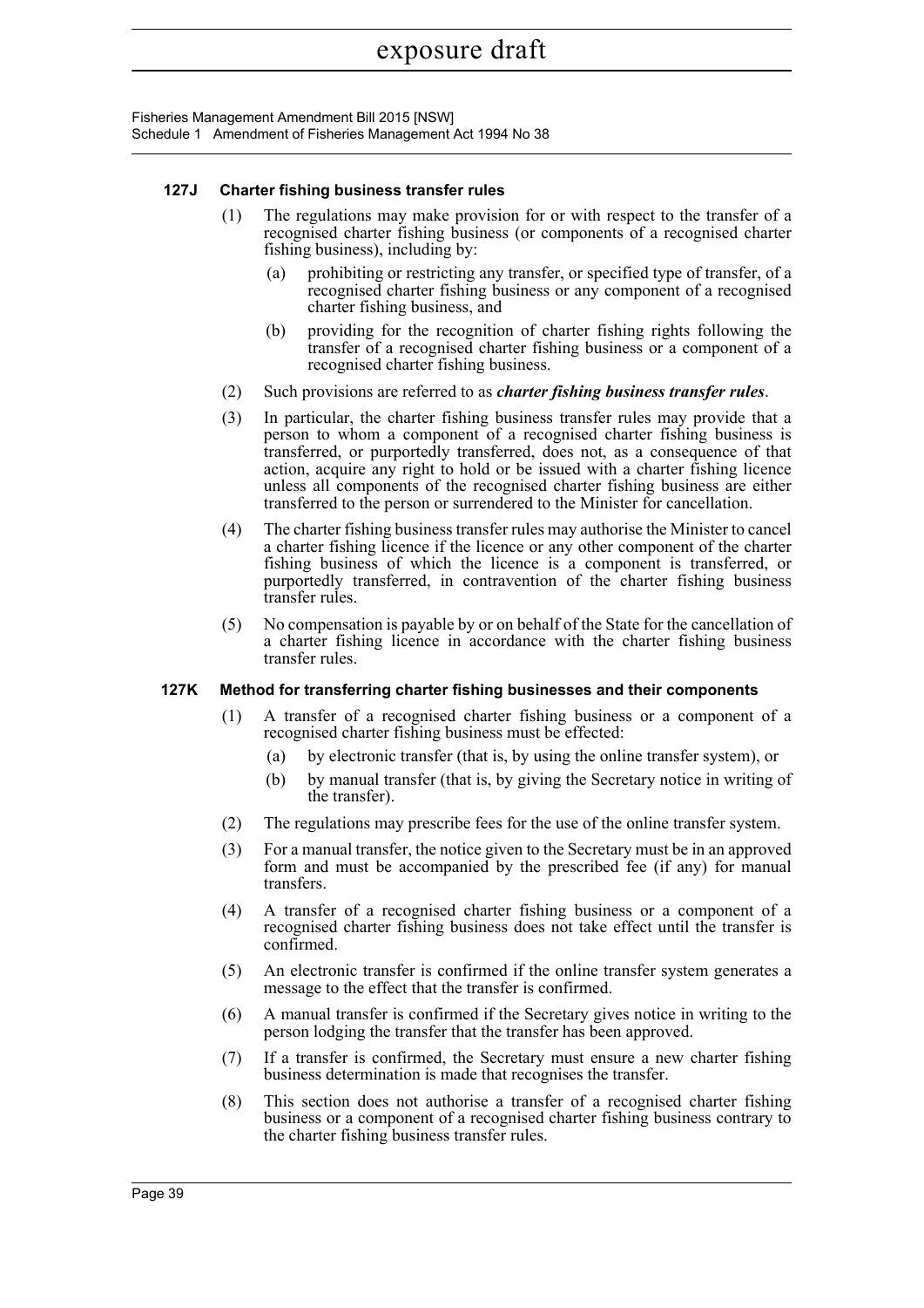### 127J Charter fishing business transfer rules

(1) The regulations may make provision for or with respect to the transfer of a recognised charter fishing business (or components of a recognised charter fishing business), including by:

  (a) prohibiting or restricting any transfer, or specified type of transfer, of a recognised charter fishing business or any component of a recognised charter fishing business, and

  (b) providing for the recognition of charter fishing rights following the transfer of a recognised charter fishing business or a component of a recognised charter fishing business.

(2) Such provisions are referred to as ***charter fishing business transfer rules***.

(3) In particular, the charter fishing business transfer rules may provide that a person to whom a component of a recognised charter fishing business is transferred, or purportedly transferred, does not, as a consequence of that action, acquire any right to hold or be issued with a charter fishing licence unless all components of the recognised charter fishing business are either transferred to the person or surrendered to the Minister for cancellation.

(4) The charter fishing business transfer rules may authorise the Minister to cancel a charter fishing licence if the licence or any other component of the charter fishing business of which the licence is a component is transferred, or purportedly transferred, in contravention of the charter fishing business transfer rules.

(5) No compensation is payable by or on behalf of the State for the cancellation of a charter fishing licence in accordance with the charter fishing business transfer rules.

### 127K Method for transferring charter fishing businesses and their components

(1) A transfer of a recognised charter fishing business or a component of a recognised charter fishing business must be effected:

  (a) by electronic transfer (that is, by using the online transfer system), or

  (b) by manual transfer (that is, by giving the Secretary notice in writing of the transfer).

(2) The regulations may prescribe fees for the use of the online transfer system.

(3) For a manual transfer, the notice given to the Secretary must be in an approved form and must be accompanied by the prescribed fee (if any) for manual transfers.

(4) A transfer of a recognised charter fishing business or a component of a recognised charter fishing business does not take effect until the transfer is confirmed.

(5) An electronic transfer is confirmed if the online transfer system generates a message to the effect that the transfer is confirmed.

(6) A manual transfer is confirmed if the Secretary gives notice in writing to the person lodging the transfer that the transfer has been approved.

(7) If a transfer is confirmed, the Secretary must ensure a new charter fishing business determination is made that recognises the transfer.

(8) This section does not authorise a transfer of a recognised charter fishing business or a component of a recognised charter fishing business contrary to the charter fishing business transfer rules.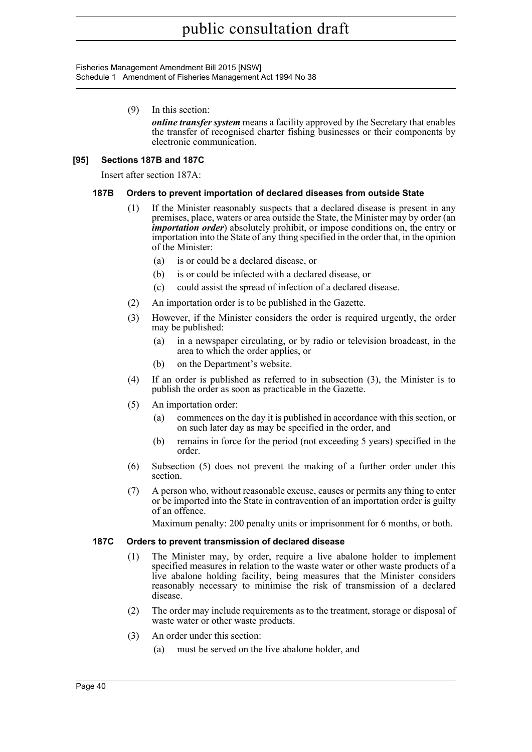(9) In this section:

*online transfer system* means a facility approved by the Secretary that enables the transfer of recognised charter fishing businesses or their components by electronic communication.

### [95] Sections 187B and 187C

Insert after section 187A:

#### 187B Orders to prevent importation of declared diseases from outside State

(1) If the Minister reasonably suspects that a declared disease is present in any premises, place, waters or area outside the State, the Minister may by order (an ***importation order***) absolutely prohibit, or impose conditions on, the entry or importation into the State of any thing specified in the order that, in the opinion of the Minister:

- (a) is or could be a declared disease, or
- (b) is or could be infected with a declared disease, or
- (c) could assist the spread of infection of a declared disease.

(2) An importation order is to be published in the Gazette.

(3) However, if the Minister considers the order is required urgently, the order may be published:

- (a) in a newspaper circulating, or by radio or television broadcast, in the area to which the order applies, or
- (b) on the Department's website.

(4) If an order is published as referred to in subsection (3), the Minister is to publish the order as soon as practicable in the Gazette.

(5) An importation order:

- (a) commences on the day it is published in accordance with this section, or on such later day as may be specified in the order, and
- (b) remains in force for the period (not exceeding 5 years) specified in the order.

(6) Subsection (5) does not prevent the making of a further order under this section.

(7) A person who, without reasonable excuse, causes or permits any thing to enter or be imported into the State in contravention of an importation order is guilty of an offence.

Maximum penalty: 200 penalty units or imprisonment for 6 months, or both.

#### 187C Orders to prevent transmission of declared disease

(1) The Minister may, by order, require a live abalone holder to implement specified measures in relation to the waste water or other waste products of a live abalone holding facility, being measures that the Minister considers reasonably necessary to minimise the risk of transmission of a declared disease.

(2) The order may include requirements as to the treatment, storage or disposal of waste water or other waste products.

(3) An order under this section:

- (a) must be served on the live abalone holder, and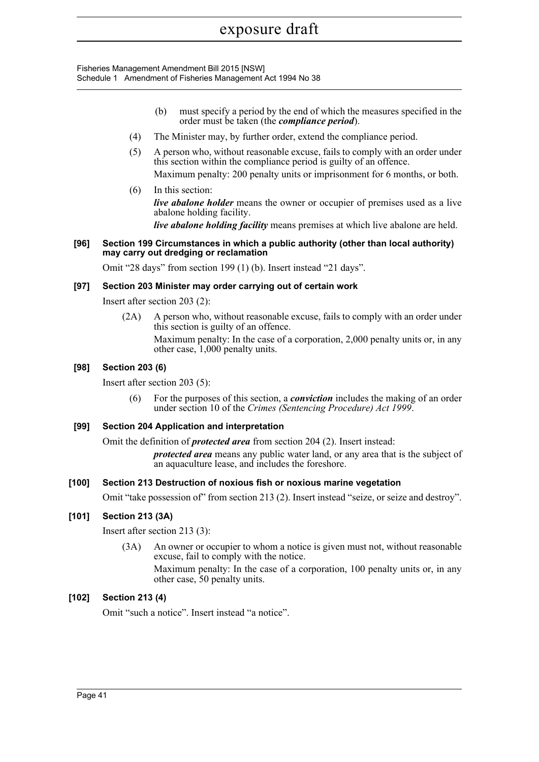(b) must specify a period by the end of which the measures specified in the order must be taken (the ***compliance period***).

(4) The Minister may, by further order, extend the compliance period.

(5) A person who, without reasonable excuse, fails to comply with an order under this section within the compliance period is guilty of an offence.

Maximum penalty: 200 penalty units or imprisonment for 6 months, or both.

(6) In this section:

***live abalone holder*** means the owner or occupier of premises used as a live abalone holding facility.

***live abalone holding facility*** means premises at which live abalone are held.

### [96] Section 199 Circumstances in which a public authority (other than local authority) may carry out dredging or reclamation

Omit "28 days" from section 199 (1) (b). Insert instead "21 days".

### [97] Section 203 Minister may order carrying out of certain work

Insert after section 203 (2):

(2A) A person who, without reasonable excuse, fails to comply with an order under this section is guilty of an offence.

Maximum penalty: In the case of a corporation, 2,000 penalty units or, in any other case, 1,000 penalty units.

### [98] Section 203 (6)

Insert after section 203 (5):

(6) For the purposes of this section, a ***conviction*** includes the making of an order under section 10 of the *Crimes (Sentencing Procedure) Act 1999*.

### [99] Section 204 Application and interpretation

Omit the definition of ***protected area*** from section 204 (2). Insert instead:

***protected area*** means any public water land, or any area that is the subject of an aquaculture lease, and includes the foreshore.

### [100] Section 213 Destruction of noxious fish or noxious marine vegetation

Omit "take possession of" from section 213 (2). Insert instead "seize, or seize and destroy".

### [101] Section 213 (3A)

Insert after section 213 (3):

(3A) An owner or occupier to whom a notice is given must not, without reasonable excuse, fail to comply with the notice.

Maximum penalty: In the case of a corporation, 100 penalty units or, in any other case, 50 penalty units.

### [102] Section 213 (4)

Omit "such a notice". Insert instead "a notice".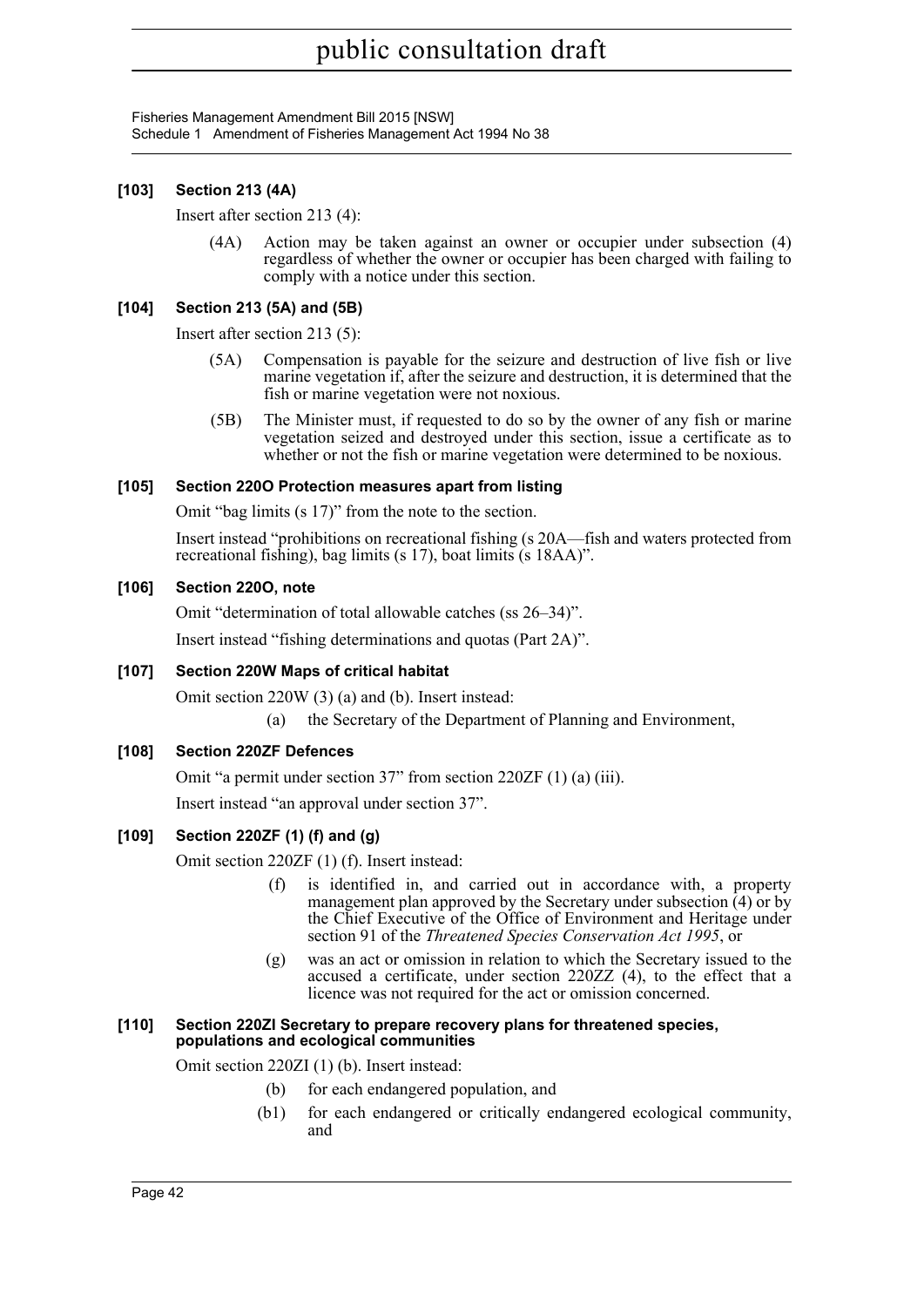**[103] Section 213 (4A)**

Insert after section 213 (4):

(4A) Action may be taken against an owner or occupier under subsection (4) regardless of whether the owner or occupier has been charged with failing to comply with a notice under this section.

**[104] Section 213 (5A) and (5B)**

Insert after section 213 (5):

(5A) Compensation is payable for the seizure and destruction of live fish or live marine vegetation if, after the seizure and destruction, it is determined that the fish or marine vegetation were not noxious.

(5B) The Minister must, if requested to do so by the owner of any fish or marine vegetation seized and destroyed under this section, issue a certificate as to whether or not the fish or marine vegetation were determined to be noxious.

**[105] Section 220O Protection measures apart from listing**

Omit "bag limits (s 17)" from the note to the section.

Insert instead "prohibitions on recreational fishing (s 20A—fish and waters protected from recreational fishing), bag limits (s 17), boat limits (s 18AA)".

**[106] Section 220O, note**

Omit "determination of total allowable catches (ss 26–34)".

Insert instead "fishing determinations and quotas (Part 2A)".

**[107] Section 220W Maps of critical habitat**

Omit section 220W (3) (a) and (b). Insert instead:

(a) the Secretary of the Department of Planning and Environment,

**[108] Section 220ZF Defences**

Omit "a permit under section 37" from section 220ZF (1) (a) (iii).

Insert instead "an approval under section 37".

**[109] Section 220ZF (1) (f) and (g)**

Omit section 220ZF (1) (f). Insert instead:

(f) is identified in, and carried out in accordance with, a property management plan approved by the Secretary under subsection (4) or by the Chief Executive of the Office of Environment and Heritage under section 91 of the *Threatened Species Conservation Act 1995*, or

(g) was an act or omission in relation to which the Secretary issued to the accused a certificate, under section 220ZZ (4), to the effect that a licence was not required for the act or omission concerned.

**[110] Section 220ZI Secretary to prepare recovery plans for threatened species, populations and ecological communities**

Omit section 220ZI (1) (b). Insert instead:

(b) for each endangered population, and

(b1) for each endangered or critically endangered ecological community, and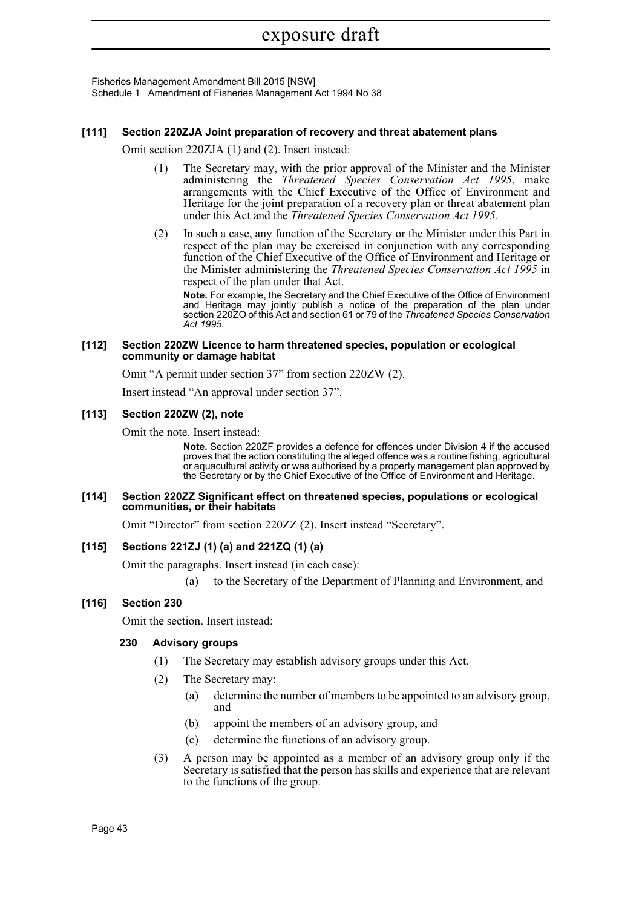**[111] Section 220ZJA Joint preparation of recovery and threat abatement plans**

Omit section 220ZJA (1) and (2). Insert instead:

(1) The Secretary may, with the prior approval of the Minister and the Minister administering the *Threatened Species Conservation Act 1995*, make arrangements with the Chief Executive of the Office of Environment and Heritage for the joint preparation of a recovery plan or threat abatement plan under this Act and the *Threatened Species Conservation Act 1995*.

(2) In such a case, any function of the Secretary or the Minister under this Part in respect of the plan may be exercised in conjunction with any corresponding function of the Chief Executive of the Office of Environment and Heritage or the Minister administering the *Threatened Species Conservation Act 1995* in respect of the plan under that Act.

**Note.** For example, the Secretary and the Chief Executive of the Office of Environment and Heritage may jointly publish a notice of the preparation of the plan under section 220ZO of this Act and section 61 or 79 of the *Threatened Species Conservation Act 1995*.

**[112] Section 220ZW Licence to harm threatened species, population or ecological community or damage habitat**

Omit "A permit under section 37" from section 220ZW (2).

Insert instead "An approval under section 37".

**[113] Section 220ZW (2), note**

Omit the note. Insert instead:

**Note.** Section 220ZF provides a defence for offences under Division 4 if the accused proves that the action constituting the alleged offence was a routine fishing, agricultural or aquacultural activity or was authorised by a property management plan approved by the Secretary or by the Chief Executive of the Office of Environment and Heritage.

**[114] Section 220ZZ Significant effect on threatened species, populations or ecological communities, or their habitats**

Omit "Director" from section 220ZZ (2). Insert instead "Secretary".

**[115] Sections 221ZJ (1) (a) and 221ZQ (1) (a)**

Omit the paragraphs. Insert instead (in each case):

(a) to the Secretary of the Department of Planning and Environment, and

**[116] Section 230**

Omit the section. Insert instead:

**230 Advisory groups**

(1) The Secretary may establish advisory groups under this Act.

(2) The Secretary may:

(a) determine the number of members to be appointed to an advisory group, and

(b) appoint the members of an advisory group, and

(c) determine the functions of an advisory group.

(3) A person may be appointed as a member of an advisory group only if the Secretary is satisfied that the person has skills and experience that are relevant to the functions of the group.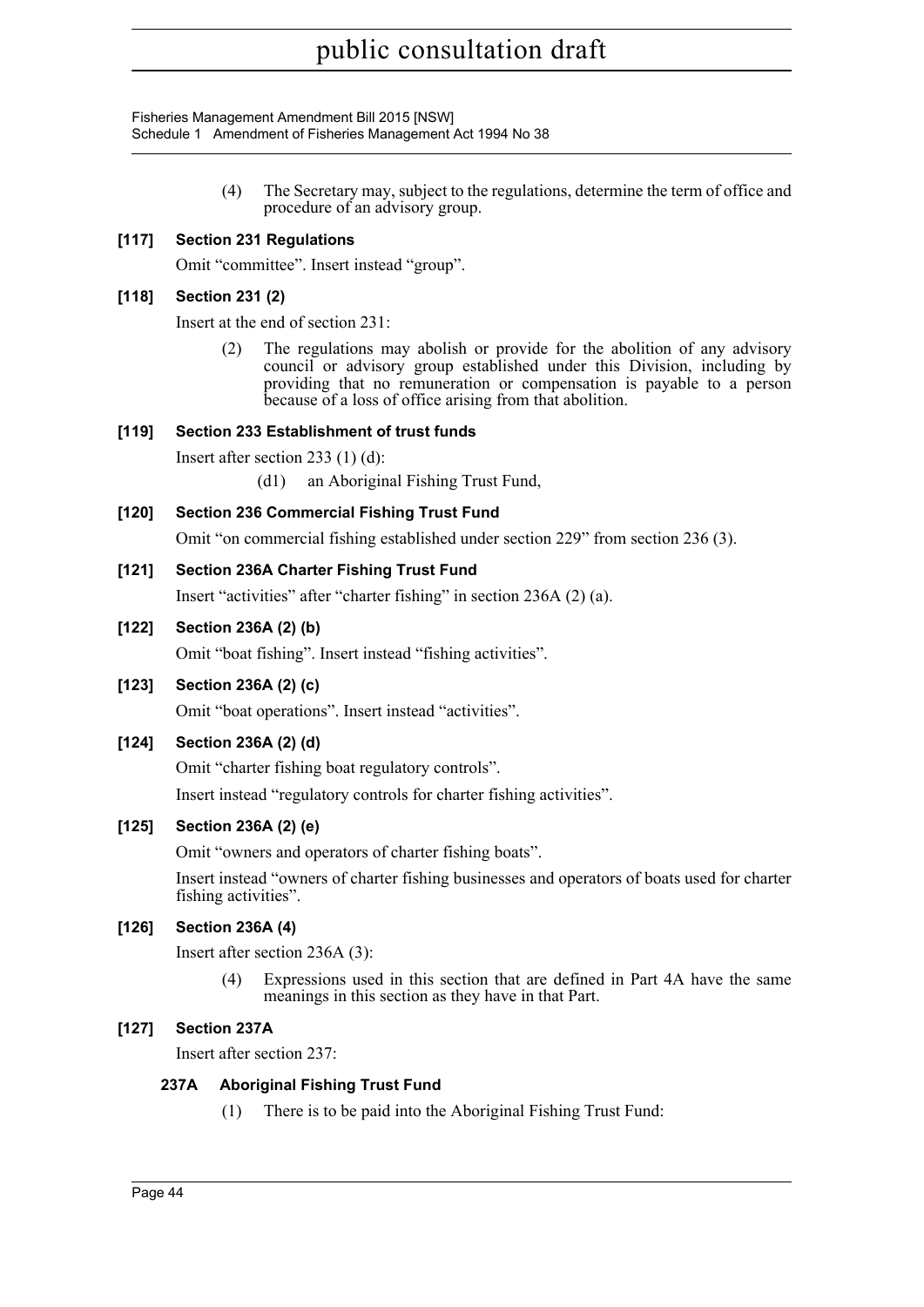(4) The Secretary may, subject to the regulations, determine the term of office and procedure of an advisory group.

### [117] Section 231 Regulations

Omit "committee". Insert instead "group".

### [118] Section 231 (2)

Insert at the end of section 231:

(2) The regulations may abolish or provide for the abolition of any advisory council or advisory group established under this Division, including by providing that no remuneration or compensation is payable to a person because of a loss of office arising from that abolition.

### [119] Section 233 Establishment of trust funds

Insert after section 233 (1) (d):

(d1) an Aboriginal Fishing Trust Fund,

### [120] Section 236 Commercial Fishing Trust Fund

Omit "on commercial fishing established under section 229" from section 236 (3).

### [121] Section 236A Charter Fishing Trust Fund

Insert "activities" after "charter fishing" in section 236A (2) (a).

### [122] Section 236A (2) (b)

Omit "boat fishing". Insert instead "fishing activities".

### [123] Section 236A (2) (c)

Omit "boat operations". Insert instead "activities".

### [124] Section 236A (2) (d)

Omit "charter fishing boat regulatory controls".

Insert instead "regulatory controls for charter fishing activities".

### [125] Section 236A (2) (e)

Omit "owners and operators of charter fishing boats".

Insert instead "owners of charter fishing businesses and operators of boats used for charter fishing activities".

### [126] Section 236A (4)

Insert after section 236A (3):

(4) Expressions used in this section that are defined in Part 4A have the same meanings in this section as they have in that Part.

### [127] Section 237A

Insert after section 237:

#### 237A Aboriginal Fishing Trust Fund

(1) There is to be paid into the Aboriginal Fishing Trust Fund: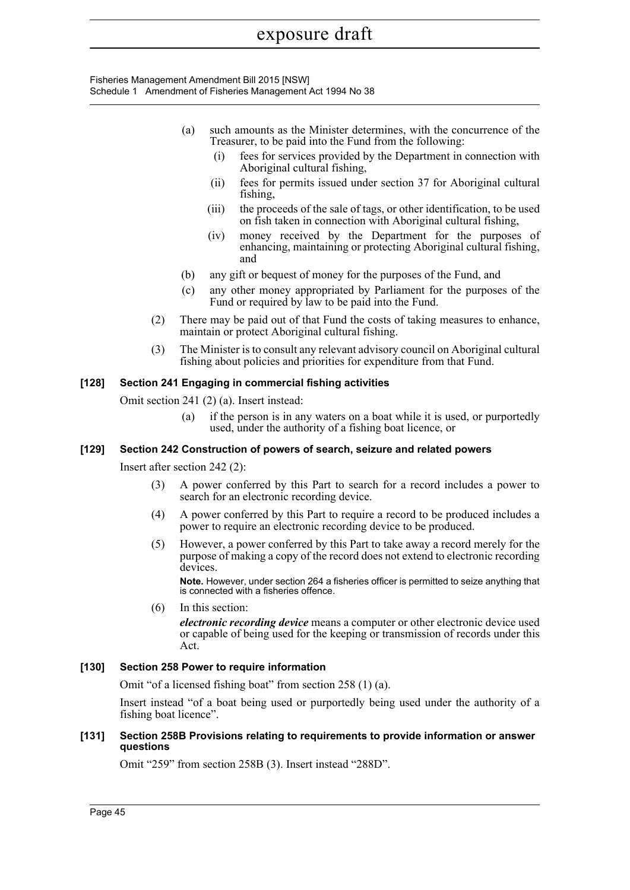(a) such amounts as the Minister determines, with the concurrence of the Treasurer, to be paid into the Fund from the following:

  (i) fees for services provided by the Department in connection with Aboriginal cultural fishing,

  (ii) fees for permits issued under section 37 for Aboriginal cultural fishing,

  (iii) the proceeds of the sale of tags, or other identification, to be used on fish taken in connection with Aboriginal cultural fishing,

  (iv) money received by the Department for the purposes of enhancing, maintaining or protecting Aboriginal cultural fishing, and

(b) any gift or bequest of money for the purposes of the Fund, and

(c) any other money appropriated by Parliament for the purposes of the Fund or required by law to be paid into the Fund.

(2) There may be paid out of that Fund the costs of taking measures to enhance, maintain or protect Aboriginal cultural fishing.

(3) The Minister is to consult any relevant advisory council on Aboriginal cultural fishing about policies and priorities for expenditure from that Fund.

### [128] Section 241 Engaging in commercial fishing activities

Omit section 241 (2) (a). Insert instead:

(a) if the person is in any waters on a boat while it is used, or purportedly used, under the authority of a fishing boat licence, or

### [129] Section 242 Construction of powers of search, seizure and related powers

Insert after section 242 (2):

(3) A power conferred by this Part to search for a record includes a power to search for an electronic recording device.

(4) A power conferred by this Part to require a record to be produced includes a power to require an electronic recording device to be produced.

(5) However, a power conferred by this Part to take away a record merely for the purpose of making a copy of the record does not extend to electronic recording devices.

**Note.** However, under section 264 a fisheries officer is permitted to seize anything that is connected with a fisheries offence.

(6) In this section:

***electronic recording device*** means a computer or other electronic device used or capable of being used for the keeping or transmission of records under this Act.

### [130] Section 258 Power to require information

Omit "of a licensed fishing boat" from section 258 (1) (a).

Insert instead "of a boat being used or purportedly being used under the authority of a fishing boat licence".

### [131] Section 258B Provisions relating to requirements to provide information or answer questions

Omit "259" from section 258B (3). Insert instead "288D".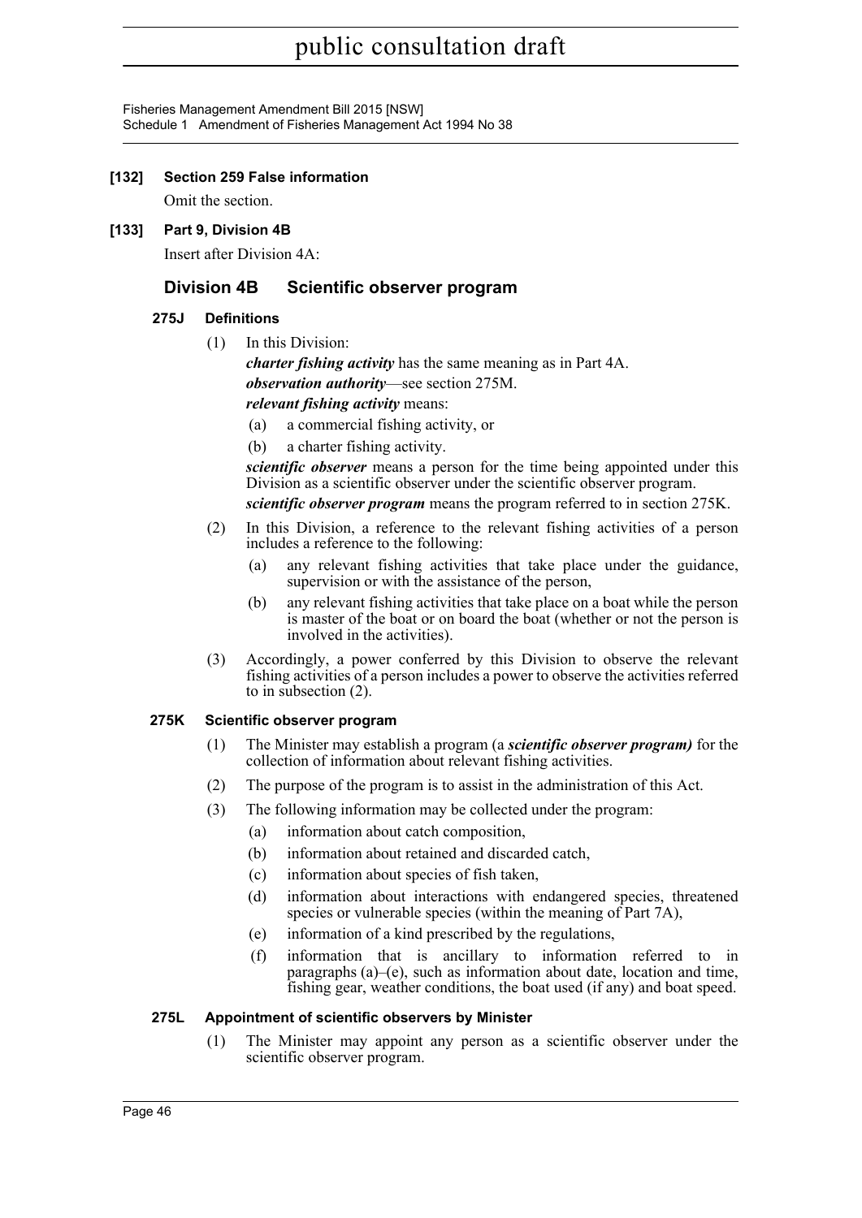**[132] Section 259 False information**

Omit the section.

**[133] Part 9, Division 4B**

Insert after Division 4A:

## Division 4B Scientific observer program

### 275J Definitions

(1) In this Division:

***charter fishing activity*** has the same meaning as in Part 4A.

***observation authority***—see section 275M.

***relevant fishing activity*** means:

(a) a commercial fishing activity, or

(b) a charter fishing activity.

***scientific observer*** means a person for the time being appointed under this Division as a scientific observer under the scientific observer program.

***scientific observer program*** means the program referred to in section 275K.

(2) In this Division, a reference to the relevant fishing activities of a person includes a reference to the following:

(a) any relevant fishing activities that take place under the guidance, supervision or with the assistance of the person,

(b) any relevant fishing activities that take place on a boat while the person is master of the boat or on board the boat (whether or not the person is involved in the activities).

(3) Accordingly, a power conferred by this Division to observe the relevant fishing activities of a person includes a power to observe the activities referred to in subsection (2).

### 275K Scientific observer program

(1) The Minister may establish a program (a ***scientific observer program)*** for the collection of information about relevant fishing activities.

(2) The purpose of the program is to assist in the administration of this Act.

(3) The following information may be collected under the program:

(a) information about catch composition,

(b) information about retained and discarded catch,

(c) information about species of fish taken,

(d) information about interactions with endangered species, threatened species or vulnerable species (within the meaning of Part 7A),

(e) information of a kind prescribed by the regulations,

(f) information that is ancillary to information referred to in paragraphs (a)–(e), such as information about date, location and time, fishing gear, weather conditions, the boat used (if any) and boat speed.

### 275L Appointment of scientific observers by Minister

(1) The Minister may appoint any person as a scientific observer under the scientific observer program.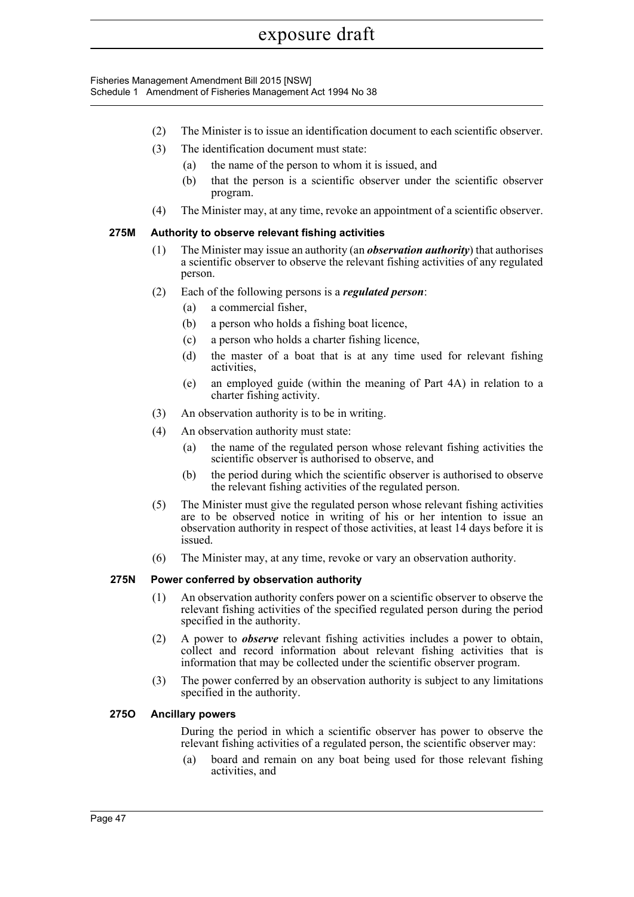(2) The Minister is to issue an identification document to each scientific observer.

(3) The identification document must state:

(a) the name of the person to whom it is issued, and

(b) that the person is a scientific observer under the scientific observer program.

(4) The Minister may, at any time, revoke an appointment of a scientific observer.

### 275M Authority to observe relevant fishing activities

(1) The Minister may issue an authority (an ***observation authority***) that authorises a scientific observer to observe the relevant fishing activities of any regulated person.

(2) Each of the following persons is a ***regulated person***:

(a) a commercial fisher,

(b) a person who holds a fishing boat licence,

(c) a person who holds a charter fishing licence,

(d) the master of a boat that is at any time used for relevant fishing activities,

(e) an employed guide (within the meaning of Part 4A) in relation to a charter fishing activity.

(3) An observation authority is to be in writing.

(4) An observation authority must state:

(a) the name of the regulated person whose relevant fishing activities the scientific observer is authorised to observe, and

(b) the period during which the scientific observer is authorised to observe the relevant fishing activities of the regulated person.

(5) The Minister must give the regulated person whose relevant fishing activities are to be observed notice in writing of his or her intention to issue an observation authority in respect of those activities, at least 14 days before it is issued.

(6) The Minister may, at any time, revoke or vary an observation authority.

### 275N Power conferred by observation authority

(1) An observation authority confers power on a scientific observer to observe the relevant fishing activities of the specified regulated person during the period specified in the authority.

(2) A power to ***observe*** relevant fishing activities includes a power to obtain, collect and record information about relevant fishing activities that is information that may be collected under the scientific observer program.

(3) The power conferred by an observation authority is subject to any limitations specified in the authority.

### 275O Ancillary powers

During the period in which a scientific observer has power to observe the relevant fishing activities of a regulated person, the scientific observer may:

(a) board and remain on any boat being used for those relevant fishing activities, and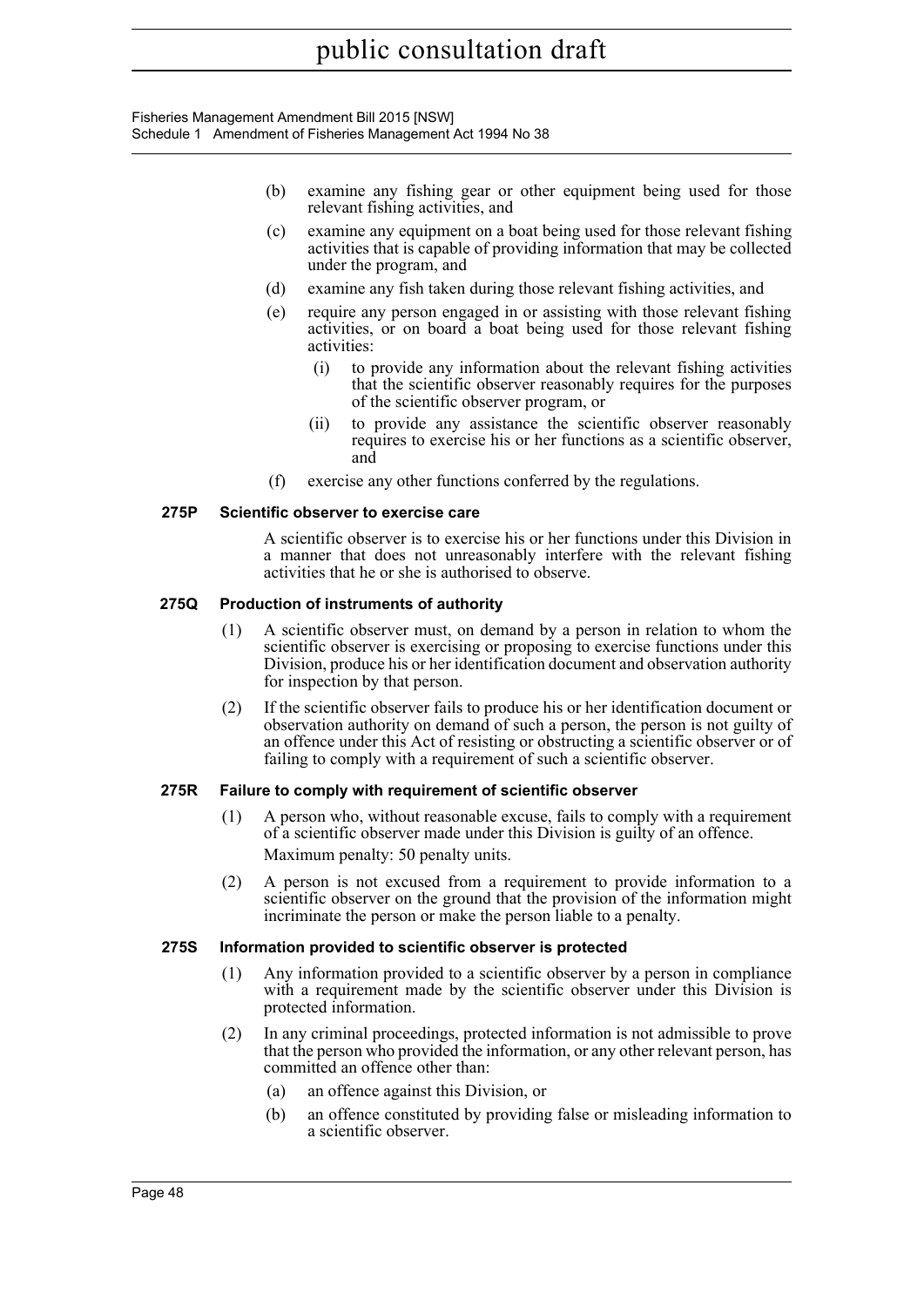(b) examine any fishing gear or other equipment being used for those relevant fishing activities, and

(c) examine any equipment on a boat being used for those relevant fishing activities that is capable of providing information that may be collected under the program, and

(d) examine any fish taken during those relevant fishing activities, and

(e) require any person engaged in or assisting with those relevant fishing activities, or on board a boat being used for those relevant fishing activities:

  (i) to provide any information about the relevant fishing activities that the scientific observer reasonably requires for the purposes of the scientific observer program, or

  (ii) to provide any assistance the scientific observer reasonably requires to exercise his or her functions as a scientific observer, and

(f) exercise any other functions conferred by the regulations.

### 275P Scientific observer to exercise care

A scientific observer is to exercise his or her functions under this Division in a manner that does not unreasonably interfere with the relevant fishing activities that he or she is authorised to observe.

### 275Q Production of instruments of authority

(1) A scientific observer must, on demand by a person in relation to whom the scientific observer is exercising or proposing to exercise functions under this Division, produce his or her identification document and observation authority for inspection by that person.

(2) If the scientific observer fails to produce his or her identification document or observation authority on demand of such a person, the person is not guilty of an offence under this Act of resisting or obstructing a scientific observer or of failing to comply with a requirement of such a scientific observer.

### 275R Failure to comply with requirement of scientific observer

(1) A person who, without reasonable excuse, fails to comply with a requirement of a scientific observer made under this Division is guilty of an offence.

Maximum penalty: 50 penalty units.

(2) A person is not excused from a requirement to provide information to a scientific observer on the ground that the provision of the information might incriminate the person or make the person liable to a penalty.

### 275S Information provided to scientific observer is protected

(1) Any information provided to a scientific observer by a person in compliance with a requirement made by the scientific observer under this Division is protected information.

(2) In any criminal proceedings, protected information is not admissible to prove that the person who provided the information, or any other relevant person, has committed an offence other than:

  (a) an offence against this Division, or

  (b) an offence constituted by providing false or misleading information to a scientific observer.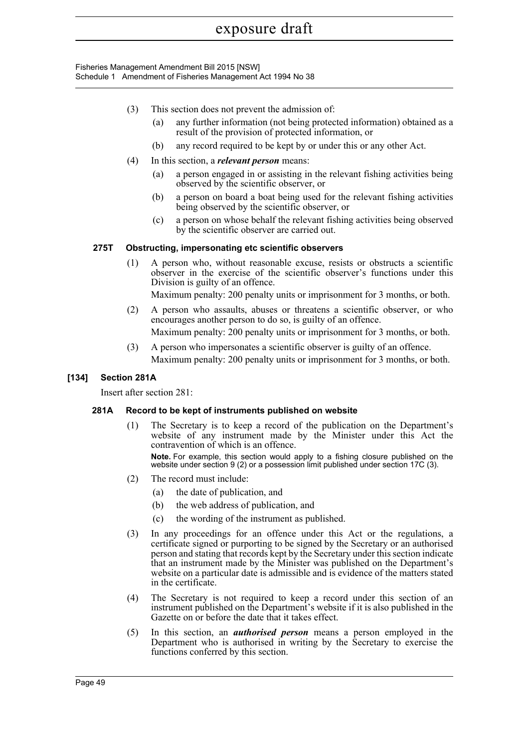(3) This section does not prevent the admission of:

(a) any further information (not being protected information) obtained as a result of the provision of protected information, or

(b) any record required to be kept by or under this or any other Act.

(4) In this section, a ***relevant person*** means:

(a) a person engaged in or assisting in the relevant fishing activities being observed by the scientific observer, or

(b) a person on board a boat being used for the relevant fishing activities being observed by the scientific observer, or

(c) a person on whose behalf the relevant fishing activities being observed by the scientific observer are carried out.

#### 275T Obstructing, impersonating etc scientific observers

(1) A person who, without reasonable excuse, resists or obstructs a scientific observer in the exercise of the scientific observer's functions under this Division is guilty of an offence.

Maximum penalty: 200 penalty units or imprisonment for 3 months, or both.

(2) A person who assaults, abuses or threatens a scientific observer, or who encourages another person to do so, is guilty of an offence.

Maximum penalty: 200 penalty units or imprisonment for 3 months, or both.

(3) A person who impersonates a scientific observer is guilty of an offence.

Maximum penalty: 200 penalty units or imprisonment for 3 months, or both.

### [134] Section 281A

Insert after section 281:

#### 281A Record to be kept of instruments published on website

(1) The Secretary is to keep a record of the publication on the Department's website of any instrument made by the Minister under this Act the contravention of which is an offence.

**Note.** For example, this section would apply to a fishing closure published on the website under section 9 (2) or a possession limit published under section 17C (3).

(2) The record must include:

(a) the date of publication, and

(b) the web address of publication, and

(c) the wording of the instrument as published.

(3) In any proceedings for an offence under this Act or the regulations, a certificate signed or purporting to be signed by the Secretary or an authorised person and stating that records kept by the Secretary under this section indicate that an instrument made by the Minister was published on the Department's website on a particular date is admissible and is evidence of the matters stated in the certificate.

(4) The Secretary is not required to keep a record under this section of an instrument published on the Department's website if it is also published in the Gazette on or before the date that it takes effect.

(5) In this section, an ***authorised person*** means a person employed in the Department who is authorised in writing by the Secretary to exercise the functions conferred by this section.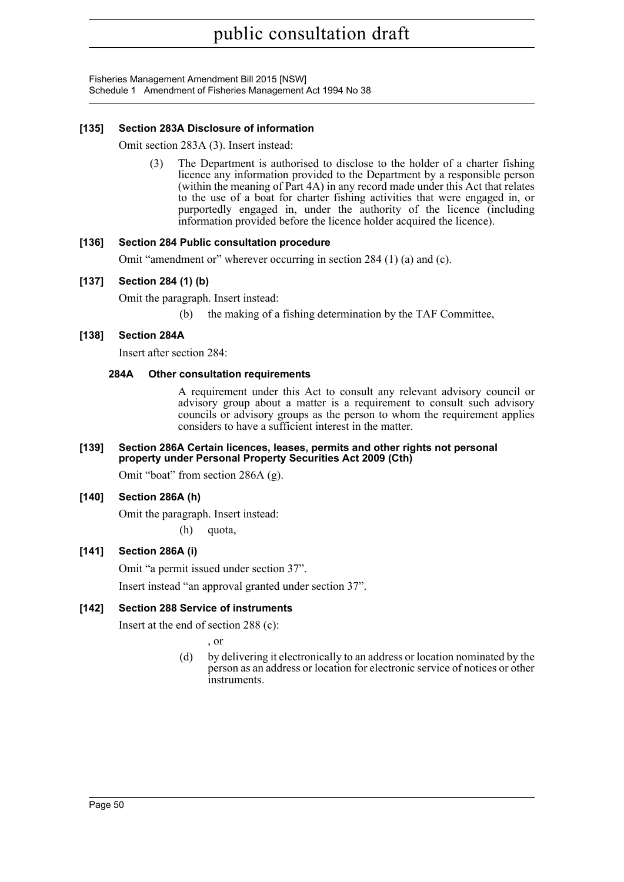**[135] Section 283A Disclosure of information**

Omit section 283A (3). Insert instead:

(3) The Department is authorised to disclose to the holder of a charter fishing licence any information provided to the Department by a responsible person (within the meaning of Part 4A) in any record made under this Act that relates to the use of a boat for charter fishing activities that were engaged in, or purportedly engaged in, under the authority of the licence (including information provided before the licence holder acquired the licence).

**[136] Section 284 Public consultation procedure**

Omit "amendment or" wherever occurring in section 284 (1) (a) and (c).

**[137] Section 284 (1) (b)**

Omit the paragraph. Insert instead:

(b) the making of a fishing determination by the TAF Committee,

**[138] Section 284A**

Insert after section 284:

**284A Other consultation requirements**

A requirement under this Act to consult any relevant advisory council or advisory group about a matter is a requirement to consult such advisory councils or advisory groups as the person to whom the requirement applies considers to have a sufficient interest in the matter.

**[139] Section 286A Certain licences, leases, permits and other rights not personal property under Personal Property Securities Act 2009 (Cth)**

Omit "boat" from section 286A (g).

**[140] Section 286A (h)**

Omit the paragraph. Insert instead:

(h) quota,

**[141] Section 286A (i)**

Omit "a permit issued under section 37".

Insert instead "an approval granted under section 37".

**[142] Section 288 Service of instruments**

Insert at the end of section 288 (c):

, or

(d) by delivering it electronically to an address or location nominated by the person as an address or location for electronic service of notices or other instruments.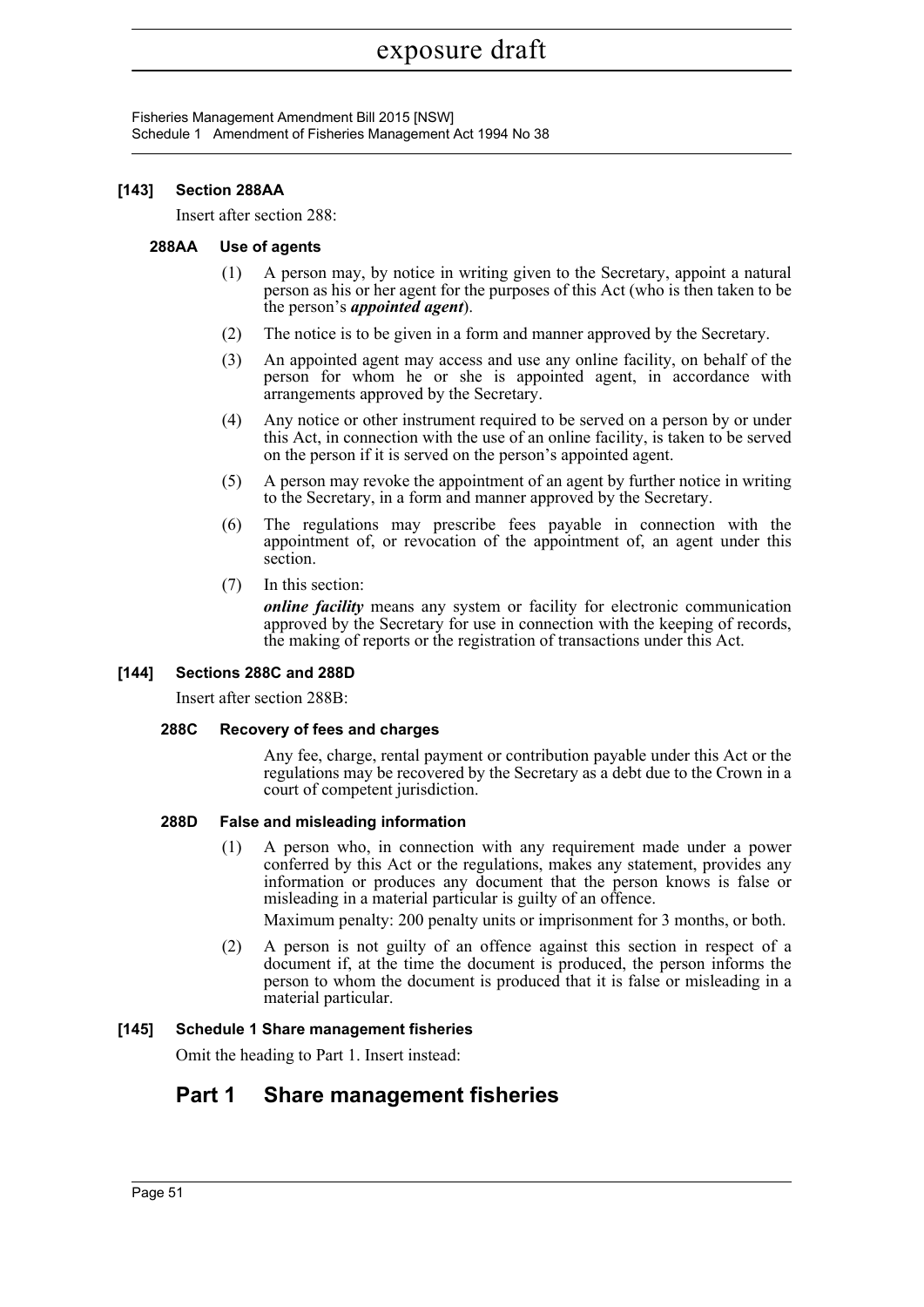**[143] Section 288AA**

Insert after section 288:

**288AA Use of agents**

(1) A person may, by notice in writing given to the Secretary, appoint a natural person as his or her agent for the purposes of this Act (who is then taken to be the person's ***appointed agent***).

(2) The notice is to be given in a form and manner approved by the Secretary.

(3) An appointed agent may access and use any online facility, on behalf of the person for whom he or she is appointed agent, in accordance with arrangements approved by the Secretary.

(4) Any notice or other instrument required to be served on a person by or under this Act, in connection with the use of an online facility, is taken to be served on the person if it is served on the person's appointed agent.

(5) A person may revoke the appointment of an agent by further notice in writing to the Secretary, in a form and manner approved by the Secretary.

(6) The regulations may prescribe fees payable in connection with the appointment of, or revocation of the appointment of, an agent under this section.

(7) In this section:

***online facility*** means any system or facility for electronic communication approved by the Secretary for use in connection with the keeping of records, the making of reports or the registration of transactions under this Act.

**[144] Sections 288C and 288D**

Insert after section 288B:

**288C Recovery of fees and charges**

Any fee, charge, rental payment or contribution payable under this Act or the regulations may be recovered by the Secretary as a debt due to the Crown in a court of competent jurisdiction.

**288D False and misleading information**

(1) A person who, in connection with any requirement made under a power conferred by this Act or the regulations, makes any statement, provides any information or produces any document that the person knows is false or misleading in a material particular is guilty of an offence.

Maximum penalty: 200 penalty units or imprisonment for 3 months, or both.

(2) A person is not guilty of an offence against this section in respect of a document if, at the time the document is produced, the person informs the person to whom the document is produced that it is false or misleading in a material particular.

**[145] Schedule 1 Share management fisheries**

Omit the heading to Part 1. Insert instead:

## Part 1 Share management fisheries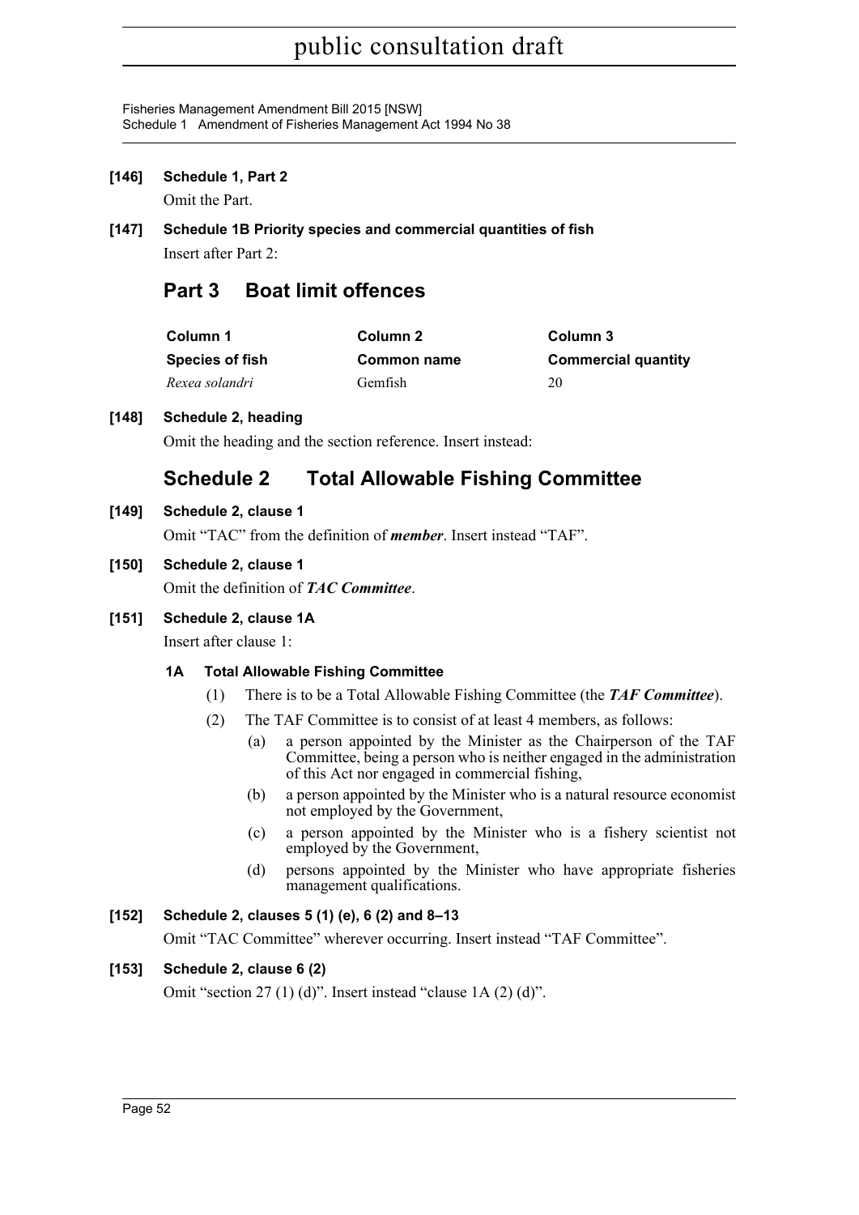**[146] Schedule 1, Part 2**

Omit the Part.

**[147] Schedule 1B Priority species and commercial quantities of fish**

Insert after Part 2:

## Part 3 Boat limit offences

| Column 1 | Column 2 | Column 3 |
|---|---|---|
| **Species of fish** | **Common name** | **Commercial quantity** |
| *Rexea solandri* | Gemfish | 20 |

**[148] Schedule 2, heading**

Omit the heading and the section reference. Insert instead:

## Schedule 2 Total Allowable Fishing Committee

**[149] Schedule 2, clause 1**

Omit "TAC" from the definition of ***member***. Insert instead "TAF".

**[150] Schedule 2, clause 1**

Omit the definition of ***TAC Committee***.

**[151] Schedule 2, clause 1A**

Insert after clause 1:

**1A Total Allowable Fishing Committee**

(1) There is to be a Total Allowable Fishing Committee (the ***TAF Committee***).

(2) The TAF Committee is to consist of at least 4 members, as follows:

(a) a person appointed by the Minister as the Chairperson of the TAF Committee, being a person who is neither engaged in the administration of this Act nor engaged in commercial fishing,

(b) a person appointed by the Minister who is a natural resource economist not employed by the Government,

(c) a person appointed by the Minister who is a fishery scientist not employed by the Government,

(d) persons appointed by the Minister who have appropriate fisheries management qualifications.

**[152] Schedule 2, clauses 5 (1) (e), 6 (2) and 8–13**

Omit "TAC Committee" wherever occurring. Insert instead "TAF Committee".

**[153] Schedule 2, clause 6 (2)**

Omit "section 27 (1) (d)". Insert instead "clause 1A (2) (d)".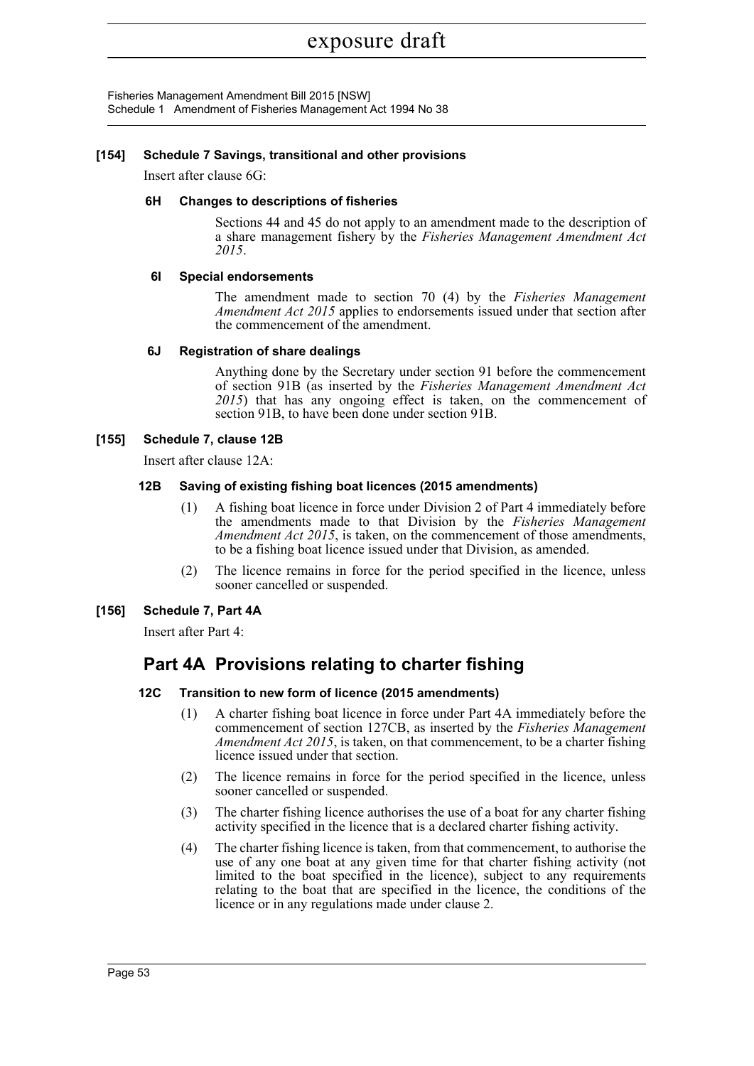**[154] Schedule 7 Savings, transitional and other provisions**

Insert after clause 6G:

**6H Changes to descriptions of fisheries**

Sections 44 and 45 do not apply to an amendment made to the description of a share management fishery by the *Fisheries Management Amendment Act 2015*.

**6I Special endorsements**

The amendment made to section 70 (4) by the *Fisheries Management Amendment Act 2015* applies to endorsements issued under that section after the commencement of the amendment.

**6J Registration of share dealings**

Anything done by the Secretary under section 91 before the commencement of section 91B (as inserted by the *Fisheries Management Amendment Act 2015*) that has any ongoing effect is taken, on the commencement of section 91B, to have been done under section 91B.

**[155] Schedule 7, clause 12B**

Insert after clause 12A:

**12B Saving of existing fishing boat licences (2015 amendments)**

(1) A fishing boat licence in force under Division 2 of Part 4 immediately before the amendments made to that Division by the *Fisheries Management Amendment Act 2015*, is taken, on the commencement of those amendments, to be a fishing boat licence issued under that Division, as amended.

(2) The licence remains in force for the period specified in the licence, unless sooner cancelled or suspended.

**[156] Schedule 7, Part 4A**

Insert after Part 4:

## Part 4A Provisions relating to charter fishing

**12C Transition to new form of licence (2015 amendments)**

(1) A charter fishing boat licence in force under Part 4A immediately before the commencement of section 127CB, as inserted by the *Fisheries Management Amendment Act 2015*, is taken, on that commencement, to be a charter fishing licence issued under that section.

(2) The licence remains in force for the period specified in the licence, unless sooner cancelled or suspended.

(3) The charter fishing licence authorises the use of a boat for any charter fishing activity specified in the licence that is a declared charter fishing activity.

(4) The charter fishing licence is taken, from that commencement, to authorise the use of any one boat at any given time for that charter fishing activity (not limited to the boat specified in the licence), subject to any requirements relating to the boat that are specified in the licence, the conditions of the licence or in any regulations made under clause 2.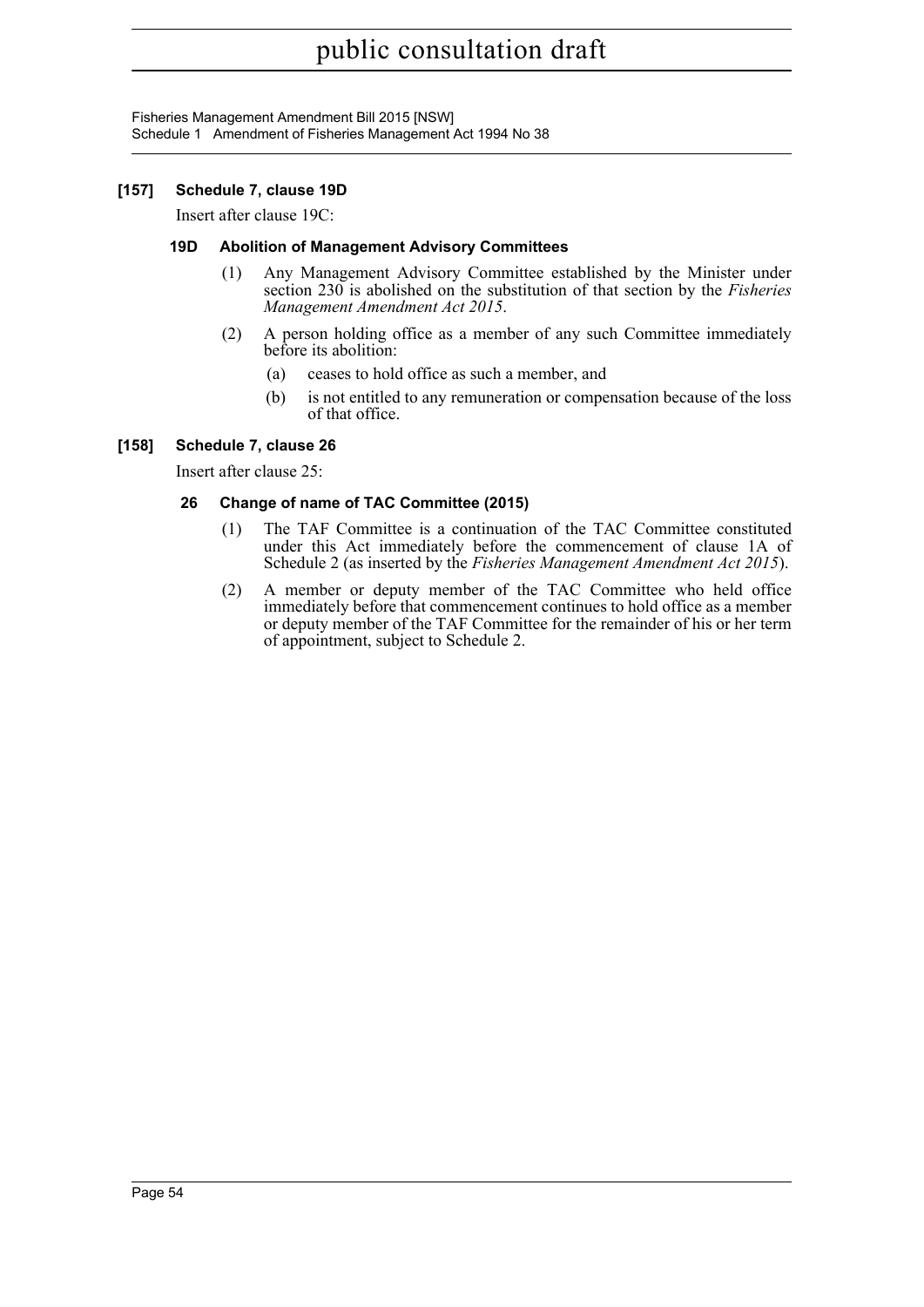**[157] Schedule 7, clause 19D**

Insert after clause 19C:

**19D Abolition of Management Advisory Committees**

(1) Any Management Advisory Committee established by the Minister under section 230 is abolished on the substitution of that section by the *Fisheries Management Amendment Act 2015*.

(2) A person holding office as a member of any such Committee immediately before its abolition:

(a) ceases to hold office as such a member, and

(b) is not entitled to any remuneration or compensation because of the loss of that office.

**[158] Schedule 7, clause 26**

Insert after clause 25:

**26 Change of name of TAC Committee (2015)**

(1) The TAF Committee is a continuation of the TAC Committee constituted under this Act immediately before the commencement of clause 1A of Schedule 2 (as inserted by the *Fisheries Management Amendment Act 2015*).

(2) A member or deputy member of the TAC Committee who held office immediately before that commencement continues to hold office as a member or deputy member of the TAF Committee for the remainder of his or her term of appointment, subject to Schedule 2.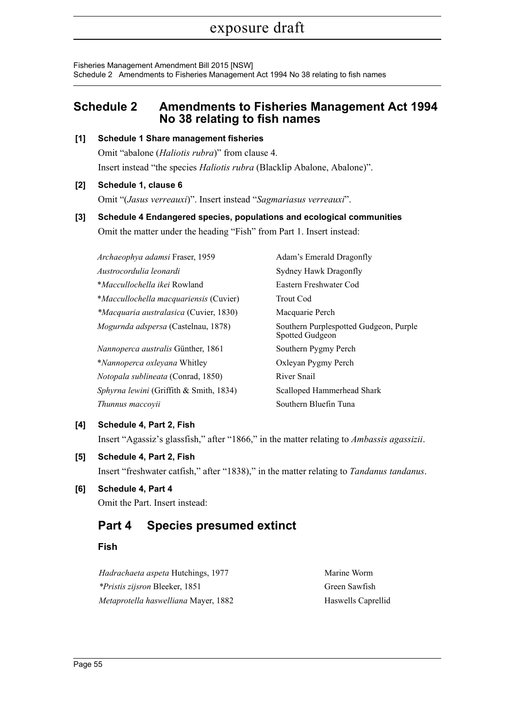# Schedule 2 Amendments to Fisheries Management Act 1994 No 38 relating to fish names

**[1] Schedule 1 Share management fisheries**

Omit "abalone (*Haliotis rubra*)" from clause 4.

Insert instead "the species *Haliotis rubra* (Blacklip Abalone, Abalone)".

**[2] Schedule 1, clause 6**

Omit "(*Jasus verreauxi*)". Insert instead "*Sagmariasus verreauxi*".

**[3] Schedule 4 Endangered species, populations and ecological communities**

Omit the matter under the heading "Fish" from Part 1. Insert instead:

| | |
|---|---|
| *Archaeophya adamsi* Fraser, 1959 | Adam's Emerald Dragonfly |
| *Austrocordulia leonardi* | Sydney Hawk Dragonfly |
| **Maccullochella ikei* Rowland | Eastern Freshwater Cod |
| **Maccullochella macquariensis* (Cuvier) | Trout Cod |
| **Macquaria australasica* (Cuvier, 1830) | Macquarie Perch |
| *Mogurnda adspersa* (Castelnau, 1878) | Southern Purplespotted Gudgeon, Purple Spotted Gudgeon |
| *Nannoperca australis* Günther, 1861 | Southern Pygmy Perch |
| **Nannoperca oxleyana* Whitley | Oxleyan Pygmy Perch |
| *Notopala sublineata* (Conrad, 1850) | River Snail |
| *Sphyrna lewini* (Griffith & Smith, 1834) | Scalloped Hammerhead Shark |
| *Thunnus maccoyii* | Southern Bluefin Tuna |

**[4] Schedule 4, Part 2, Fish**

Insert "Agassiz's glassfish," after "1866," in the matter relating to *Ambassis agassizii*.

**[5] Schedule 4, Part 2, Fish**

Insert "freshwater catfish," after "1838)," in the matter relating to *Tandanus tandanus*.

**[6] Schedule 4, Part 4**

Omit the Part. Insert instead:

## Part 4 Species presumed extinct

### Fish

| | |
|---|---|
| *Hadrachaeta aspeta* Hutchings, 1977 | Marine Worm |
| **Pristis zijsron* Bleeker, 1851 | Green Sawfish |
| *Metaprotella haswelliana* Mayer, 1882 | Haswells Caprellid |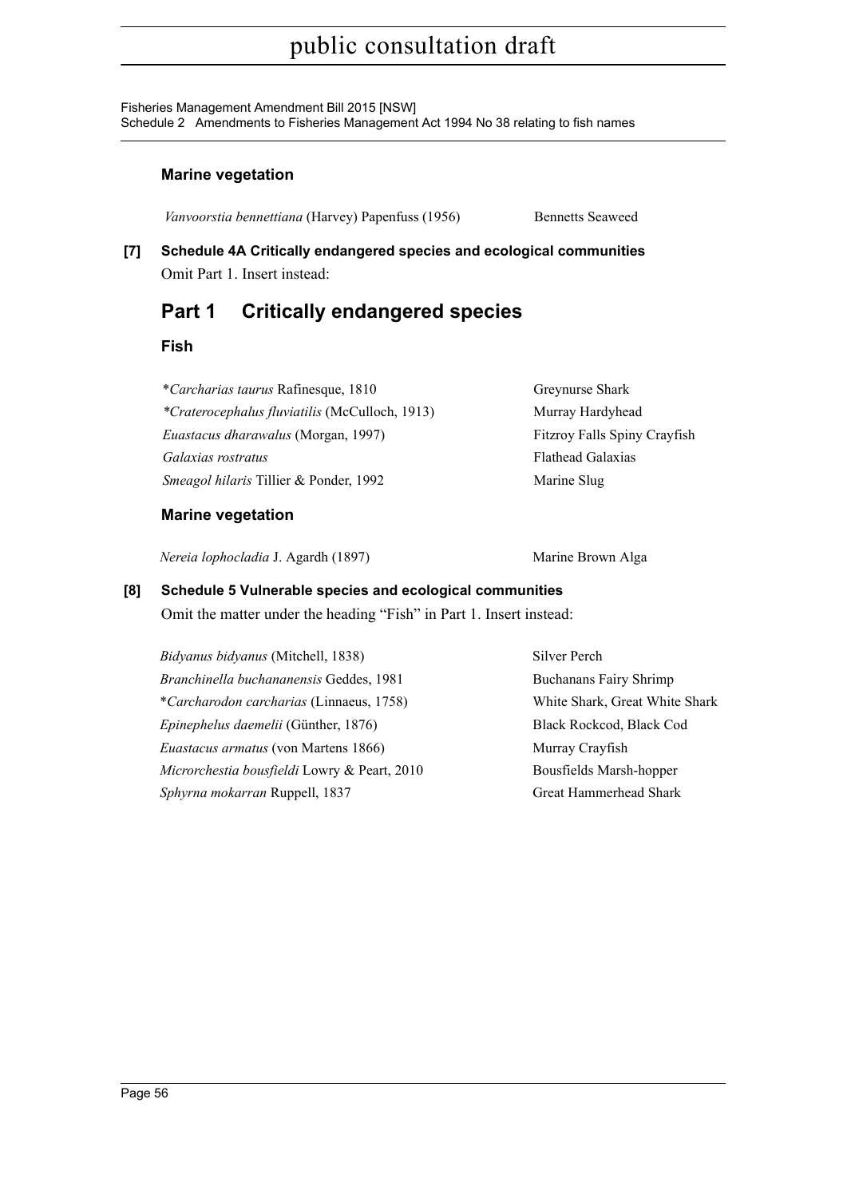**Marine vegetation**

| | |
|---|---|
| *Vanvoorstia bennettiana* (Harvey) Papenfuss (1956) | Bennetts Seaweed |

**[7] Schedule 4A Critically endangered species and ecological communities**

Omit Part 1. Insert instead:

## Part 1 Critically endangered species

**Fish**

| | |
|---|---|
| **Carcharias taurus* Rafinesque, 1810 | Greynurse Shark |
| **Craterocephalus fluviatilis* (McCulloch, 1913) | Murray Hardyhead |
| *Euastacus dharawalus* (Morgan, 1997) | Fitzroy Falls Spiny Crayfish |
| *Galaxias rostratus* | Flathead Galaxias |
| *Smeagol hilaris* Tillier & Ponder, 1992 | Marine Slug |

**Marine vegetation**

| | |
|---|---|
| *Nereia lophocladia* J. Agardh (1897) | Marine Brown Alga |

**[8] Schedule 5 Vulnerable species and ecological communities**

Omit the matter under the heading "Fish" in Part 1. Insert instead:

| | |
|---|---|
| *Bidyanus bidyanus* (Mitchell, 1838) | Silver Perch |
| *Branchinella buchananensis* Geddes, 1981 | Buchanans Fairy Shrimp |
| **Carcharodon carcharias* (Linnaeus, 1758) | White Shark, Great White Shark |
| *Epinephelus daemelii* (Günther, 1876) | Black Rockcod, Black Cod |
| *Euastacus armatus* (von Martens 1866) | Murray Crayfish |
| *Microrchestia bousfieldi* Lowry & Peart, 2010 | Bousfields Marsh-hopper |
| *Sphyrna mokarran* Ruppell, 1837 | Great Hammerhead Shark |